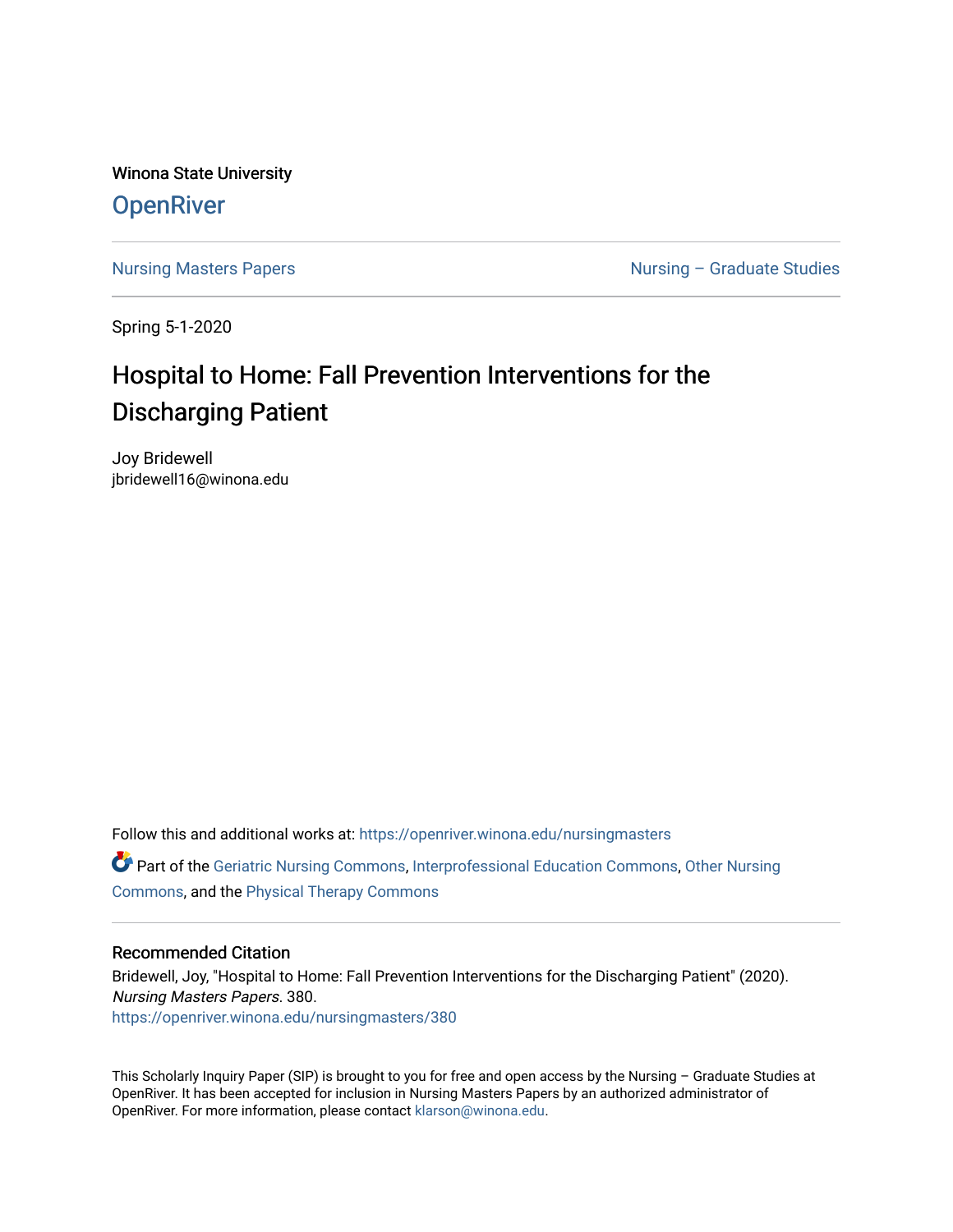Winona State University

# OpenRiver

Nursing Masters Papers

Nursing – Graduate Studies

Spring 5-1-2020

## Hospital to Home: Fall Prevention Interventions for the Discharging Patient

Joy Bridewell
jbridewell16@winona.edu

Follow this and additional works at: https://openriver.winona.edu/nursingmasters

Part of the Geriatric Nursing Commons, Interprofessional Education Commons, Other Nursing Commons, and the Physical Therapy Commons

### Recommended Citation

Bridewell, Joy, "Hospital to Home: Fall Prevention Interventions for the Discharging Patient" (2020). *Nursing Masters Papers*. 380.
https://openriver.winona.edu/nursingmasters/380

This Scholarly Inquiry Paper (SIP) is brought to you for free and open access by the Nursing – Graduate Studies at OpenRiver. It has been accepted for inclusion in Nursing Masters Papers by an authorized administrator of OpenRiver. For more information, please contact klarson@winona.edu.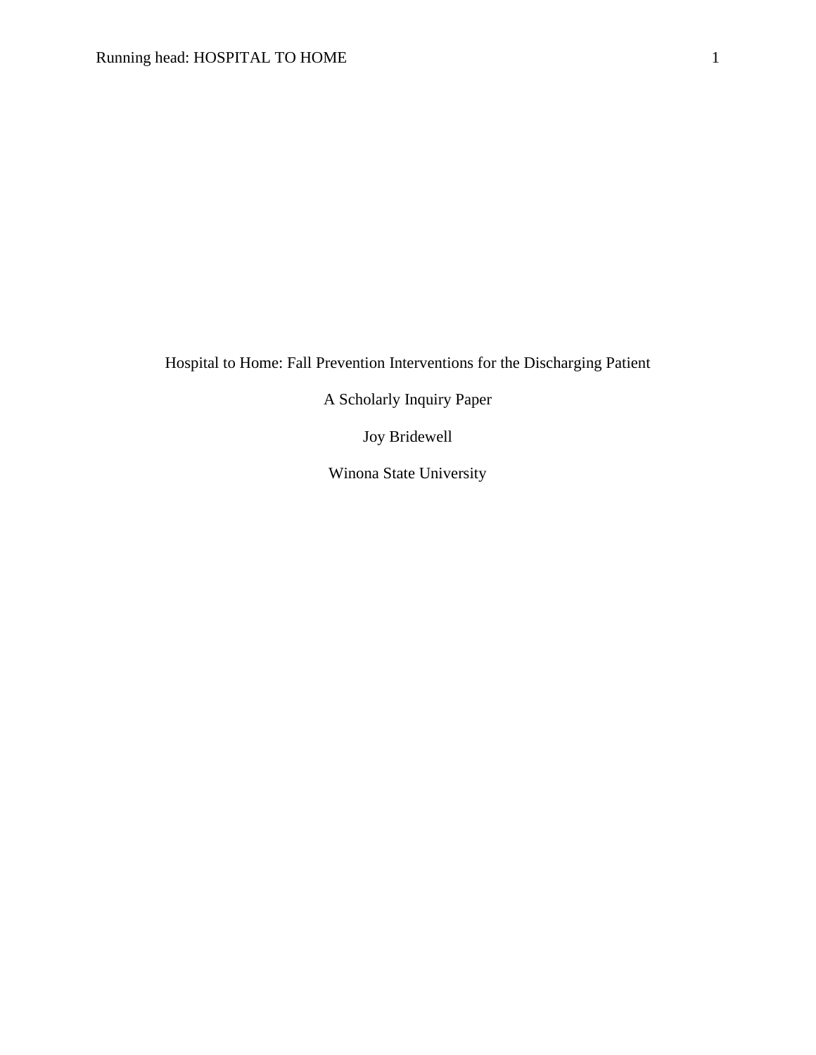# Hospital to Home: Fall Prevention Interventions for the Discharging Patient

A Scholarly Inquiry Paper

Joy Bridewell

Winona State University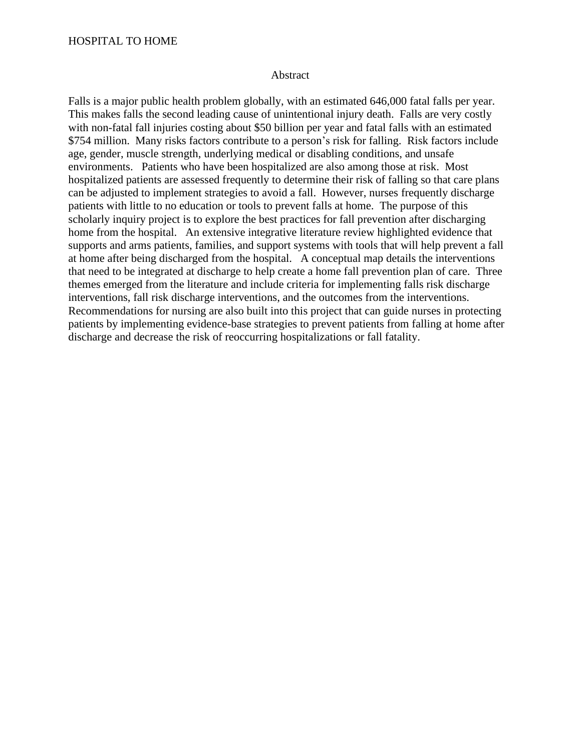## Abstract

Falls is a major public health problem globally, with an estimated 646,000 fatal falls per year. This makes falls the second leading cause of unintentional injury death. Falls are very costly with non-fatal fall injuries costing about $50 billion per year and fatal falls with an estimated $754 million. Many risks factors contribute to a person's risk for falling. Risk factors include age, gender, muscle strength, underlying medical or disabling conditions, and unsafe environments. Patients who have been hospitalized are also among those at risk. Most hospitalized patients are assessed frequently to determine their risk of falling so that care plans can be adjusted to implement strategies to avoid a fall. However, nurses frequently discharge patients with little to no education or tools to prevent falls at home. The purpose of this scholarly inquiry project is to explore the best practices for fall prevention after discharging home from the hospital. An extensive integrative literature review highlighted evidence that supports and arms patients, families, and support systems with tools that will help prevent a fall at home after being discharged from the hospital. A conceptual map details the interventions that need to be integrated at discharge to help create a home fall prevention plan of care. Three themes emerged from the literature and include criteria for implementing falls risk discharge interventions, fall risk discharge interventions, and the outcomes from the interventions. Recommendations for nursing are also built into this project that can guide nurses in protecting patients by implementing evidence-base strategies to prevent patients from falling at home after discharge and decrease the risk of reoccurring hospitalizations or fall fatality.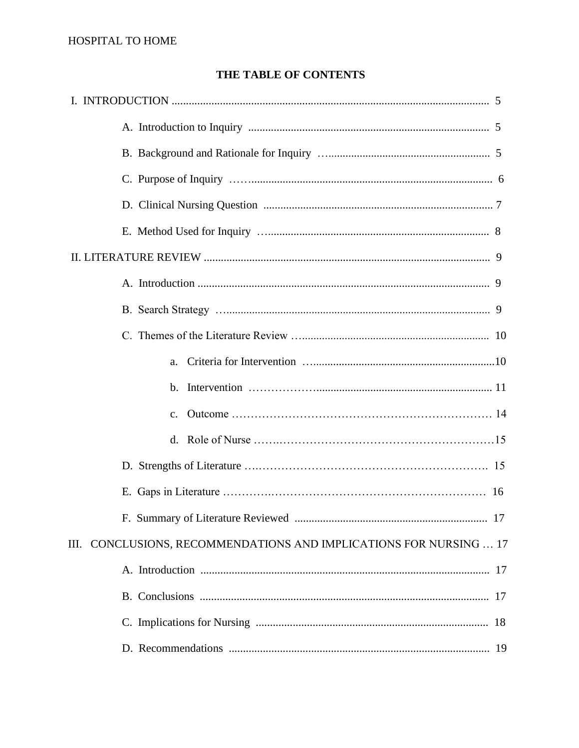# THE TABLE OF CONTENTS

I. INTRODUCTION ........................................................................................................ 5

- A. Introduction to Inquiry ..................................................................................... 5
- B. Background and Rationale for Inquiry ........................................................... 5
- C. Purpose of Inquiry ........................................................................................... 6
- D. Clinical Nursing Question ................................................................................ 7
- E. Method Used for Inquiry .................................................................................. 8

II. LITERATURE REVIEW ............................................................................................. 9

- A. Introduction ....................................................................................................... 9
- B. Search Strategy ................................................................................................. 9
- C. Themes of the Literature Review ..................................................................... 10
  - a. Criteria for Intervention ............................................................................. 10
  - b. Intervention ................................................................................................ 11
  - c. Outcome ...................................................................................................... 14
  - d. Role of Nurse .............................................................................................. 15
- D. Strengths of Literature ..................................................................................... 15
- E. Gaps in Literature ............................................................................................. 16
- F. Summary of Literature Reviewed ..................................................................... 17

III. CONCLUSIONS, RECOMMENDATIONS AND IMPLICATIONS FOR NURSING ... 17

- A. Introduction ....................................................................................................... 17
- B. Conclusions ....................................................................................................... 17
- C. Implications for Nursing ................................................................................... 18
- D. Recommendations ............................................................................................. 19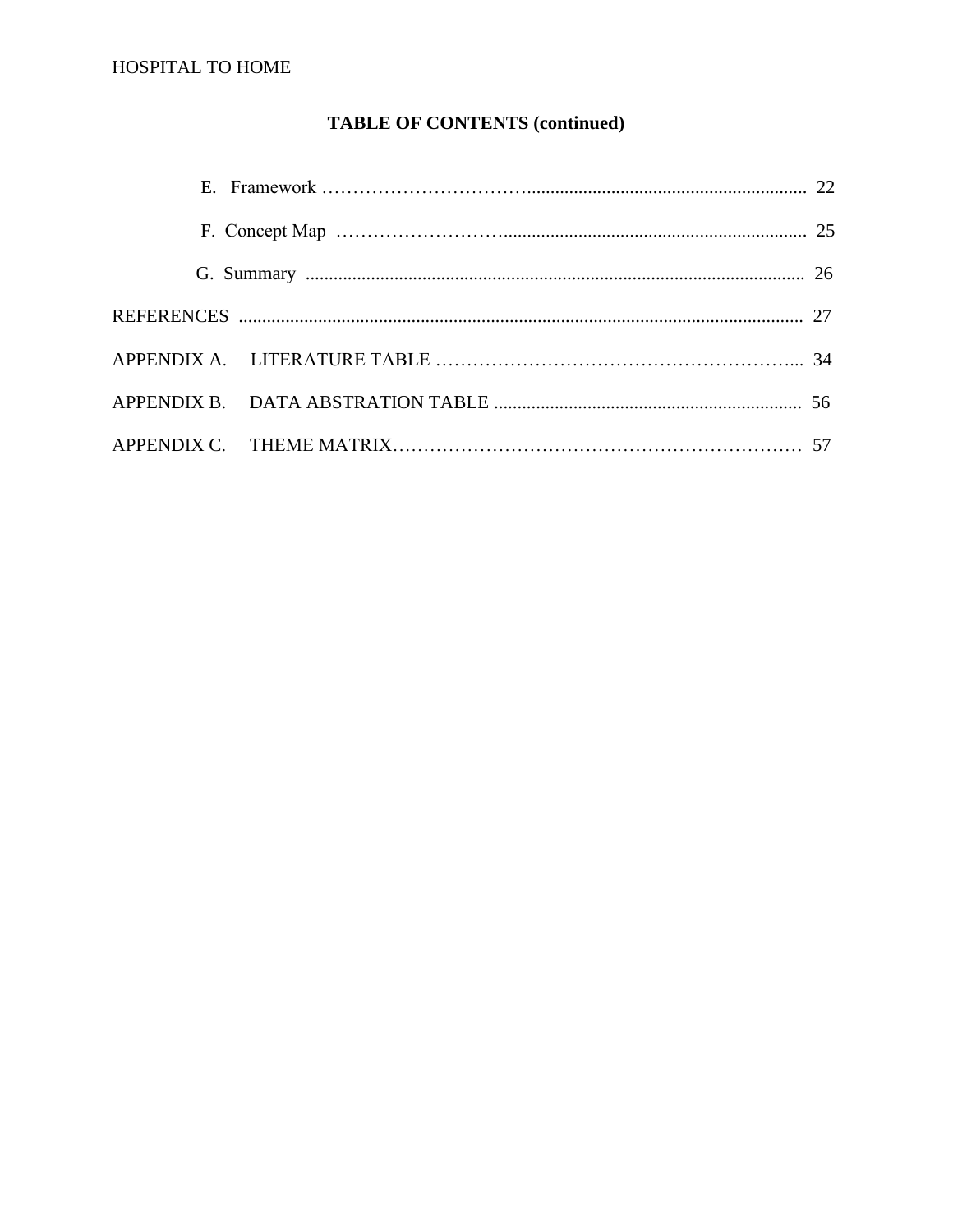## TABLE OF CONTENTS (continued)

E. Framework .......................................................................................... 22

F. Concept Map .......................................................................................... 25

G. Summary .......................................................................................... 26

REFERENCES .......................................................................................... 27

APPENDIX A. LITERATURE TABLE .......................................................................................... 34

APPENDIX B. DATA ABSTRATION TABLE .......................................................................................... 56

APPENDIX C. THEME MATRIX.......................................................................................... 57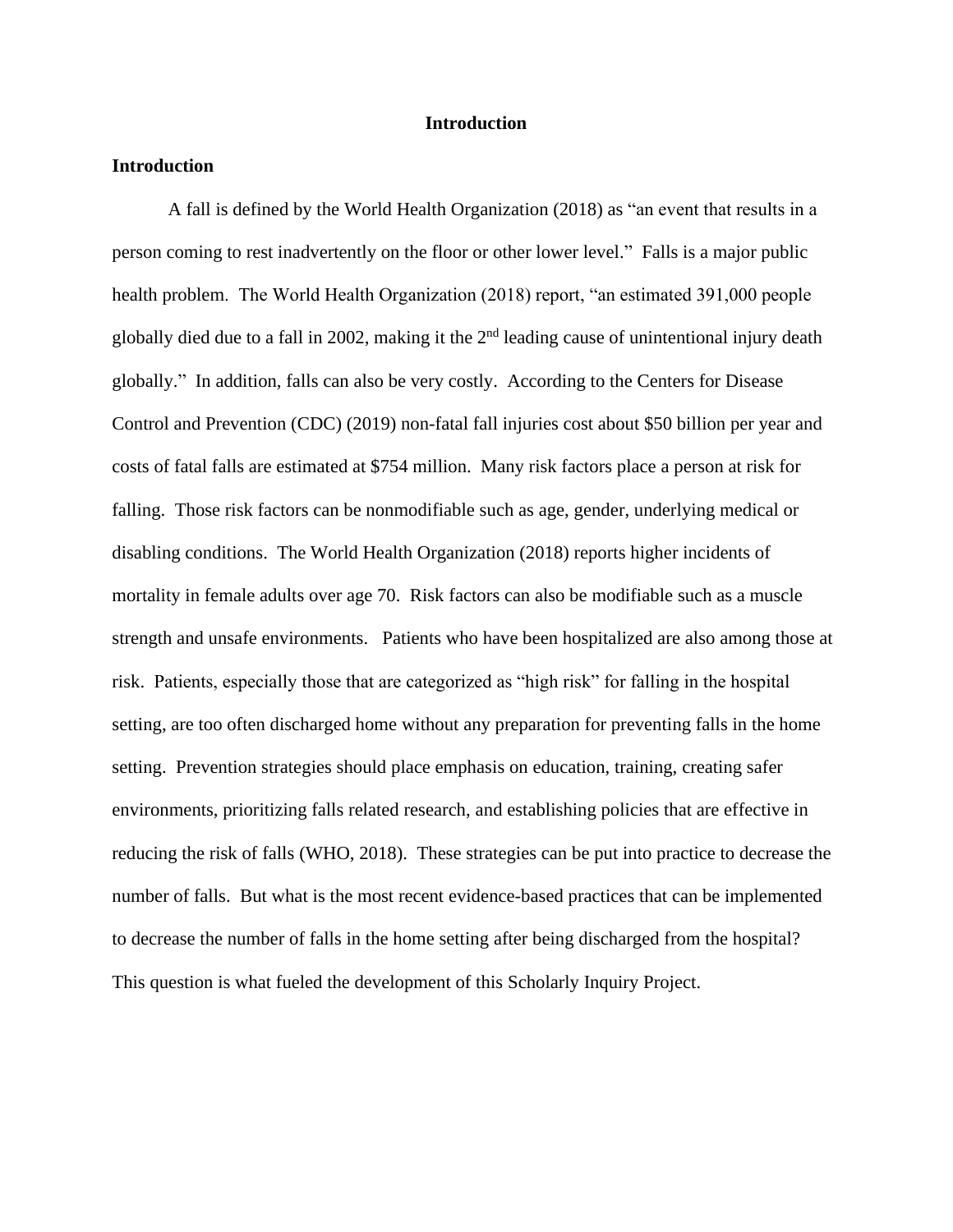# Introduction

## Introduction

A fall is defined by the World Health Organization (2018) as "an event that results in a person coming to rest inadvertently on the floor or other lower level." Falls is a major public health problem. The World Health Organization (2018) report, "an estimated 391,000 people globally died due to a fall in 2002, making it the 2nd leading cause of unintentional injury death globally." In addition, falls can also be very costly. According to the Centers for Disease Control and Prevention (CDC) (2019) non-fatal fall injuries cost about $50 billion per year and costs of fatal falls are estimated at $754 million. Many risk factors place a person at risk for falling. Those risk factors can be nonmodifiable such as age, gender, underlying medical or disabling conditions. The World Health Organization (2018) reports higher incidents of mortality in female adults over age 70. Risk factors can also be modifiable such as a muscle strength and unsafe environments. Patients who have been hospitalized are also among those at risk. Patients, especially those that are categorized as "high risk" for falling in the hospital setting, are too often discharged home without any preparation for preventing falls in the home setting. Prevention strategies should place emphasis on education, training, creating safer environments, prioritizing falls related research, and establishing policies that are effective in reducing the risk of falls (WHO, 2018). These strategies can be put into practice to decrease the number of falls. But what is the most recent evidence-based practices that can be implemented to decrease the number of falls in the home setting after being discharged from the hospital? This question is what fueled the development of this Scholarly Inquiry Project.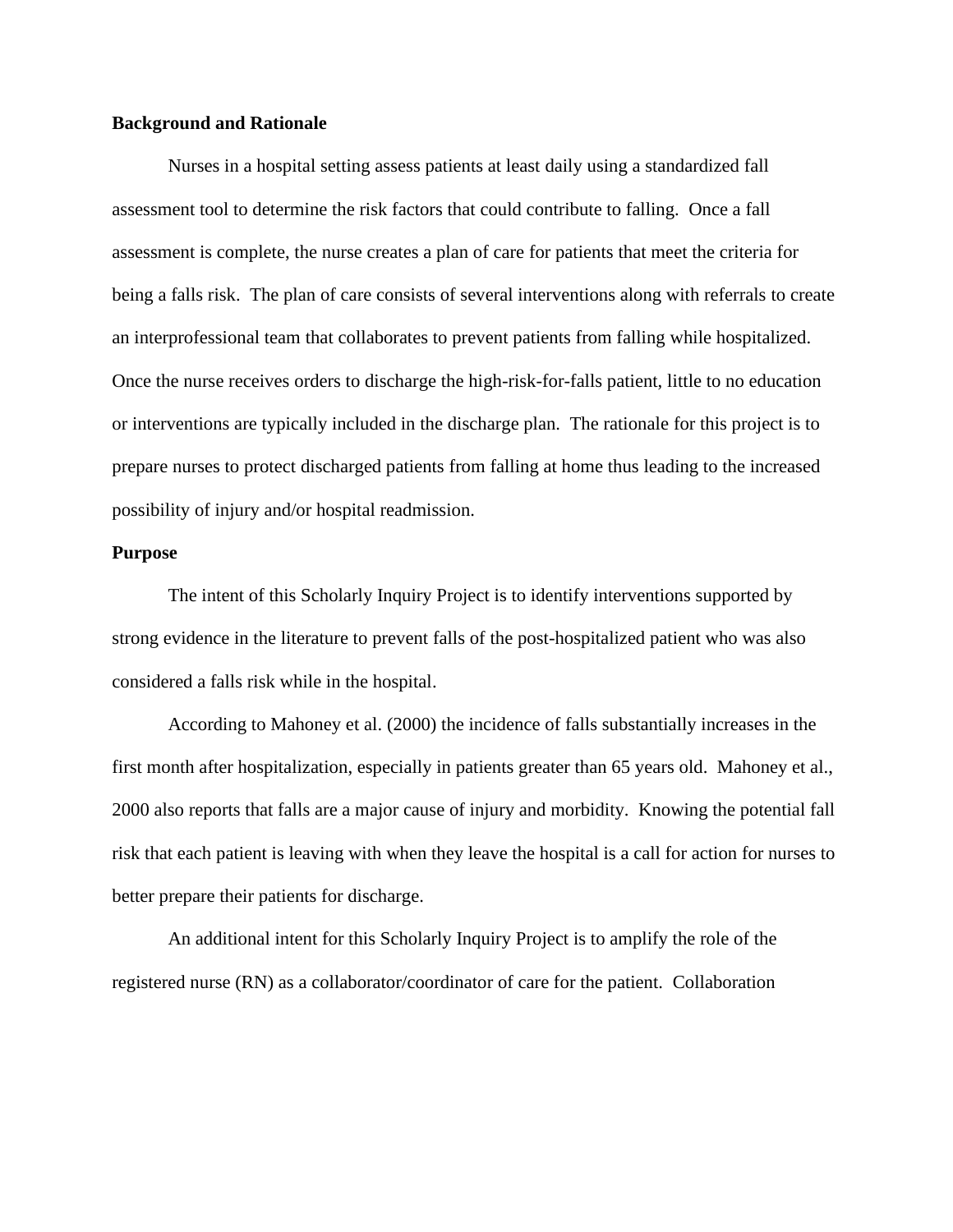**Background and Rationale**

Nurses in a hospital setting assess patients at least daily using a standardized fall assessment tool to determine the risk factors that could contribute to falling. Once a fall assessment is complete, the nurse creates a plan of care for patients that meet the criteria for being a falls risk. The plan of care consists of several interventions along with referrals to create an interprofessional team that collaborates to prevent patients from falling while hospitalized. Once the nurse receives orders to discharge the high-risk-for-falls patient, little to no education or interventions are typically included in the discharge plan. The rationale for this project is to prepare nurses to protect discharged patients from falling at home thus leading to the increased possibility of injury and/or hospital readmission.

**Purpose**

The intent of this Scholarly Inquiry Project is to identify interventions supported by strong evidence in the literature to prevent falls of the post-hospitalized patient who was also considered a falls risk while in the hospital.

According to Mahoney et al. (2000) the incidence of falls substantially increases in the first month after hospitalization, especially in patients greater than 65 years old. Mahoney et al., 2000 also reports that falls are a major cause of injury and morbidity. Knowing the potential fall risk that each patient is leaving with when they leave the hospital is a call for action for nurses to better prepare their patients for discharge.

An additional intent for this Scholarly Inquiry Project is to amplify the role of the registered nurse (RN) as a collaborator/coordinator of care for the patient. Collaboration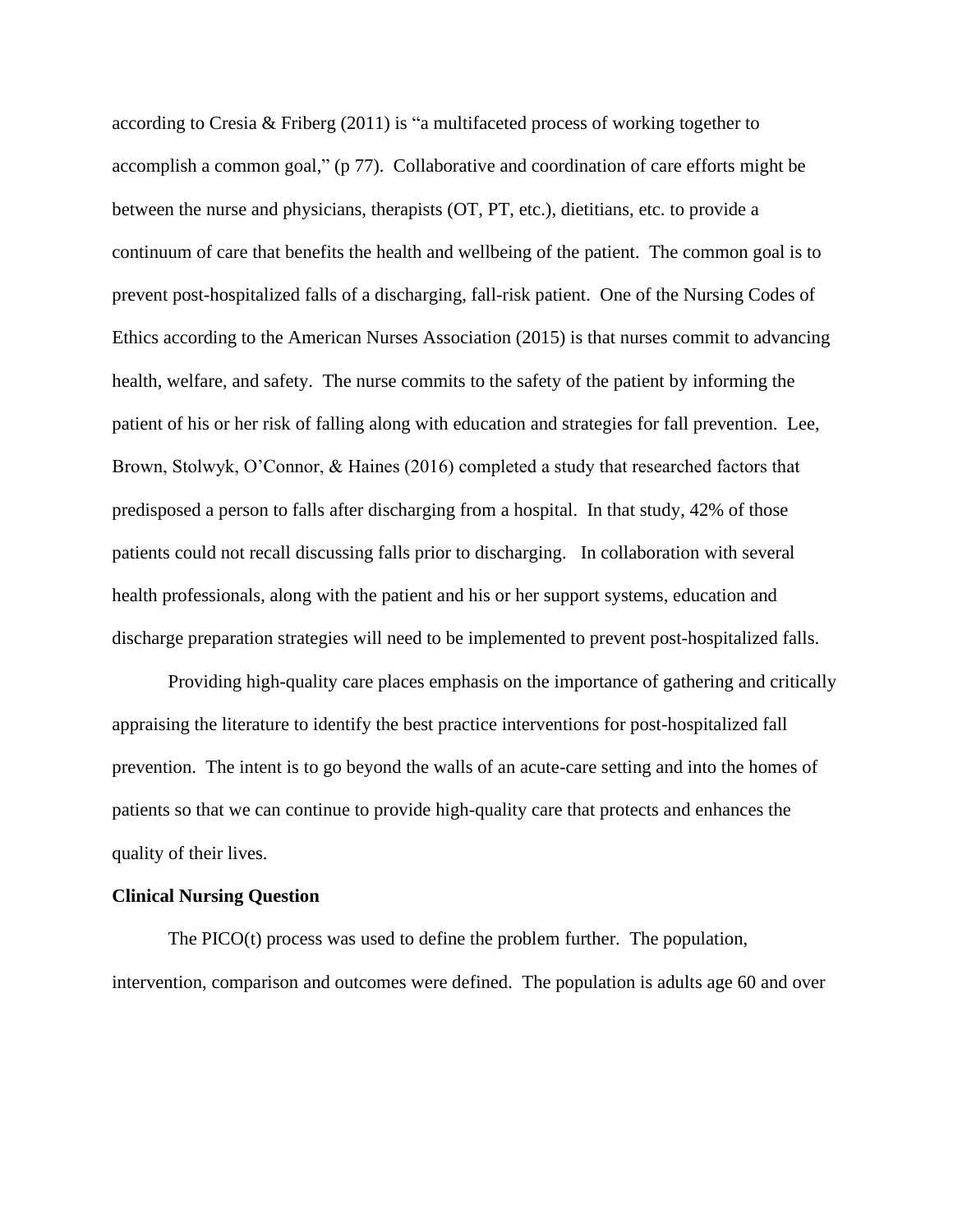according to Cresia & Friberg (2011) is "a multifaceted process of working together to accomplish a common goal," (p 77). Collaborative and coordination of care efforts might be between the nurse and physicians, therapists (OT, PT, etc.), dietitians, etc. to provide a continuum of care that benefits the health and wellbeing of the patient. The common goal is to prevent post-hospitalized falls of a discharging, fall-risk patient. One of the Nursing Codes of Ethics according to the American Nurses Association (2015) is that nurses commit to advancing health, welfare, and safety. The nurse commits to the safety of the patient by informing the patient of his or her risk of falling along with education and strategies for fall prevention. Lee, Brown, Stolwyk, O'Connor, & Haines (2016) completed a study that researched factors that predisposed a person to falls after discharging from a hospital. In that study, 42% of those patients could not recall discussing falls prior to discharging. In collaboration with several health professionals, along with the patient and his or her support systems, education and discharge preparation strategies will need to be implemented to prevent post-hospitalized falls.

Providing high-quality care places emphasis on the importance of gathering and critically appraising the literature to identify the best practice interventions for post-hospitalized fall prevention. The intent is to go beyond the walls of an acute-care setting and into the homes of patients so that we can continue to provide high-quality care that protects and enhances the quality of their lives.

**Clinical Nursing Question**

The PICO(t) process was used to define the problem further. The population, intervention, comparison and outcomes were defined. The population is adults age 60 and over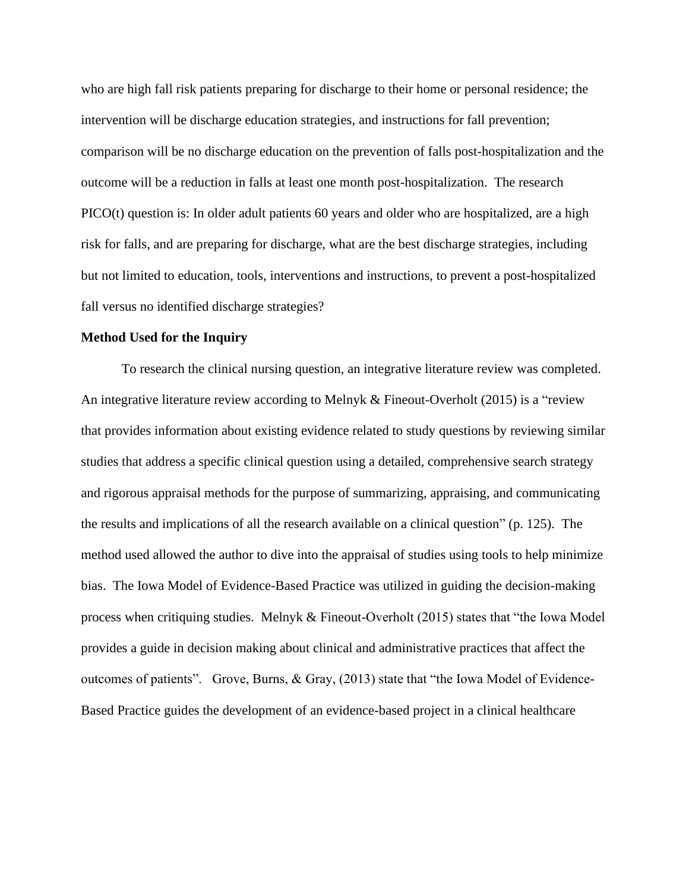who are high fall risk patients preparing for discharge to their home or personal residence; the intervention will be discharge education strategies, and instructions for fall prevention; comparison will be no discharge education on the prevention of falls post-hospitalization and the outcome will be a reduction in falls at least one month post-hospitalization. The research PICO(t) question is: In older adult patients 60 years and older who are hospitalized, are a high risk for falls, and are preparing for discharge, what are the best discharge strategies, including but not limited to education, tools, interventions and instructions, to prevent a post-hospitalized fall versus no identified discharge strategies?

**Method Used for the Inquiry**

To research the clinical nursing question, an integrative literature review was completed. An integrative literature review according to Melnyk & Fineout-Overholt (2015) is a "review that provides information about existing evidence related to study questions by reviewing similar studies that address a specific clinical question using a detailed, comprehensive search strategy and rigorous appraisal methods for the purpose of summarizing, appraising, and communicating the results and implications of all the research available on a clinical question" (p. 125). The method used allowed the author to dive into the appraisal of studies using tools to help minimize bias. The Iowa Model of Evidence-Based Practice was utilized in guiding the decision-making process when critiquing studies. Melnyk & Fineout-Overholt (2015) states that "the Iowa Model provides a guide in decision making about clinical and administrative practices that affect the outcomes of patients". Grove, Burns, & Gray, (2013) state that "the Iowa Model of Evidence-Based Practice guides the development of an evidence-based project in a clinical healthcare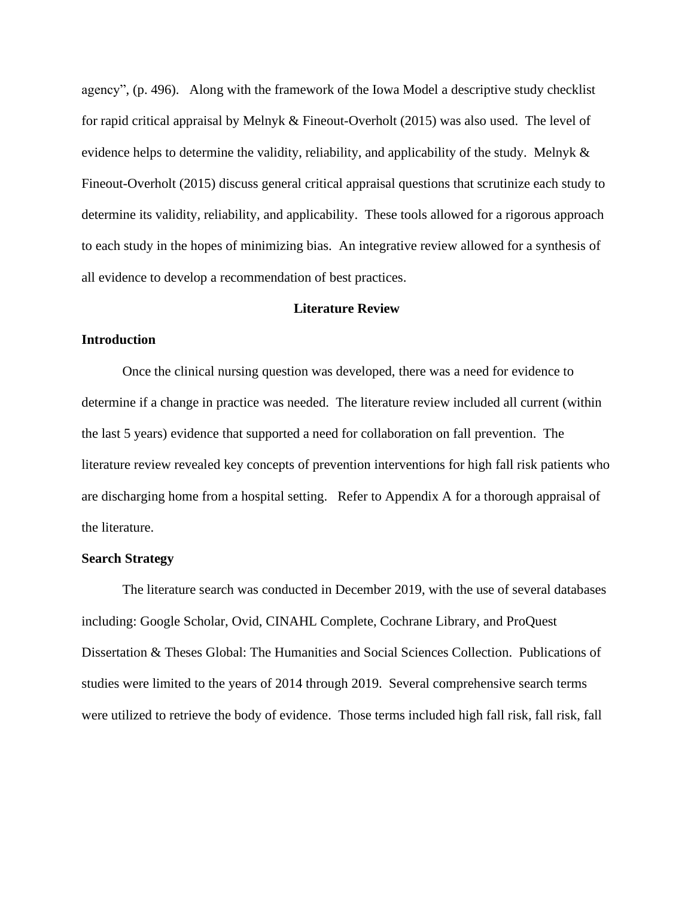agency", (p. 496). Along with the framework of the Iowa Model a descriptive study checklist for rapid critical appraisal by Melnyk & Fineout-Overholt (2015) was also used. The level of evidence helps to determine the validity, reliability, and applicability of the study. Melnyk & Fineout-Overholt (2015) discuss general critical appraisal questions that scrutinize each study to determine its validity, reliability, and applicability. These tools allowed for a rigorous approach to each study in the hopes of minimizing bias. An integrative review allowed for a synthesis of all evidence to develop a recommendation of best practices.

## Literature Review

### Introduction

Once the clinical nursing question was developed, there was a need for evidence to determine if a change in practice was needed. The literature review included all current (within the last 5 years) evidence that supported a need for collaboration on fall prevention. The literature review revealed key concepts of prevention interventions for high fall risk patients who are discharging home from a hospital setting. Refer to Appendix A for a thorough appraisal of the literature.

### Search Strategy

The literature search was conducted in December 2019, with the use of several databases including: Google Scholar, Ovid, CINAHL Complete, Cochrane Library, and ProQuest Dissertation & Theses Global: The Humanities and Social Sciences Collection. Publications of studies were limited to the years of 2014 through 2019. Several comprehensive search terms were utilized to retrieve the body of evidence. Those terms included high fall risk, fall risk, fall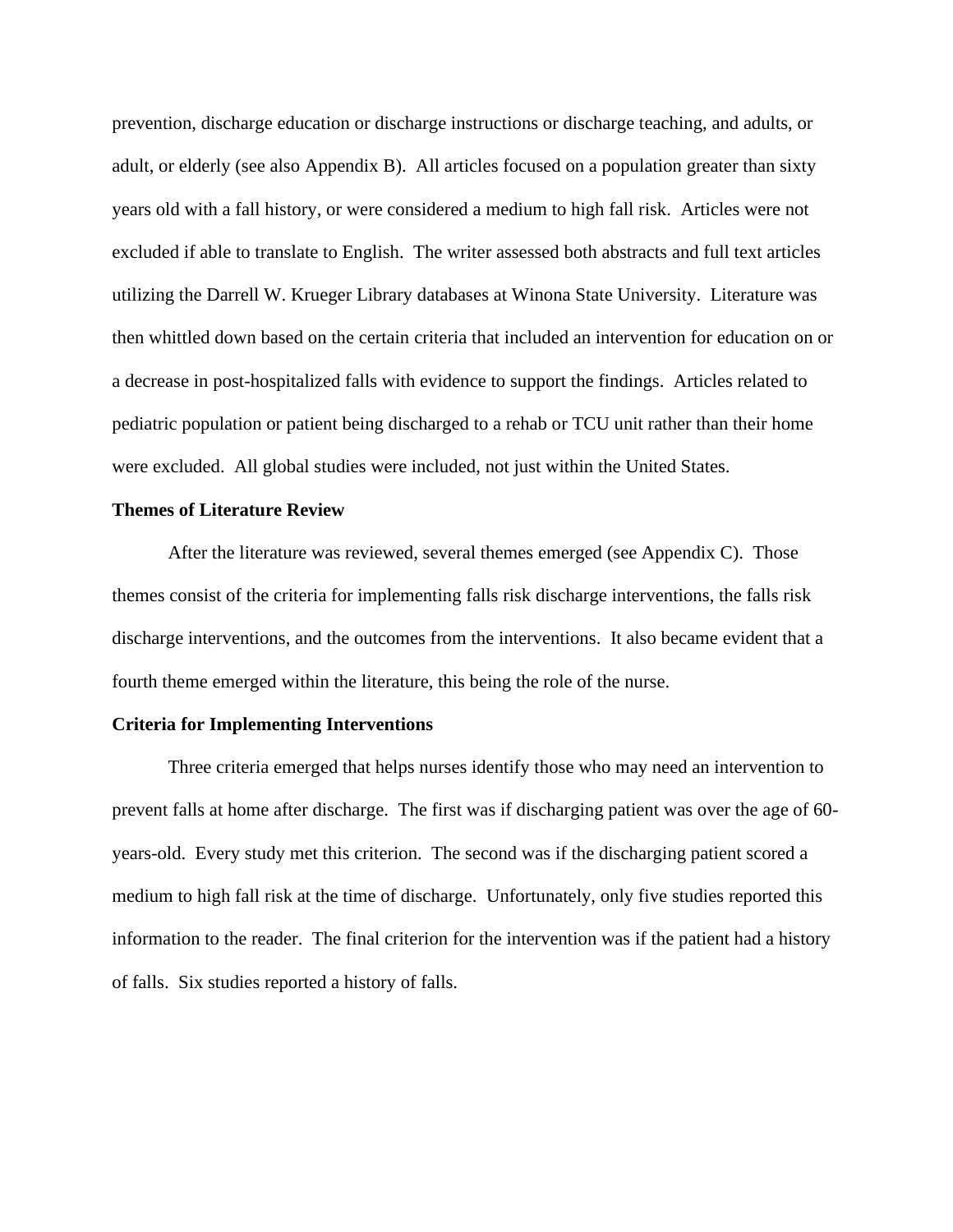prevention, discharge education or discharge instructions or discharge teaching, and adults, or adult, or elderly (see also Appendix B). All articles focused on a population greater than sixty years old with a fall history, or were considered a medium to high fall risk. Articles were not excluded if able to translate to English. The writer assessed both abstracts and full text articles utilizing the Darrell W. Krueger Library databases at Winona State University. Literature was then whittled down based on the certain criteria that included an intervention for education on or a decrease in post-hospitalized falls with evidence to support the findings. Articles related to pediatric population or patient being discharged to a rehab or TCU unit rather than their home were excluded. All global studies were included, not just within the United States.

**Themes of Literature Review**

After the literature was reviewed, several themes emerged (see Appendix C). Those themes consist of the criteria for implementing falls risk discharge interventions, the falls risk discharge interventions, and the outcomes from the interventions. It also became evident that a fourth theme emerged within the literature, this being the role of the nurse.

**Criteria for Implementing Interventions**

Three criteria emerged that helps nurses identify those who may need an intervention to prevent falls at home after discharge. The first was if discharging patient was over the age of 60-years-old. Every study met this criterion. The second was if the discharging patient scored a medium to high fall risk at the time of discharge. Unfortunately, only five studies reported this information to the reader. The final criterion for the intervention was if the patient had a history of falls. Six studies reported a history of falls.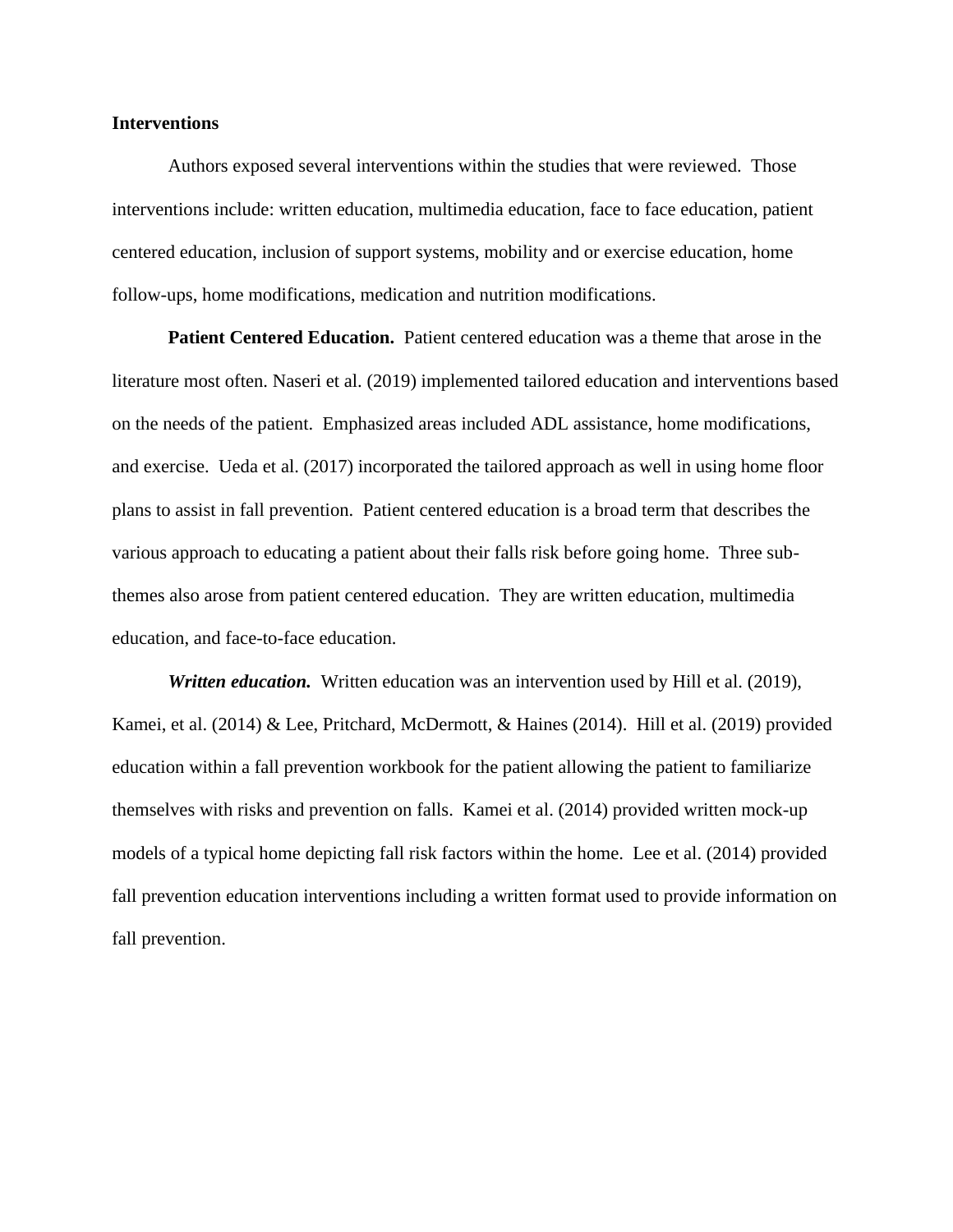## Interventions

Authors exposed several interventions within the studies that were reviewed. Those interventions include: written education, multimedia education, face to face education, patient centered education, inclusion of support systems, mobility and or exercise education, home follow-ups, home modifications, medication and nutrition modifications.

### Patient Centered Education.

Patient centered education was a theme that arose in the literature most often. Naseri et al. (2019) implemented tailored education and interventions based on the needs of the patient. Emphasized areas included ADL assistance, home modifications, and exercise. Ueda et al. (2017) incorporated the tailored approach as well in using home floor plans to assist in fall prevention. Patient centered education is a broad term that describes the various approach to educating a patient about their falls risk before going home. Three sub-themes also arose from patient centered education. They are written education, multimedia education, and face-to-face education.

#### *Written education.*

Written education was an intervention used by Hill et al. (2019), Kamei, et al. (2014) & Lee, Pritchard, McDermott, & Haines (2014). Hill et al. (2019) provided education within a fall prevention workbook for the patient allowing the patient to familiarize themselves with risks and prevention on falls. Kamei et al. (2014) provided written mock-up models of a typical home depicting fall risk factors within the home. Lee et al. (2014) provided fall prevention education interventions including a written format used to provide information on fall prevention.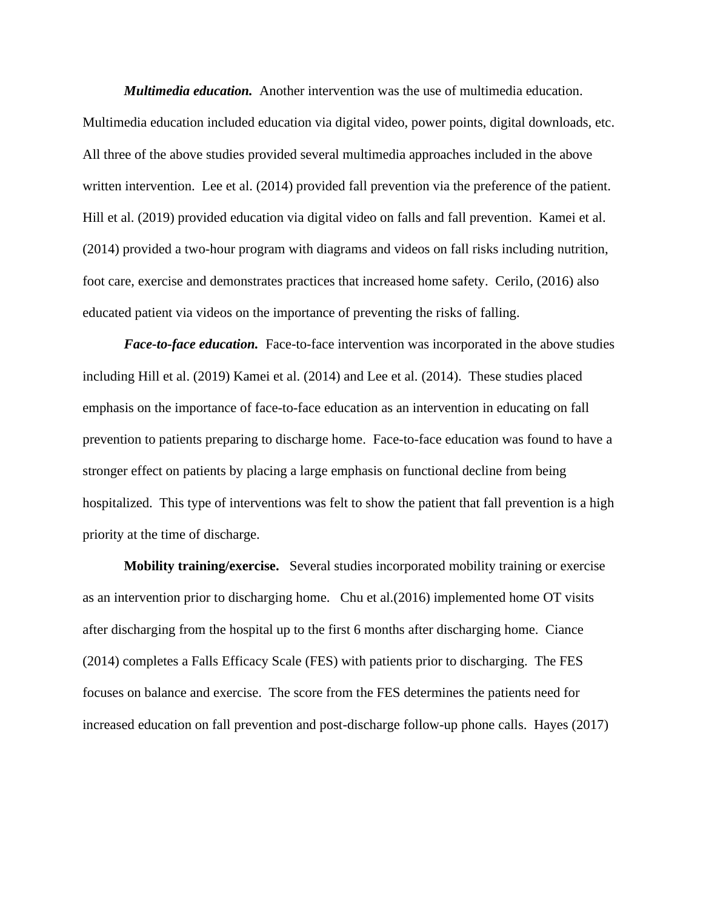***Multimedia education.*** Another intervention was the use of multimedia education. Multimedia education included education via digital video, power points, digital downloads, etc. All three of the above studies provided several multimedia approaches included in the above written intervention. Lee et al. (2014) provided fall prevention via the preference of the patient. Hill et al. (2019) provided education via digital video on falls and fall prevention. Kamei et al. (2014) provided a two-hour program with diagrams and videos on fall risks including nutrition, foot care, exercise and demonstrates practices that increased home safety. Cerilo, (2016) also educated patient via videos on the importance of preventing the risks of falling.

***Face-to-face education.*** Face-to-face intervention was incorporated in the above studies including Hill et al. (2019) Kamei et al. (2014) and Lee et al. (2014). These studies placed emphasis on the importance of face-to-face education as an intervention in educating on fall prevention to patients preparing to discharge home. Face-to-face education was found to have a stronger effect on patients by placing a large emphasis on functional decline from being hospitalized. This type of interventions was felt to show the patient that fall prevention is a high priority at the time of discharge.

**Mobility training/exercise.** Several studies incorporated mobility training or exercise as an intervention prior to discharging home. Chu et al.(2016) implemented home OT visits after discharging from the hospital up to the first 6 months after discharging home. Ciance (2014) completes a Falls Efficacy Scale (FES) with patients prior to discharging. The FES focuses on balance and exercise. The score from the FES determines the patients need for increased education on fall prevention and post-discharge follow-up phone calls. Hayes (2017)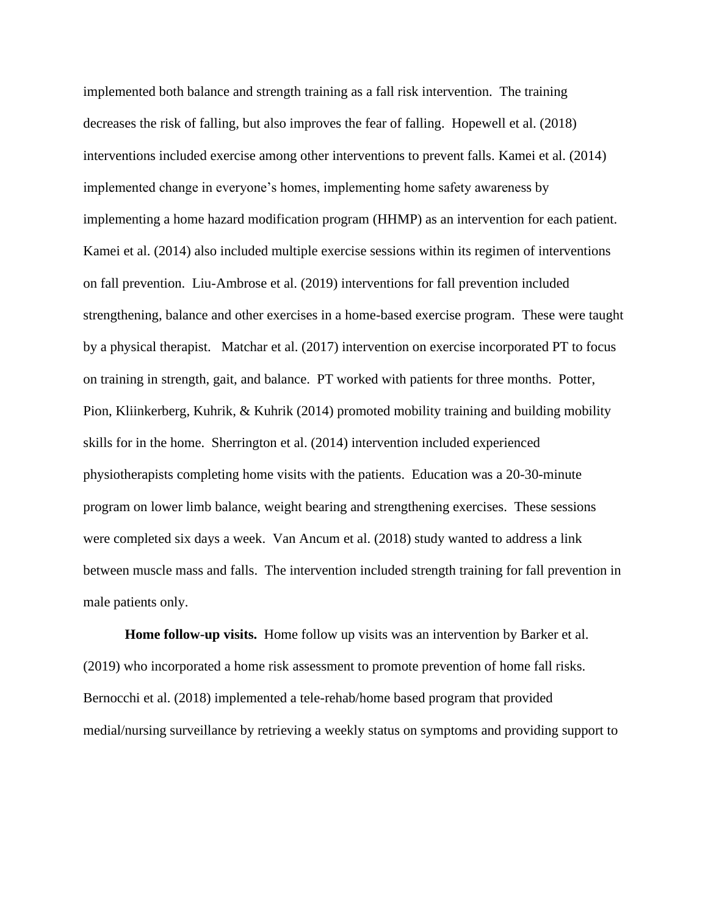implemented both balance and strength training as a fall risk intervention. The training decreases the risk of falling, but also improves the fear of falling. Hopewell et al. (2018) interventions included exercise among other interventions to prevent falls. Kamei et al. (2014) implemented change in everyone's homes, implementing home safety awareness by implementing a home hazard modification program (HHMP) as an intervention for each patient. Kamei et al. (2014) also included multiple exercise sessions within its regimen of interventions on fall prevention. Liu-Ambrose et al. (2019) interventions for fall prevention included strengthening, balance and other exercises in a home-based exercise program. These were taught by a physical therapist. Matchar et al. (2017) intervention on exercise incorporated PT to focus on training in strength, gait, and balance. PT worked with patients for three months. Potter, Pion, Kliinkerberg, Kuhrik, & Kuhrik (2014) promoted mobility training and building mobility skills for in the home. Sherrington et al. (2014) intervention included experienced physiotherapists completing home visits with the patients. Education was a 20-30-minute program on lower limb balance, weight bearing and strengthening exercises. These sessions were completed six days a week. Van Ancum et al. (2018) study wanted to address a link between muscle mass and falls. The intervention included strength training for fall prevention in male patients only.

**Home follow-up visits.** Home follow up visits was an intervention by Barker et al. (2019) who incorporated a home risk assessment to promote prevention of home fall risks. Bernocchi et al. (2018) implemented a tele-rehab/home based program that provided medial/nursing surveillance by retrieving a weekly status on symptoms and providing support to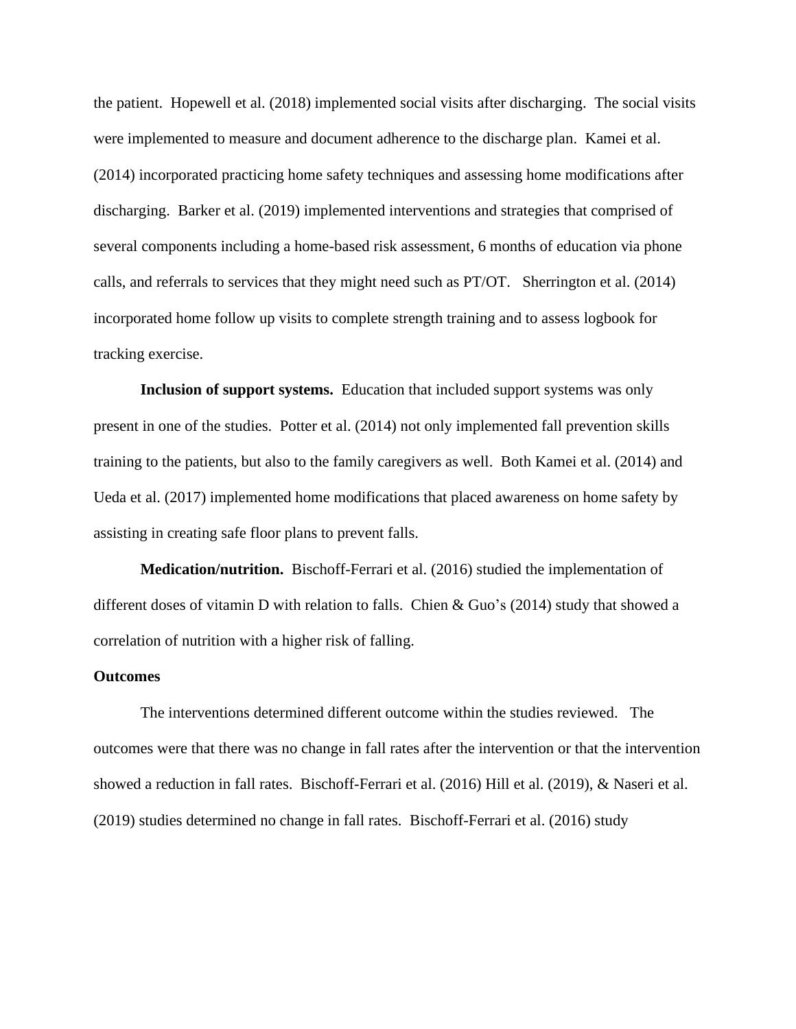the patient. Hopewell et al. (2018) implemented social visits after discharging. The social visits were implemented to measure and document adherence to the discharge plan. Kamei et al. (2014) incorporated practicing home safety techniques and assessing home modifications after discharging. Barker et al. (2019) implemented interventions and strategies that comprised of several components including a home-based risk assessment, 6 months of education via phone calls, and referrals to services that they might need such as PT/OT. Sherrington et al. (2014) incorporated home follow up visits to complete strength training and to assess logbook for tracking exercise.

**Inclusion of support systems.** Education that included support systems was only present in one of the studies. Potter et al. (2014) not only implemented fall prevention skills training to the patients, but also to the family caregivers as well. Both Kamei et al. (2014) and Ueda et al. (2017) implemented home modifications that placed awareness on home safety by assisting in creating safe floor plans to prevent falls.

**Medication/nutrition.** Bischoff-Ferrari et al. (2016) studied the implementation of different doses of vitamin D with relation to falls. Chien & Guo's (2014) study that showed a correlation of nutrition with a higher risk of falling.

**Outcomes**

The interventions determined different outcome within the studies reviewed. The outcomes were that there was no change in fall rates after the intervention or that the intervention showed a reduction in fall rates. Bischoff-Ferrari et al. (2016) Hill et al. (2019), & Naseri et al. (2019) studies determined no change in fall rates. Bischoff-Ferrari et al. (2016) study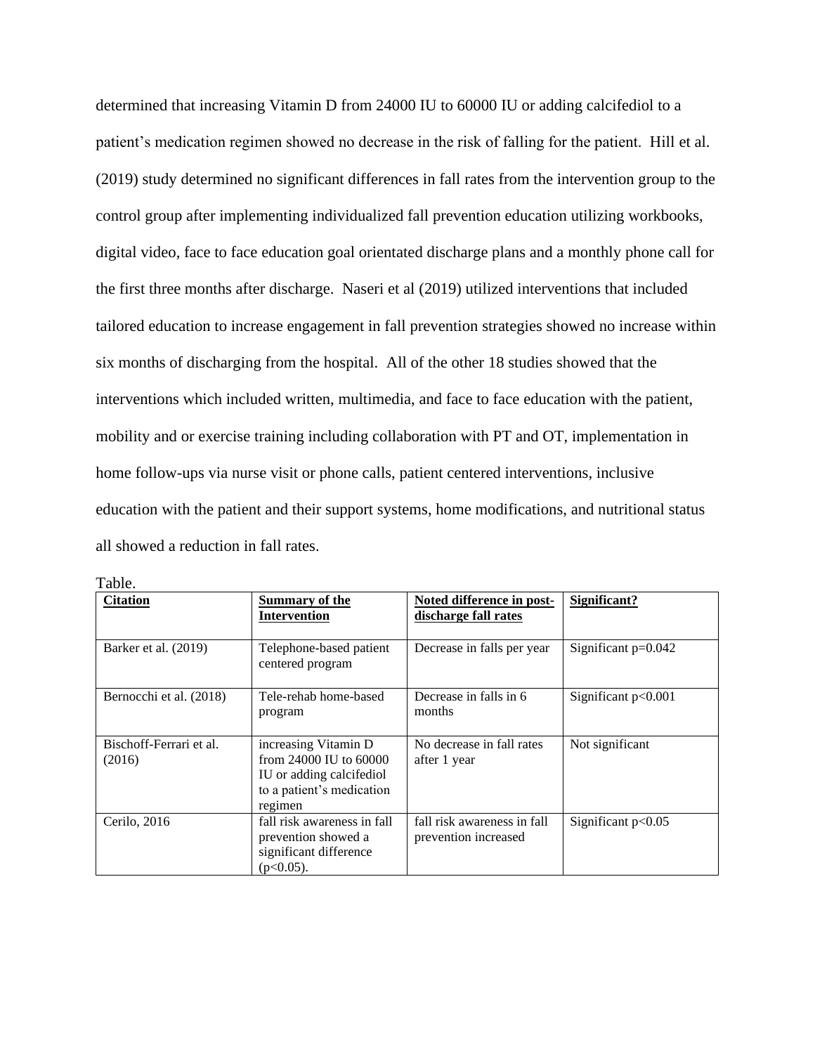determined that increasing Vitamin D from 24000 IU to 60000 IU or adding calcifediol to a patient's medication regimen showed no decrease in the risk of falling for the patient. Hill et al. (2019) study determined no significant differences in fall rates from the intervention group to the control group after implementing individualized fall prevention education utilizing workbooks, digital video, face to face education goal orientated discharge plans and a monthly phone call for the first three months after discharge. Naseri et al (2019) utilized interventions that included tailored education to increase engagement in fall prevention strategies showed no increase within six months of discharging from the hospital. All of the other 18 studies showed that the interventions which included written, multimedia, and face to face education with the patient, mobility and or exercise training including collaboration with PT and OT, implementation in home follow-ups via nurse visit or phone calls, patient centered interventions, inclusive education with the patient and their support systems, home modifications, and nutritional status all showed a reduction in fall rates.

Table.

| **Citation** | **Summary of the Intervention** | **Noted difference in post-discharge fall rates** | **Significant?** |
|---|---|---|---|
| Barker et al. (2019) | Telephone-based patient centered program | Decrease in falls per year | Significant $p=0.042$ |
| Bernocchi et al. (2018) | Tele-rehab home-based program | Decrease in falls in 6 months | Significant $p<0.001$ |
| Bischoff-Ferrari et al. (2016) | increasing Vitamin D from 24000 IU to 60000 IU or adding calcifediol to a patient's medication regimen | No decrease in fall rates after 1 year | Not significant |
| Cerilo, 2016 | fall risk awareness in fall prevention showed a significant difference ($p<0.05$). | fall risk awareness in fall prevention increased | Significant $p<0.05$ |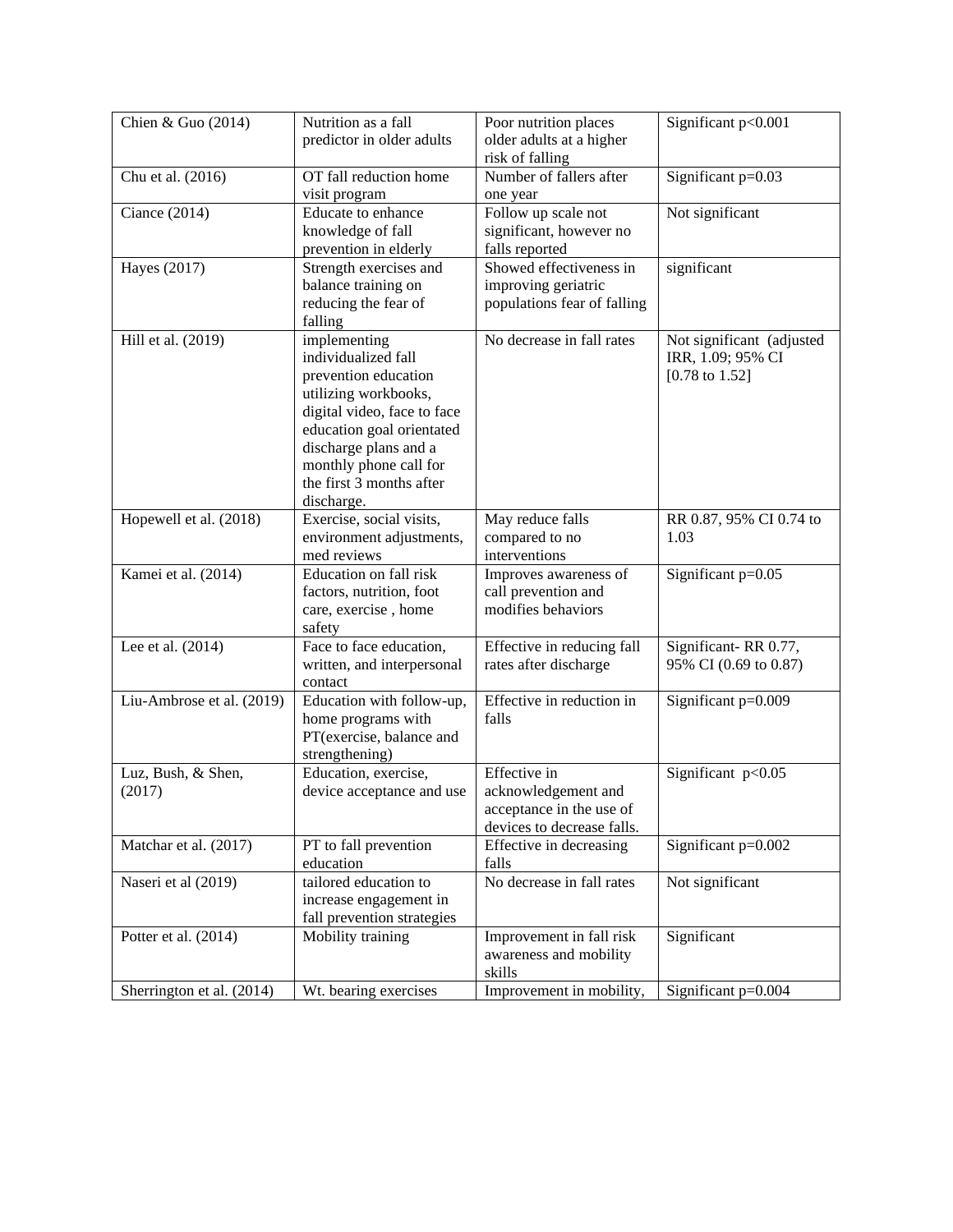| | | | |
|---|---|---|---|
| Chien & Guo (2014) | Nutrition as a fall predictor in older adults | Poor nutrition places older adults at a higher risk of falling | Significant $p<0.001$ |
| Chu et al. (2016) | OT fall reduction home visit program | Number of fallers after one year | Significant $p=0.03$ |
| Ciance (2014) | Educate to enhance knowledge of fall prevention in elderly | Follow up scale not significant, however no falls reported | Not significant |
| Hayes (2017) | Strength exercises and balance training on reducing the fear of falling | Showed effectiveness in improving geriatric populations fear of falling | significant |
| Hill et al. (2019) | implementing individualized fall prevention education utilizing workbooks, digital video, face to face education goal orientated discharge plans and a monthly phone call for the first 3 months after discharge. | No decrease in fall rates | Not significant (adjusted IRR, 1.09; 95% CI [0.78 to 1.52] |
| Hopewell et al. (2018) | Exercise, social visits, environment adjustments, med reviews | May reduce falls compared to no interventions | RR 0.87, 95% CI 0.74 to 1.03 |
| Kamei et al. (2014) | Education on fall risk factors, nutrition, foot care, exercise , home safety | Improves awareness of call prevention and modifies behaviors | Significant $p=0.05$ |
| Lee et al. (2014) | Face to face education, written, and interpersonal contact | Effective in reducing fall rates after discharge | Significant- RR 0.77, 95% CI (0.69 to 0.87) |
| Liu-Ambrose et al. (2019) | Education with follow-up, home programs with PT(exercise, balance and strengthening) | Effective in reduction in falls | Significant $p=0.009$ |
| Luz, Bush, & Shen, (2017) | Education, exercise, device acceptance and use | Effective in acknowledgement and acceptance in the use of devices to decrease falls. | Significant $p<0.05$ |
| Matchar et al. (2017) | PT to fall prevention education | Effective in decreasing falls | Significant $p=0.002$ |
| Naseri et al (2019) | tailored education to increase engagement in fall prevention strategies | No decrease in fall rates | Not significant |
| Potter et al. (2014) | Mobility training | Improvement in fall risk awareness and mobility skills | Significant |
| Sherrington et al. (2014) | Wt. bearing exercises | Improvement in mobility, | Significant $p=0.004$ |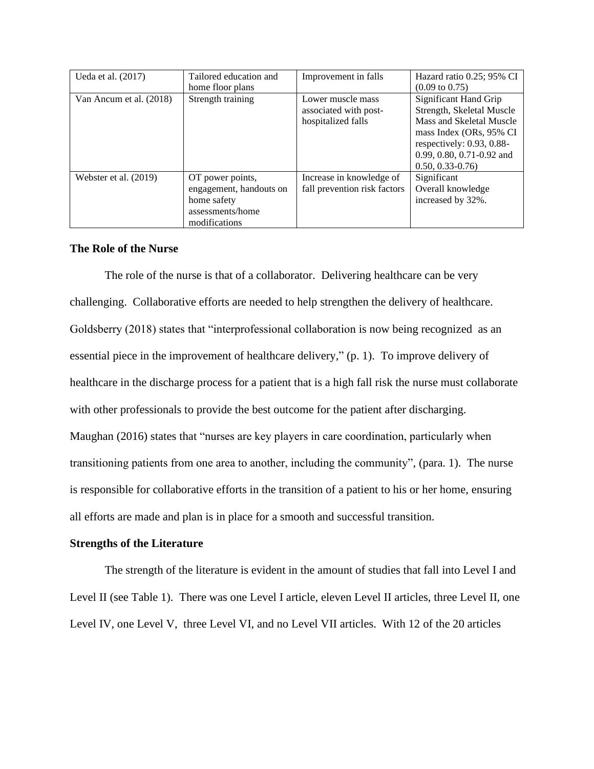| | | | |
|---|---|---|---|
| Ueda et al. (2017) | Tailored education and home floor plans | Improvement in falls | Hazard ratio 0.25; 95% CI (0.09 to 0.75) |
| Van Ancum et al. (2018) | Strength training | Lower muscle mass associated with post-hospitalized falls | Significant Hand Grip Strength, Skeletal Muscle Mass and Skeletal Muscle mass Index (ORs, 95% CI respectively: 0.93, 0.88-0.99, 0.80, 0.71-0.92 and 0.50, 0.33-0.76) |
| Webster et al. (2019) | OT power points, engagement, handouts on home safety assessments/home modifications | Increase in knowledge of fall prevention risk factors | Significant Overall knowledge increased by 32%. |

### The Role of the Nurse

The role of the nurse is that of a collaborator. Delivering healthcare can be very challenging. Collaborative efforts are needed to help strengthen the delivery of healthcare. Goldsberry (2018) states that "interprofessional collaboration is now being recognized as an essential piece in the improvement of healthcare delivery," (p. 1). To improve delivery of healthcare in the discharge process for a patient that is a high fall risk the nurse must collaborate with other professionals to provide the best outcome for the patient after discharging. Maughan (2016) states that "nurses are key players in care coordination, particularly when transitioning patients from one area to another, including the community", (para. 1). The nurse is responsible for collaborative efforts in the transition of a patient to his or her home, ensuring all efforts are made and plan is in place for a smooth and successful transition.

### Strengths of the Literature

The strength of the literature is evident in the amount of studies that fall into Level I and Level II (see Table 1). There was one Level I article, eleven Level II articles, three Level II, one Level IV, one Level V, three Level VI, and no Level VII articles. With 12 of the 20 articles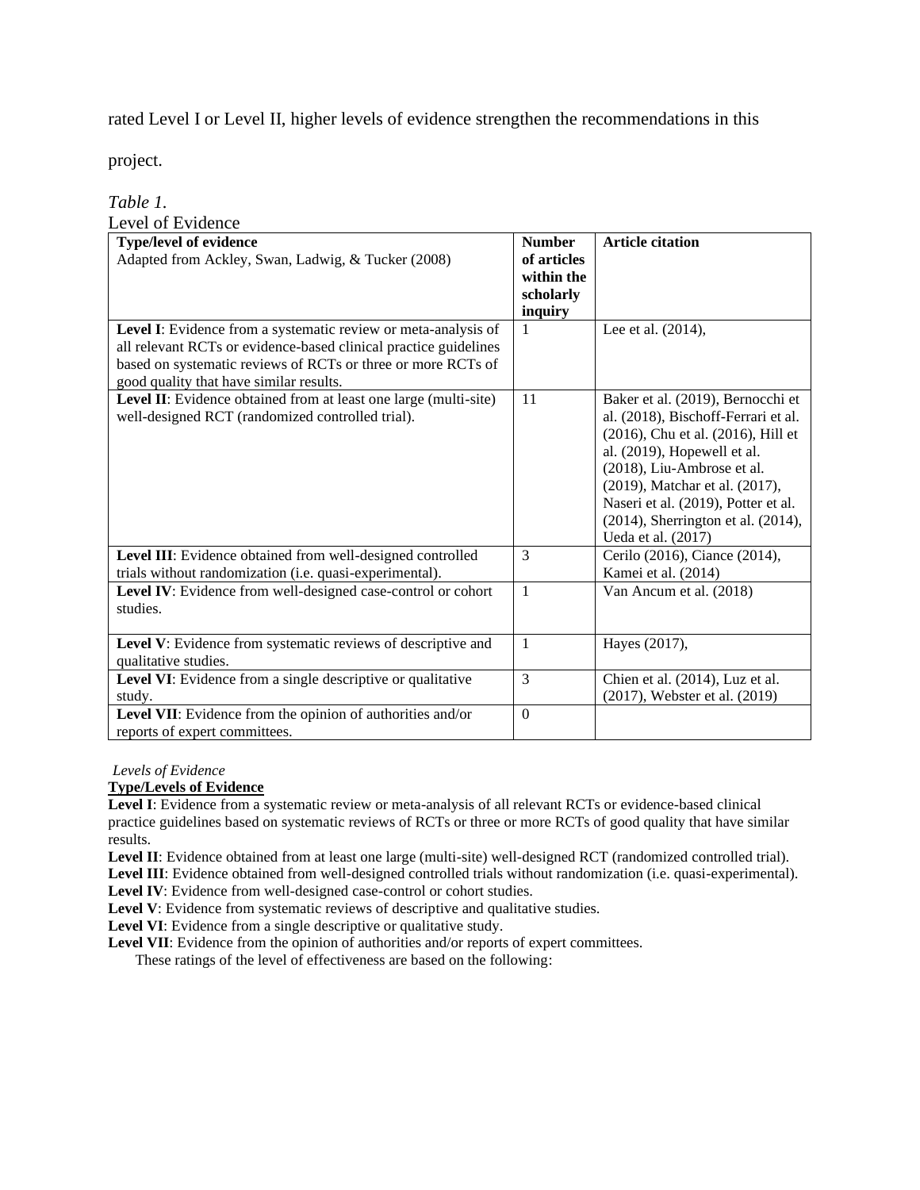rated Level I or Level II, higher levels of evidence strengthen the recommendations in this project.

*Table 1.*

Level of Evidence

| **Type/level of evidence** Adapted from Ackley, Swan, Ladwig, & Tucker (2008) | **Number of articles within the scholarly inquiry** | **Article citation** |
|---|---|---|
| **Level I**: Evidence from a systematic review or meta-analysis of all relevant RCTs or evidence-based clinical practice guidelines based on systematic reviews of RCTs or three or more RCTs of good quality that have similar results. | 1 | Lee et al. (2014), |
| **Level II**: Evidence obtained from at least one large (multi-site) well-designed RCT (randomized controlled trial). | 11 | Baker et al. (2019), Bernocchi et al. (2018), Bischoff-Ferrari et al. (2016), Chu et al. (2016), Hill et al. (2019), Hopewell et al. (2018), Liu-Ambrose et al. (2019), Matchar et al. (2017), Naseri et al. (2019), Potter et al. (2014), Sherrington et al. (2014), Ueda et al. (2017) |
| **Level III**: Evidence obtained from well-designed controlled trials without randomization (i.e. quasi-experimental). | 3 | Cerilo (2016), Ciance (2014), Kamei et al. (2014) |
| **Level IV**: Evidence from well-designed case-control or cohort studies. | 1 | Van Ancum et al. (2018) |
| **Level V**: Evidence from systematic reviews of descriptive and qualitative studies. | 1 | Hayes (2017), |
| **Level VI**: Evidence from a single descriptive or qualitative study. | 3 | Chien et al. (2014), Luz et al. (2017), Webster et al. (2019) |
| **Level VII**: Evidence from the opinion of authorities and/or reports of expert committees. | 0 | |

*Levels of Evidence*

**Type/Levels of Evidence**

**Level I**: Evidence from a systematic review or meta-analysis of all relevant RCTs or evidence-based clinical practice guidelines based on systematic reviews of RCTs or three or more RCTs of good quality that have similar results.

**Level II**: Evidence obtained from at least one large (multi-site) well-designed RCT (randomized controlled trial).

**Level III**: Evidence obtained from well-designed controlled trials without randomization (i.e. quasi-experimental).

**Level IV**: Evidence from well-designed case-control or cohort studies.

**Level V**: Evidence from systematic reviews of descriptive and qualitative studies.

**Level VI**: Evidence from a single descriptive or qualitative study.

**Level VII**: Evidence from the opinion of authorities and/or reports of expert committees.

These ratings of the level of effectiveness are based on the following: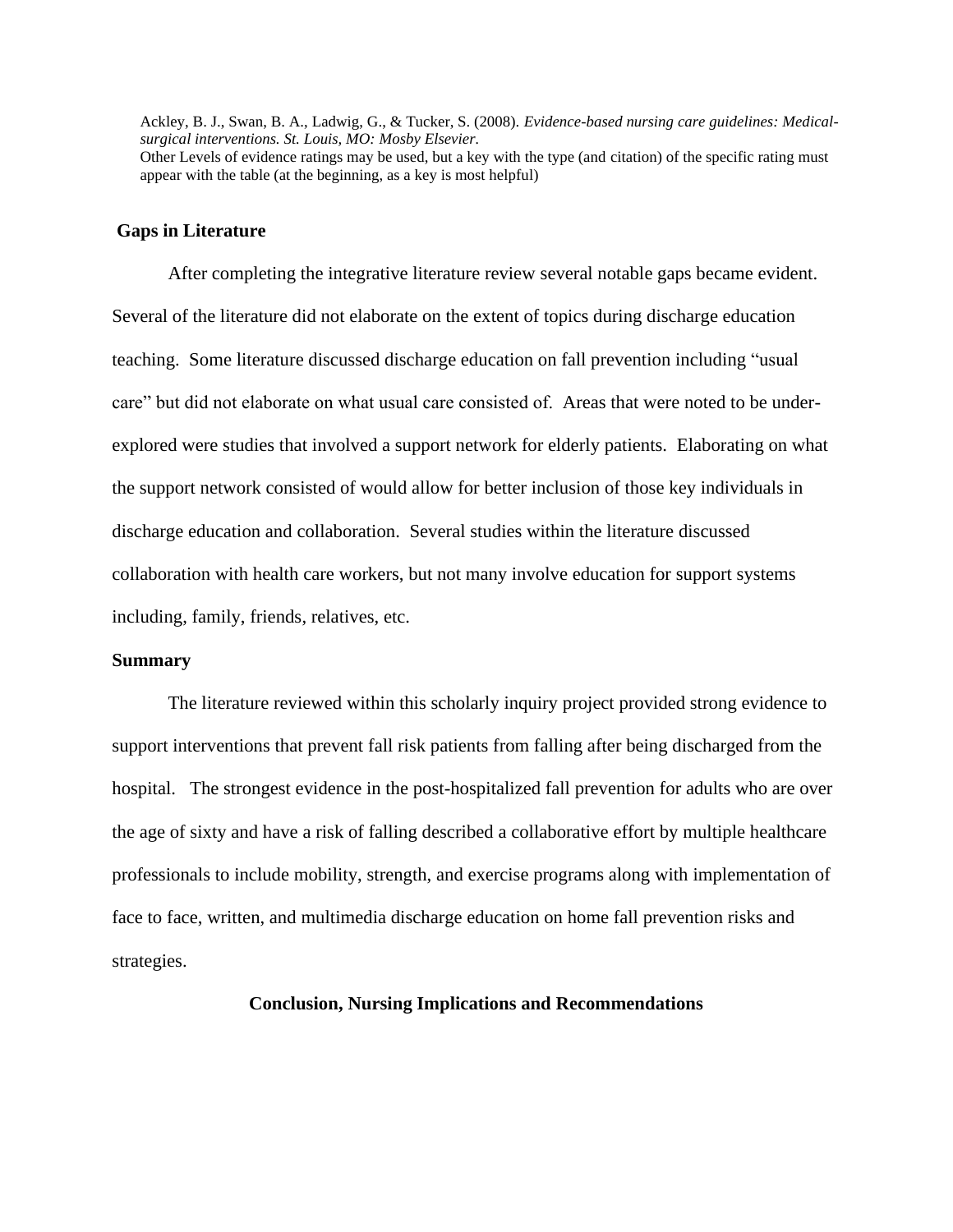Ackley, B. J., Swan, B. A., Ladwig, G., & Tucker, S. (2008). *Evidence-based nursing care guidelines: Medical-surgical interventions. St. Louis, MO: Mosby Elsevier.*
Other Levels of evidence ratings may be used, but a key with the type (and citation) of the specific rating must appear with the table (at the beginning, as a key is most helpful)

**Gaps in Literature**

After completing the integrative literature review several notable gaps became evident. Several of the literature did not elaborate on the extent of topics during discharge education teaching. Some literature discussed discharge education on fall prevention including "usual care" but did not elaborate on what usual care consisted of. Areas that were noted to be under-explored were studies that involved a support network for elderly patients. Elaborating on what the support network consisted of would allow for better inclusion of those key individuals in discharge education and collaboration. Several studies within the literature discussed collaboration with health care workers, but not many involve education for support systems including, family, friends, relatives, etc.

**Summary**

The literature reviewed within this scholarly inquiry project provided strong evidence to support interventions that prevent fall risk patients from falling after being discharged from the hospital. The strongest evidence in the post-hospitalized fall prevention for adults who are over the age of sixty and have a risk of falling described a collaborative effort by multiple healthcare professionals to include mobility, strength, and exercise programs along with implementation of face to face, written, and multimedia discharge education on home fall prevention risks and strategies.

**Conclusion, Nursing Implications and Recommendations**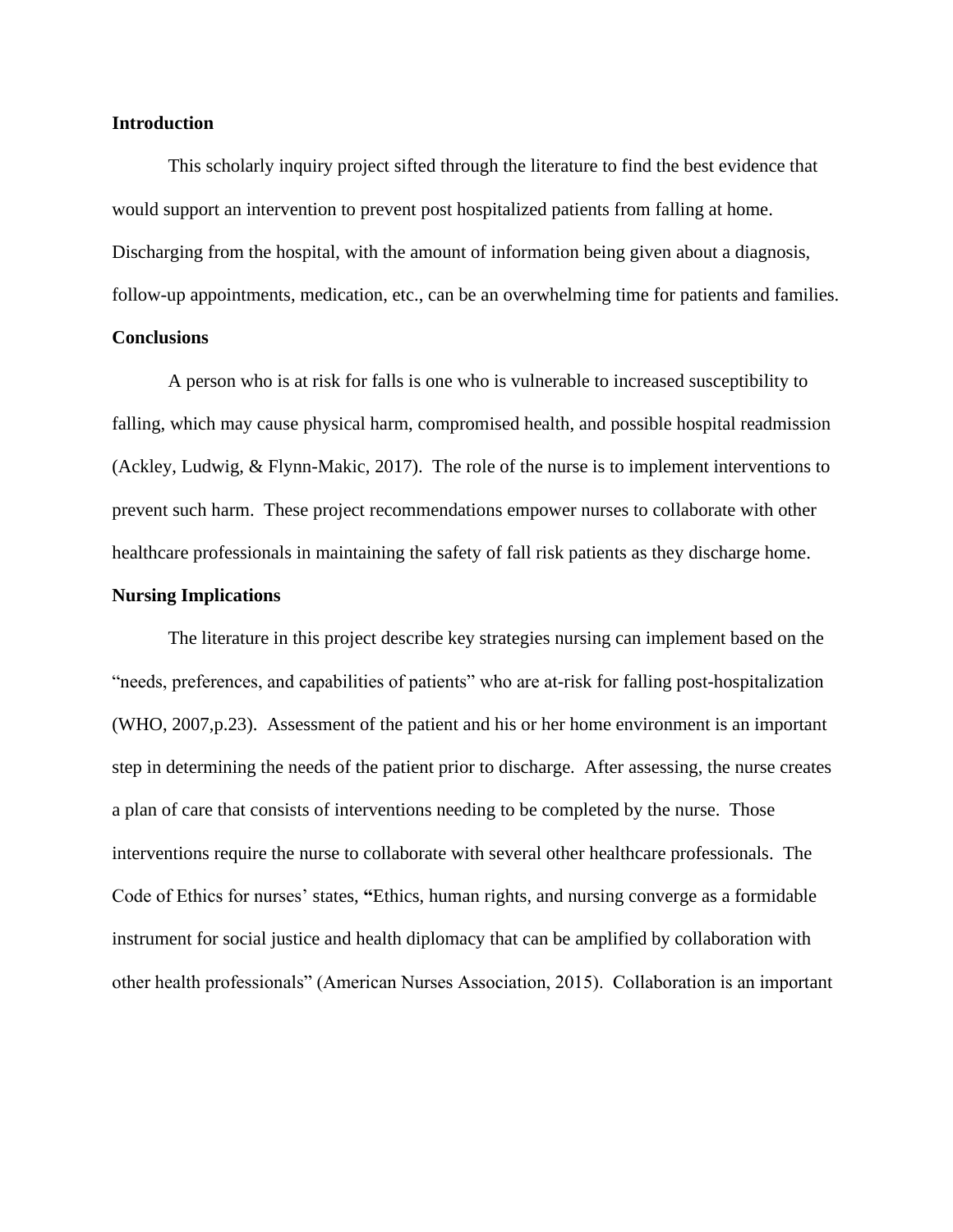**Introduction**

This scholarly inquiry project sifted through the literature to find the best evidence that would support an intervention to prevent post hospitalized patients from falling at home. Discharging from the hospital, with the amount of information being given about a diagnosis, follow-up appointments, medication, etc., can be an overwhelming time for patients and families.

**Conclusions**

A person who is at risk for falls is one who is vulnerable to increased susceptibility to falling, which may cause physical harm, compromised health, and possible hospital readmission (Ackley, Ludwig, & Flynn-Makic, 2017). The role of the nurse is to implement interventions to prevent such harm. These project recommendations empower nurses to collaborate with other healthcare professionals in maintaining the safety of fall risk patients as they discharge home.

**Nursing Implications**

The literature in this project describe key strategies nursing can implement based on the "needs, preferences, and capabilities of patients" who are at-risk for falling post-hospitalization (WHO, 2007,p.23). Assessment of the patient and his or her home environment is an important step in determining the needs of the patient prior to discharge. After assessing, the nurse creates a plan of care that consists of interventions needing to be completed by the nurse. Those interventions require the nurse to collaborate with several other healthcare professionals. The Code of Ethics for nurses' states, **"**Ethics, human rights, and nursing converge as a formidable instrument for social justice and health diplomacy that can be amplified by collaboration with other health professionals" (American Nurses Association, 2015). Collaboration is an important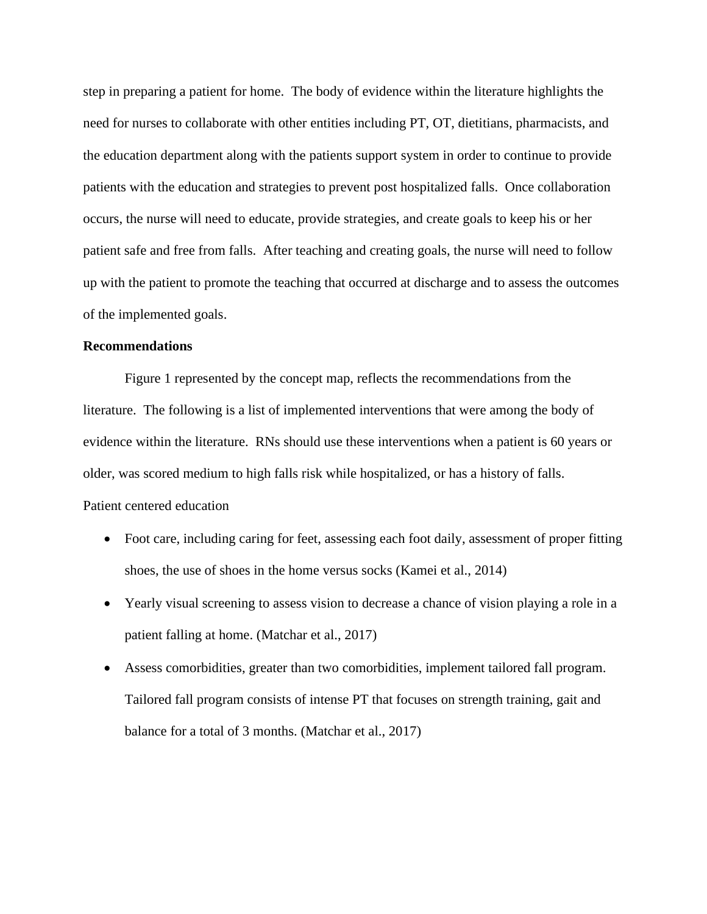step in preparing a patient for home.  The body of evidence within the literature highlights the need for nurses to collaborate with other entities including PT, OT, dietitians, pharmacists, and the education department along with the patients support system in order to continue to provide patients with the education and strategies to prevent post hospitalized falls.  Once collaboration occurs, the nurse will need to educate, provide strategies, and create goals to keep his or her patient safe and free from falls.  After teaching and creating goals, the nurse will need to follow up with the patient to promote the teaching that occurred at discharge and to assess the outcomes of the implemented goals.

**Recommendations**

Figure 1 represented by the concept map, reflects the recommendations from the literature.  The following is a list of implemented interventions that were among the body of evidence within the literature.  RNs should use these interventions when a patient is 60 years or older, was scored medium to high falls risk while hospitalized, or has a history of falls.

Patient centered education

- Foot care, including caring for feet, assessing each foot daily, assessment of proper fitting shoes, the use of shoes in the home versus socks (Kamei et al., 2014)
- Yearly visual screening to assess vision to decrease a chance of vision playing a role in a patient falling at home. (Matchar et al., 2017)
- Assess comorbidities, greater than two comorbidities, implement tailored fall program. Tailored fall program consists of intense PT that focuses on strength training, gait and balance for a total of 3 months. (Matchar et al., 2017)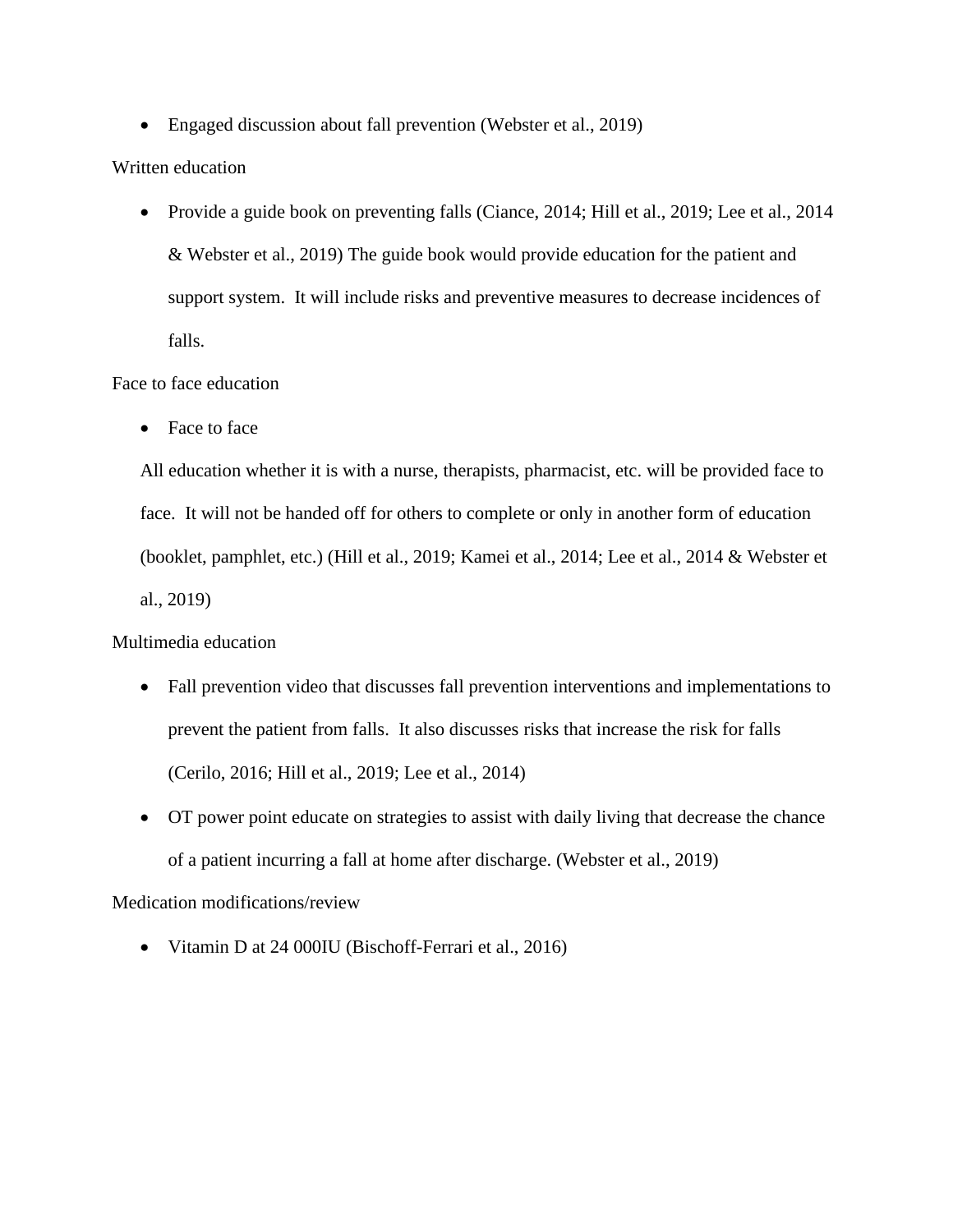- Engaged discussion about fall prevention (Webster et al., 2019)

Written education

- Provide a guide book on preventing falls (Ciance, 2014; Hill et al., 2019; Lee et al., 2014 & Webster et al., 2019) The guide book would provide education for the patient and support system. It will include risks and preventive measures to decrease incidences of falls.

Face to face education

- Face to face

All education whether it is with a nurse, therapists, pharmacist, etc. will be provided face to face. It will not be handed off for others to complete or only in another form of education (booklet, pamphlet, etc.) (Hill et al., 2019; Kamei et al., 2014; Lee et al., 2014 & Webster et al., 2019)

Multimedia education

- Fall prevention video that discusses fall prevention interventions and implementations to prevent the patient from falls. It also discusses risks that increase the risk for falls (Cerilo, 2016; Hill et al., 2019; Lee et al., 2014)
- OT power point educate on strategies to assist with daily living that decrease the chance of a patient incurring a fall at home after discharge. (Webster et al., 2019)

Medication modifications/review

- Vitamin D at 24 000IU (Bischoff-Ferrari et al., 2016)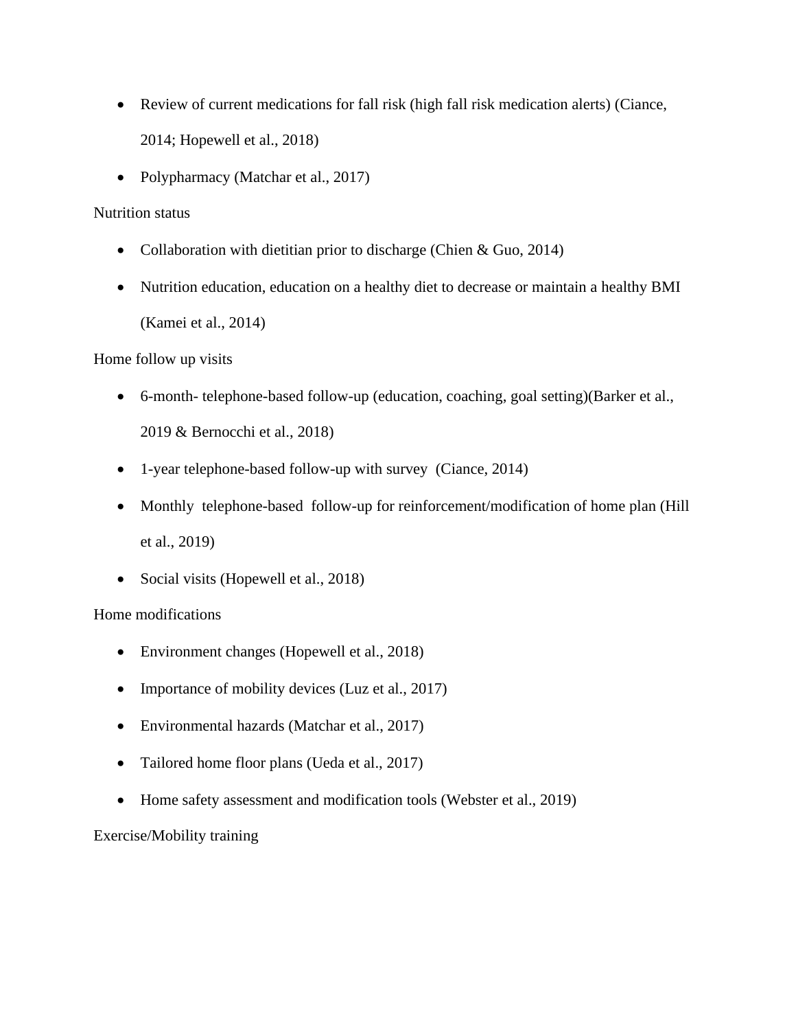- Review of current medications for fall risk (high fall risk medication alerts) (Ciance, 2014; Hopewell et al., 2018)
- Polypharmacy (Matchar et al., 2017)

Nutrition status

- Collaboration with dietitian prior to discharge (Chien & Guo, 2014)
- Nutrition education, education on a healthy diet to decrease or maintain a healthy BMI (Kamei et al., 2014)

Home follow up visits

- 6-month- telephone-based follow-up (education, coaching, goal setting)(Barker et al., 2019 & Bernocchi et al., 2018)
- 1-year telephone-based follow-up with survey (Ciance, 2014)
- Monthly telephone-based follow-up for reinforcement/modification of home plan (Hill et al., 2019)
- Social visits (Hopewell et al., 2018)

Home modifications

- Environment changes (Hopewell et al., 2018)
- Importance of mobility devices (Luz et al., 2017)
- Environmental hazards (Matchar et al., 2017)
- Tailored home floor plans (Ueda et al., 2017)
- Home safety assessment and modification tools (Webster et al., 2019)

Exercise/Mobility training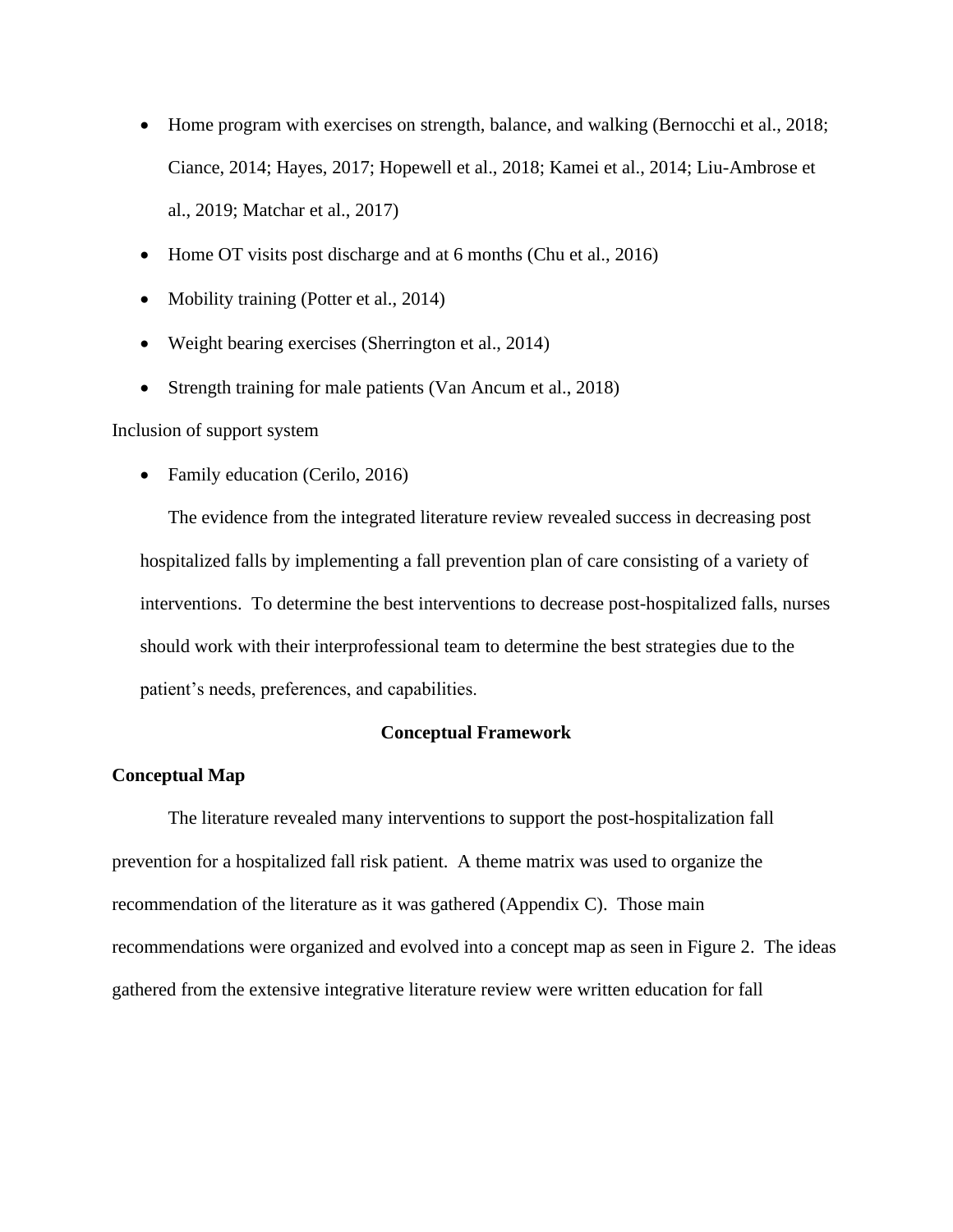- Home program with exercises on strength, balance, and walking (Bernocchi et al., 2018; Ciance, 2014; Hayes, 2017; Hopewell et al., 2018; Kamei et al., 2014; Liu-Ambrose et al., 2019; Matchar et al., 2017)
- Home OT visits post discharge and at 6 months (Chu et al., 2016)
- Mobility training (Potter et al., 2014)
- Weight bearing exercises (Sherrington et al., 2014)
- Strength training for male patients (Van Ancum et al., 2018)

Inclusion of support system

- Family education (Cerilo, 2016)

The evidence from the integrated literature review revealed success in decreasing post hospitalized falls by implementing a fall prevention plan of care consisting of a variety of interventions. To determine the best interventions to decrease post-hospitalized falls, nurses should work with their interprofessional team to determine the best strategies due to the patient's needs, preferences, and capabilities.

## Conceptual Framework

### Conceptual Map

The literature revealed many interventions to support the post-hospitalization fall prevention for a hospitalized fall risk patient. A theme matrix was used to organize the recommendation of the literature as it was gathered (Appendix C). Those main recommendations were organized and evolved into a concept map as seen in Figure 2. The ideas gathered from the extensive integrative literature review were written education for fall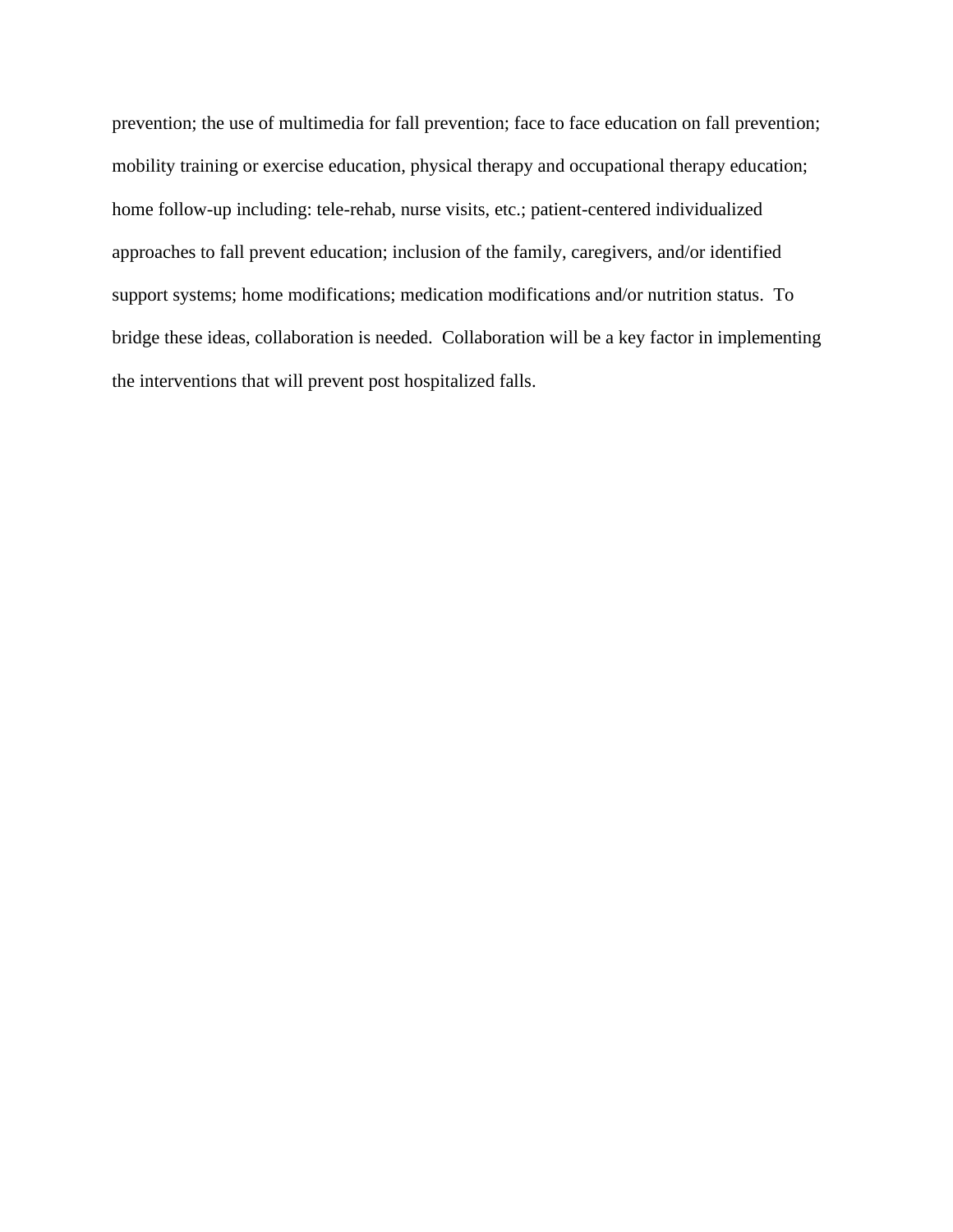prevention; the use of multimedia for fall prevention; face to face education on fall prevention; mobility training or exercise education, physical therapy and occupational therapy education; home follow-up including: tele-rehab, nurse visits, etc.; patient-centered individualized approaches to fall prevent education; inclusion of the family, caregivers, and/or identified support systems; home modifications; medication modifications and/or nutrition status. To bridge these ideas, collaboration is needed. Collaboration will be a key factor in implementing the interventions that will prevent post hospitalized falls.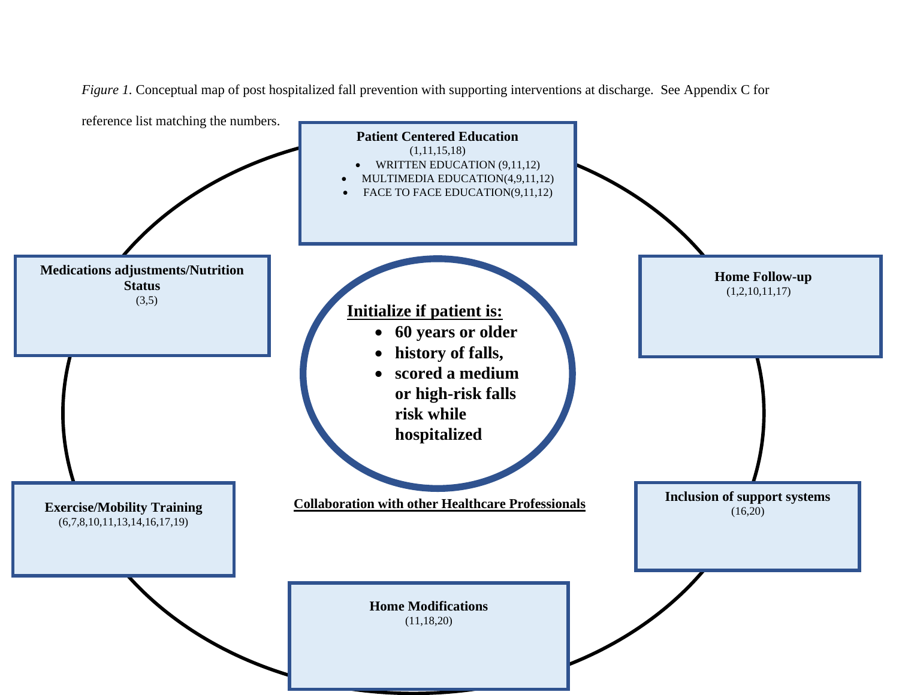*Figure 1.* Conceptual map of post hospitalized fall prevention with supporting interventions at discharge. See Appendix C for reference list matching the numbers.

**Patient Centered Education**
(1,11,15,18)

- WRITTEN EDUCATION (9,11,12)
- MULTIMEDIA EDUCATION(4,9,11,12)
- FACE TO FACE EDUCATION(9,11,12)

**Medications adjustments/Nutrition Status**
(3,5)

**Home Follow-up**
(1,2,10,11,17)

**Initialize if patient is:**

- **60 years or older**
- **history of falls,**
- **scored a medium or high-risk falls risk while hospitalized**

**Collaboration with other Healthcare Professionals**

**Exercise/Mobility Training**
(6,7,8,10,11,13,14,16,17,19)

**Inclusion of support systems**
(16,20)

**Home Modifications**
(11,18,20)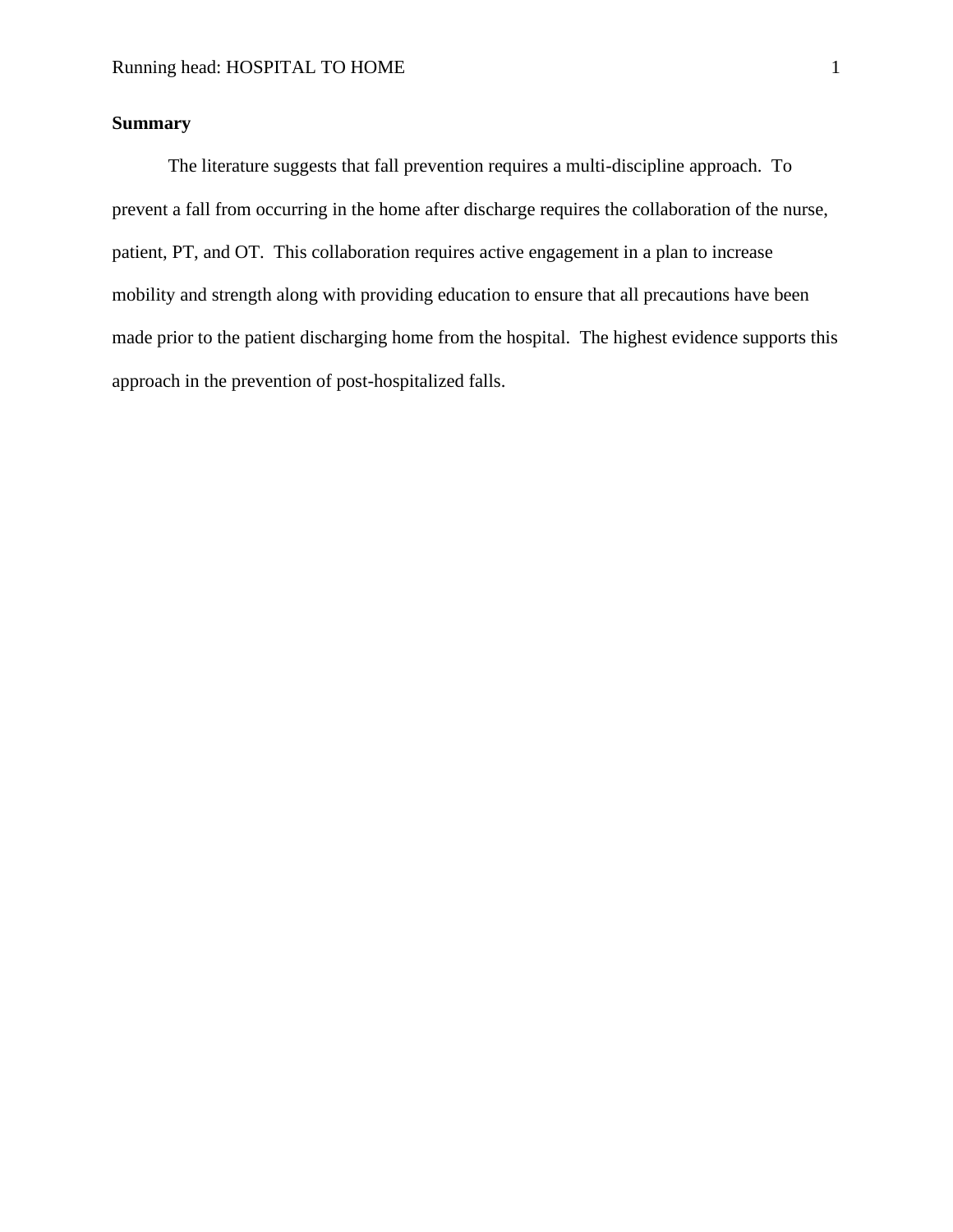**Summary**

The literature suggests that fall prevention requires a multi-discipline approach. To prevent a fall from occurring in the home after discharge requires the collaboration of the nurse, patient, PT, and OT. This collaboration requires active engagement in a plan to increase mobility and strength along with providing education to ensure that all precautions have been made prior to the patient discharging home from the hospital. The highest evidence supports this approach in the prevention of post-hospitalized falls.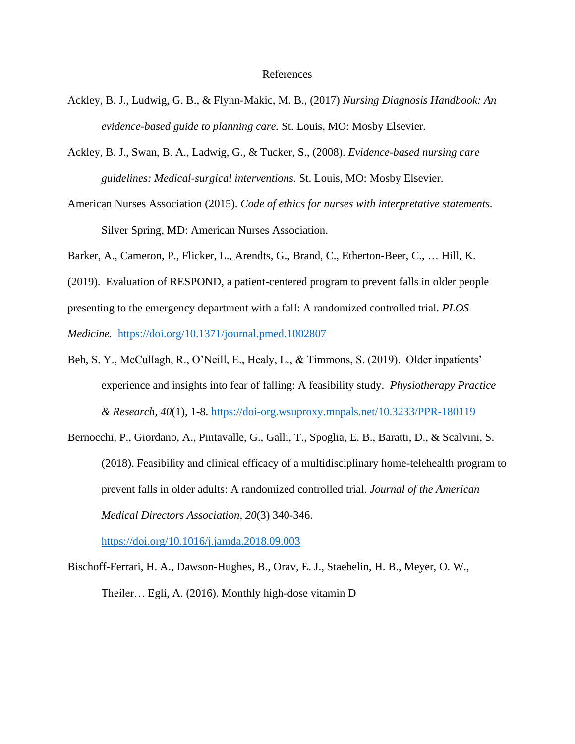References

Ackley, B. J., Ludwig, G. B., & Flynn-Makic, M. B., (2017) *Nursing Diagnosis Handbook: An evidence-based guide to planning care.* St. Louis, MO: Mosby Elsevier.

Ackley, B. J., Swan, B. A., Ladwig, G., & Tucker, S., (2008). *Evidence-based nursing care guidelines: Medical-surgical interventions.* St. Louis, MO: Mosby Elsevier.

American Nurses Association (2015). *Code of ethics for nurses with interpretative statements.* Silver Spring, MD: American Nurses Association.

Barker, A., Cameron, P., Flicker, L., Arendts, G., Brand, C., Etherton-Beer, C., … Hill, K. (2019). Evaluation of RESPOND, a patient-centered program to prevent falls in older people presenting to the emergency department with a fall: A randomized controlled trial. *PLOS Medicine.* https://doi.org/10.1371/journal.pmed.1002807

Beh, S. Y., McCullagh, R., O'Neill, E., Healy, L., & Timmons, S. (2019). Older inpatients' experience and insights into fear of falling: A feasibility study. *Physiotherapy Practice & Research, 40*(1), 1-8. https://doi-org.wsuproxy.mnpals.net/10.3233/PPR-180119

Bernocchi, P., Giordano, A., Pintavalle, G., Galli, T., Spoglia, E. B., Baratti, D., & Scalvini, S. (2018). Feasibility and clinical efficacy of a multidisciplinary home-telehealth program to prevent falls in older adults: A randomized controlled trial. *Journal of the American Medical Directors Association, 20*(3) 340-346. https://doi.org/10.1016/j.jamda.2018.09.003

Bischoff-Ferrari, H. A., Dawson-Hughes, B., Orav, E. J., Staehelin, H. B., Meyer, O. W., Theiler… Egli, A. (2016). Monthly high-dose vitamin D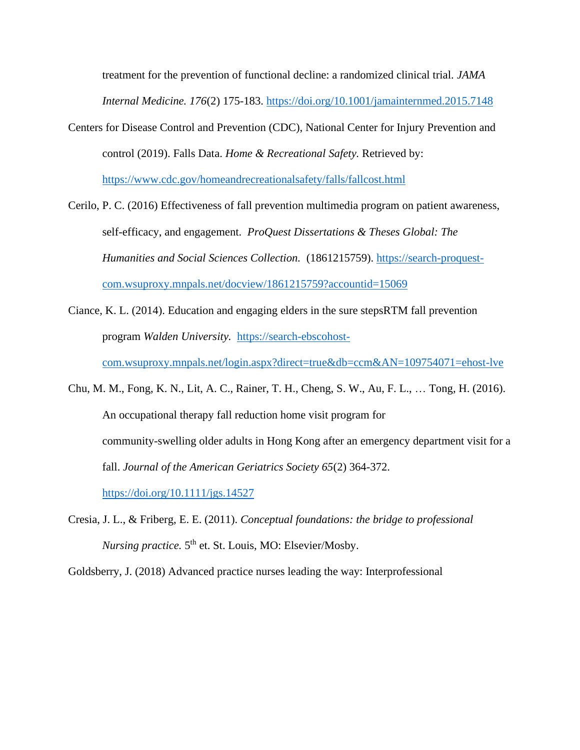treatment for the prevention of functional decline: a randomized clinical trial. *JAMA Internal Medicine. 176*(2) 175-183. https://doi.org/10.1001/jamainternmed.2015.7148

Centers for Disease Control and Prevention (CDC), National Center for Injury Prevention and control (2019). Falls Data. *Home & Recreational Safety.* Retrieved by: https://www.cdc.gov/homeandrecreationalsafety/falls/fallcost.html

Cerilo, P. C. (2016) Effectiveness of fall prevention multimedia program on patient awareness, self-efficacy, and engagement. *ProQuest Dissertations & Theses Global: The Humanities and Social Sciences Collection.* (1861215759). https://search-proquest-com.wsuproxy.mnpals.net/docview/1861215759?accountid=15069

Ciance, K. L. (2014). Education and engaging elders in the sure stepsRTM fall prevention program *Walden University.* https://search-ebscohost-com.wsuproxy.mnpals.net/login.aspx?direct=true&db=ccm&AN=109754071=ehost-lve

Chu, M. M., Fong, K. N., Lit, A. C., Rainer, T. H., Cheng, S. W., Au, F. L., … Tong, H. (2016). An occupational therapy fall reduction home visit program for community-swelling older adults in Hong Kong after an emergency department visit for a fall. *Journal of the American Geriatrics Society 65*(2) 364-372. https://doi.org/10.1111/jgs.14527

Cresia, J. L., & Friberg, E. E. (2011). *Conceptual foundations: the bridge to professional Nursing practice.* 5th et. St. Louis, MO: Elsevier/Mosby.

Goldsberry, J. (2018) Advanced practice nurses leading the way: Interprofessional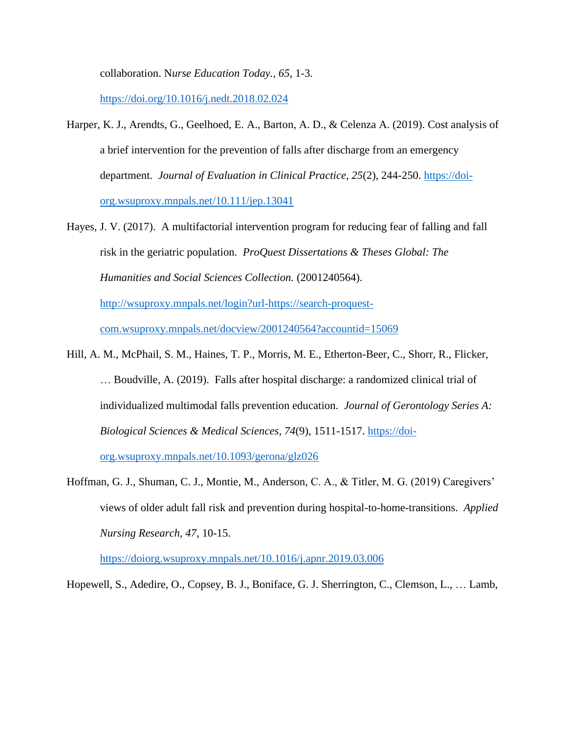collaboration. N*urse Education Today., 65,* 1-3. https://doi.org/10.1016/j.nedt.2018.02.024

Harper, K. J., Arendts, G., Geelhoed, E. A., Barton, A. D., & Celenza A. (2019). Cost analysis of a brief intervention for the prevention of falls after discharge from an emergency department. *Journal of Evaluation in Clinical Practice, 25*(2), 244-250. https://doi-org.wsuproxy.mnpals.net/10.111/jep.13041

Hayes, J. V. (2017). A multifactorial intervention program for reducing fear of falling and fall risk in the geriatric population. *ProQuest Dissertations & Theses Global: The Humanities and Social Sciences Collection.* (2001240564). http://wsuproxy.mnpals.net/login?url-https://search-proquest-com.wsuproxy.mnpals.net/docview/2001240564?accountid=15069

Hill, A. M., McPhail, S. M., Haines, T. P., Morris, M. E., Etherton-Beer, C., Shorr, R., Flicker, … Boudville, A. (2019). Falls after hospital discharge: a randomized clinical trial of individualized multimodal falls prevention education. *Journal of Gerontology Series A: Biological Sciences & Medical Sciences, 74*(9), 1511-1517. https://doi-org.wsuproxy.mnpals.net/10.1093/gerona/glz026

Hoffman, G. J., Shuman, C. J., Montie, M., Anderson, C. A., & Titler, M. G. (2019) Caregivers' views of older adult fall risk and prevention during hospital-to-home-transitions. *Applied Nursing Research, 47*, 10-15. https://doiorg.wsuproxy.mnpals.net/10.1016/j.apnr.2019.03.006

Hopewell, S., Adedire, O., Copsey, B. J., Boniface, G. J. Sherrington, C., Clemson, L., … Lamb,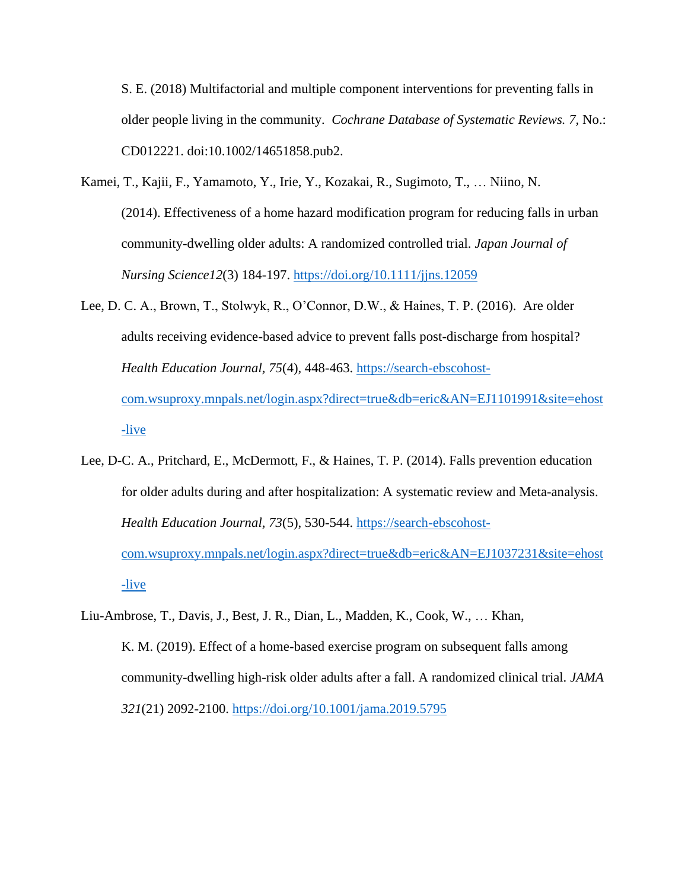S. E. (2018) Multifactorial and multiple component interventions for preventing falls in older people living in the community. *Cochrane Database of Systematic Reviews. 7,* No.: CD012221. doi:10.1002/14651858.pub2.

Kamei, T., Kajii, F., Yamamoto, Y., Irie, Y., Kozakai, R., Sugimoto, T., … Niino, N. (2014). Effectiveness of a home hazard modification program for reducing falls in urban community-dwelling older adults: A randomized controlled trial. *Japan Journal of Nursing Science12*(3) 184-197. https://doi.org/10.1111/jjns.12059

Lee, D. C. A., Brown, T., Stolwyk, R., O'Connor, D.W., & Haines, T. P. (2016). Are older adults receiving evidence-based advice to prevent falls post-discharge from hospital? *Health Education Journal, 75*(4), 448-463. https://search-ebscohost-com.wsuproxy.mnpals.net/login.aspx?direct=true&db=eric&AN=EJ1101991&site=ehost-live

Lee, D-C. A., Pritchard, E., McDermott, F., & Haines, T. P. (2014). Falls prevention education for older adults during and after hospitalization: A systematic review and Meta-analysis. *Health Education Journal*, *73*(5), 530-544. https://search-ebscohost-com.wsuproxy.mnpals.net/login.aspx?direct=true&db=eric&AN=EJ1037231&site=ehost-live

Liu-Ambrose, T., Davis, J., Best, J. R., Dian, L., Madden, K., Cook, W., … Khan, K. M. (2019). Effect of a home-based exercise program on subsequent falls among community-dwelling high-risk older adults after a fall. A randomized clinical trial. *JAMA 321*(21) 2092-2100. https://doi.org/10.1001/jama.2019.5795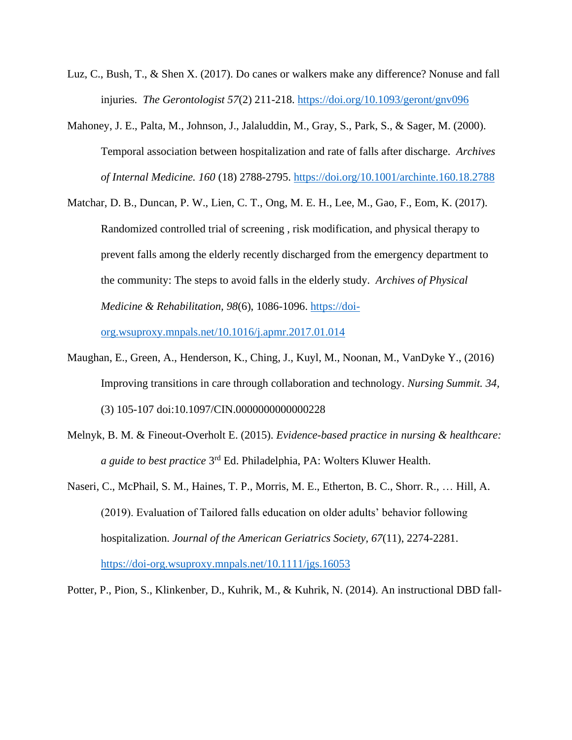Luz, C., Bush, T., & Shen X. (2017). Do canes or walkers make any difference? Nonuse and fall injuries. *The Gerontologist 57*(2) 211-218. https://doi.org/10.1093/geront/gnv096

Mahoney, J. E., Palta, M., Johnson, J., Jalaluddin, M., Gray, S., Park, S., & Sager, M. (2000). Temporal association between hospitalization and rate of falls after discharge. *Archives of Internal Medicine. 160* (18) 2788-2795. https://doi.org/10.1001/archinte.160.18.2788

Matchar, D. B., Duncan, P. W., Lien, C. T., Ong, M. E. H., Lee, M., Gao, F., Eom, K. (2017). Randomized controlled trial of screening , risk modification, and physical therapy to prevent falls among the elderly recently discharged from the emergency department to the community: The steps to avoid falls in the elderly study. *Archives of Physical Medicine & Rehabilitation*, *98*(6), 1086-1096. https://doi-org.wsuproxy.mnpals.net/10.1016/j.apmr.2017.01.014

Maughan, E., Green, A., Henderson, K., Ching, J., Kuyl, M., Noonan, M., VanDyke Y., (2016) Improving transitions in care through collaboration and technology. *Nursing Summit. 34*, (3) 105-107 doi:10.1097/CIN.0000000000000228

Melnyk, B. M. & Fineout-Overholt E. (2015). *Evidence-based practice in nursing & healthcare: a guide to best practice* 3rd Ed. Philadelphia, PA: Wolters Kluwer Health.

Naseri, C., McPhail, S. M., Haines, T. P., Morris, M. E., Etherton, B. C., Shorr. R., … Hill, A. (2019). Evaluation of Tailored falls education on older adults' behavior following hospitalization. *Journal of the American Geriatrics Society*, *67*(11), 2274-2281. https://doi-org.wsuproxy.mnpals.net/10.1111/jgs.16053

Potter, P., Pion, S., Klinkenber, D., Kuhrik, M., & Kuhrik, N. (2014). An instructional DBD fall-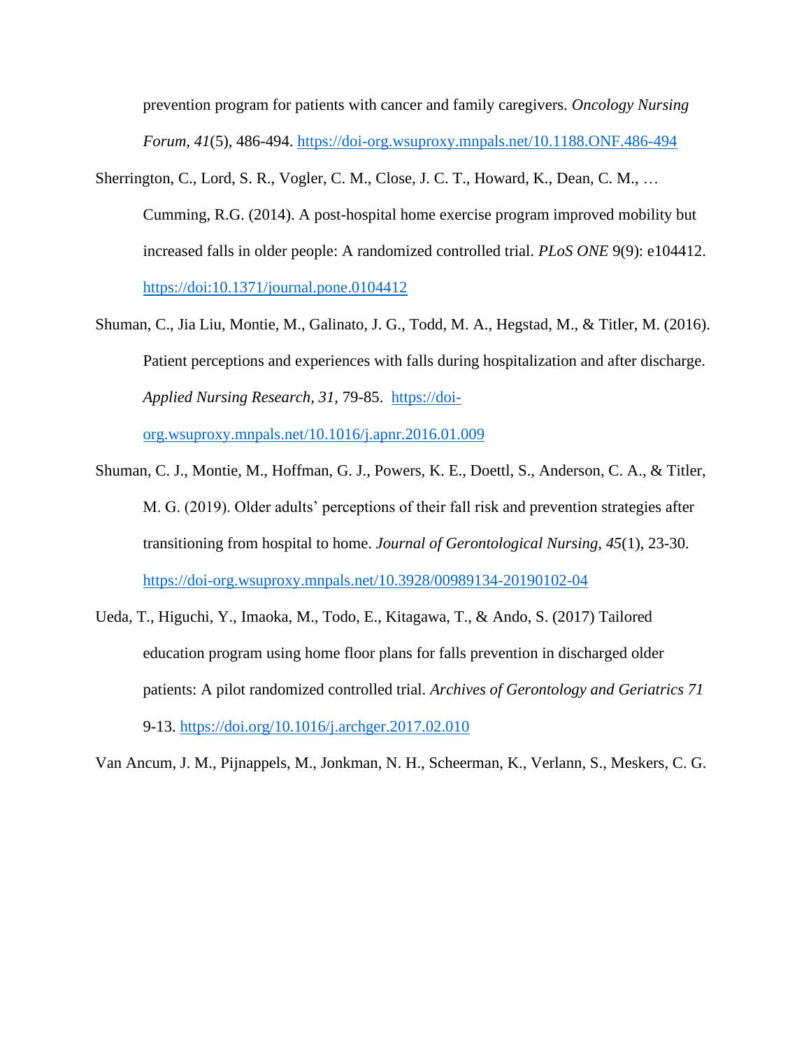prevention program for patients with cancer and family caregivers. *Oncology Nursing Forum*, *41*(5), 486-494. https://doi-org.wsuproxy.mnpals.net/10.1188.ONF.486-494

Sherrington, C., Lord, S. R., Vogler, C. M., Close, J. C. T., Howard, K., Dean, C. M., … Cumming, R.G. (2014). A post-hospital home exercise program improved mobility but increased falls in older people: A randomized controlled trial. *PLoS ONE* 9(9): e104412. https://doi:10.1371/journal.pone.0104412

Shuman, C., Jia Liu, Montie, M., Galinato, J. G., Todd, M. A., Hegstad, M., & Titler, M. (2016). Patient perceptions and experiences with falls during hospitalization and after discharge. *Applied Nursing Research, 31*, 79-85. https://doi-org.wsuproxy.mnpals.net/10.1016/j.apnr.2016.01.009

Shuman, C. J., Montie, M., Hoffman, G. J., Powers, K. E., Doettl, S., Anderson, C. A., & Titler, M. G. (2019). Older adults' perceptions of their fall risk and prevention strategies after transitioning from hospital to home. *Journal of Gerontological Nursing, 45*(1), 23-30. https://doi-org.wsuproxy.mnpals.net/10.3928/00989134-20190102-04

Ueda, T., Higuchi, Y., Imaoka, M., Todo, E., Kitagawa, T., & Ando, S. (2017) Tailored education program using home floor plans for falls prevention in discharged older patients: A pilot randomized controlled trial. *Archives of Gerontology and Geriatrics 71* 9-13. https://doi.org/10.1016/j.archger.2017.02.010

Van Ancum, J. M., Pijnappels, M., Jonkman, N. H., Scheerman, K., Verlann, S., Meskers, C. G.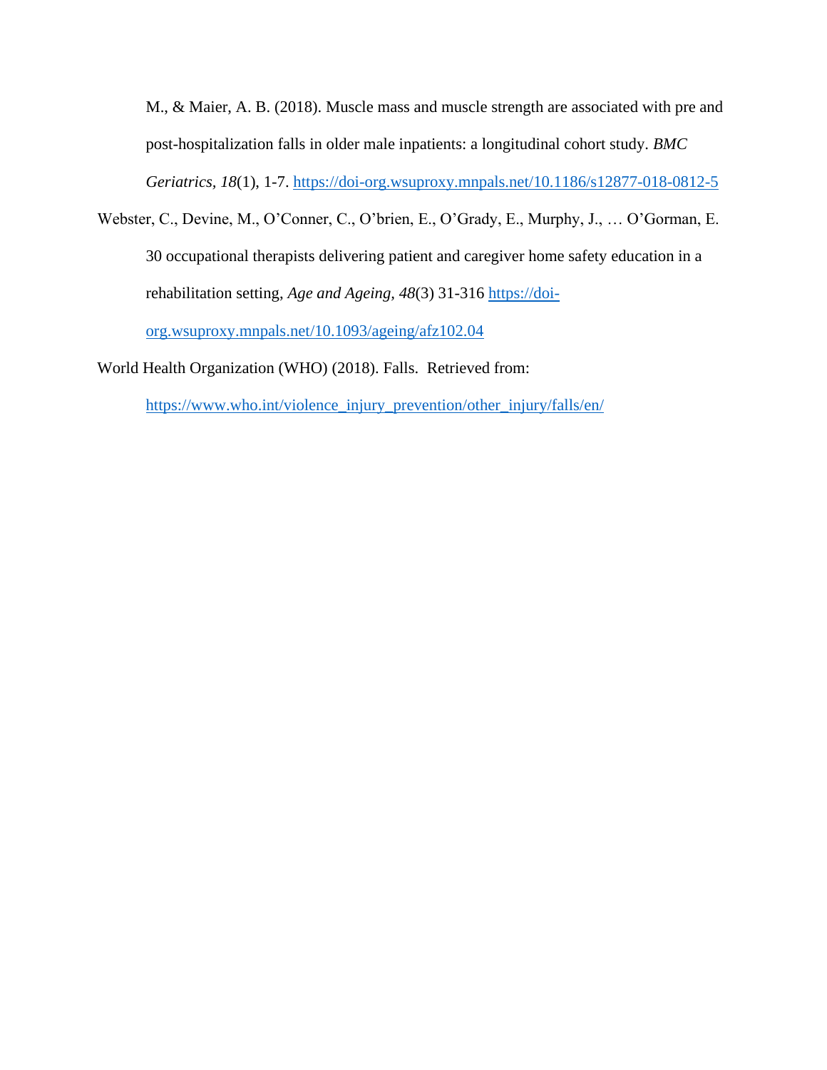M., & Maier, A. B. (2018). Muscle mass and muscle strength are associated with pre and post-hospitalization falls in older male inpatients: a longitudinal cohort study. *BMC Geriatrics*, *18*(1), 1-7. https://doi-org.wsuproxy.mnpals.net/10.1186/s12877-018-0812-5

Webster, C., Devine, M., O'Conner, C., O'brien, E., O'Grady, E., Murphy, J., … O'Gorman, E. 30 occupational therapists delivering patient and caregiver home safety education in a rehabilitation setting, *Age and Ageing*, *48*(3) 31-316 https://doi-org.wsuproxy.mnpals.net/10.1093/ageing/afz102.04

World Health Organization (WHO) (2018). Falls. Retrieved from: https://www.who.int/violence_injury_prevention/other_injury/falls/en/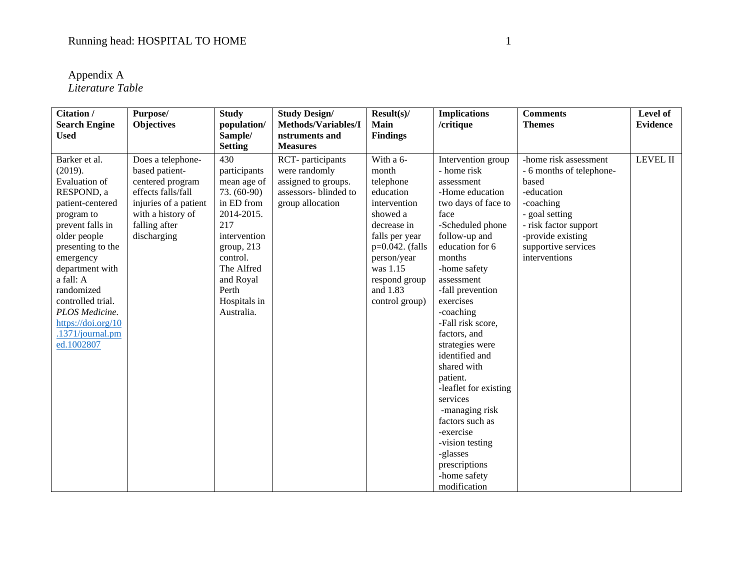Appendix A

*Literature Table*

| Citation / Search Engine Used | Purpose/ Objectives | Study population/ Sample/ Setting | Study Design/ Methods/Variables/Instruments and Measures | Result(s)/ Main Findings | Implications /critique | Comments Themes | Level of Evidence |
|---|---|---|---|---|---|---|---|
| Barker et al. (2019). Evaluation of RESPOND, a patient-centered program to prevent falls in older people presenting to the emergency department with a fall: A randomized controlled trial. *PLOS Medicine.* [https://doi.org/10.1371/journal.pmed.1002807](https://doi.org/10.1371/journal.pmed.1002807) | Does a telephone-based patient-centered program effects falls/fall injuries of a patient with a history of falling after discharging | 430 participants mean age of 73. (60-90) in ED from 2014-2015. 217 intervention group, 213 control. The Alfred and Royal Perth Hospitals in Australia. | RCT- participants were randomly assigned to groups. assessors- blinded to group allocation | With a 6-month telephone education intervention showed a decrease in falls per year p=0.042. (falls person/year was 1.15 respond group and 1.83 control group) | Intervention group - home risk assessment -Home education two days of face to face -Scheduled phone follow-up and education for 6 months -home safety assessment -fall prevention exercises -coaching -Fall risk score, factors, and strategies were identified and shared with patient. -leaflet for existing services -managing risk factors such as -exercise -vision testing -glasses prescriptions -home safety modification | -home risk assessment - 6 months of telephone-based -education -coaching - goal setting - risk factor support -provide existing supportive services interventions | LEVEL II |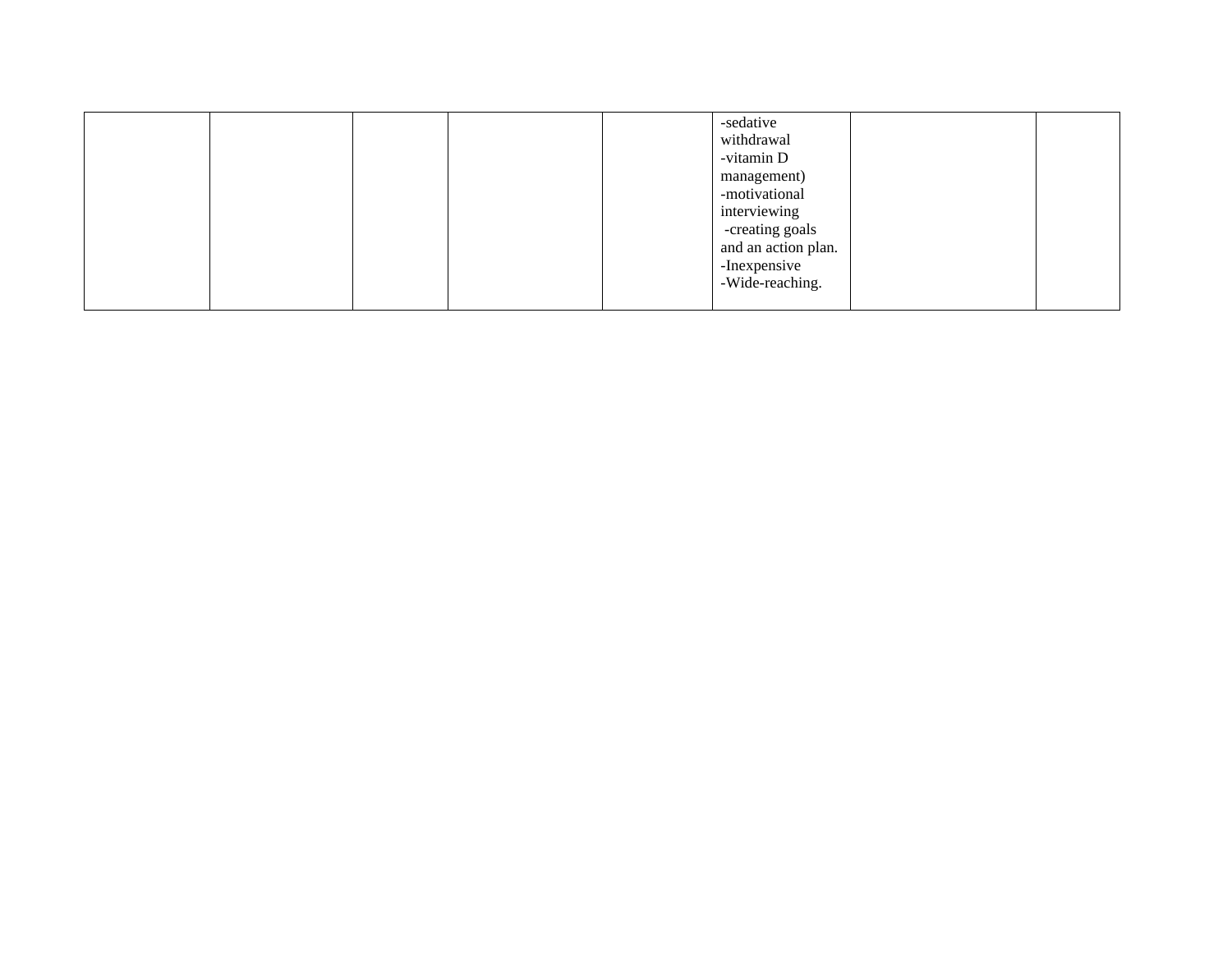| | | | | | | | |
|---|---|---|---|---|---|---|---|
| | | | | | -sedative withdrawal<br>-vitamin D management)<br>-motivational interviewing<br>-creating goals and an action plan.<br>-Inexpensive<br>-Wide-reaching. | | |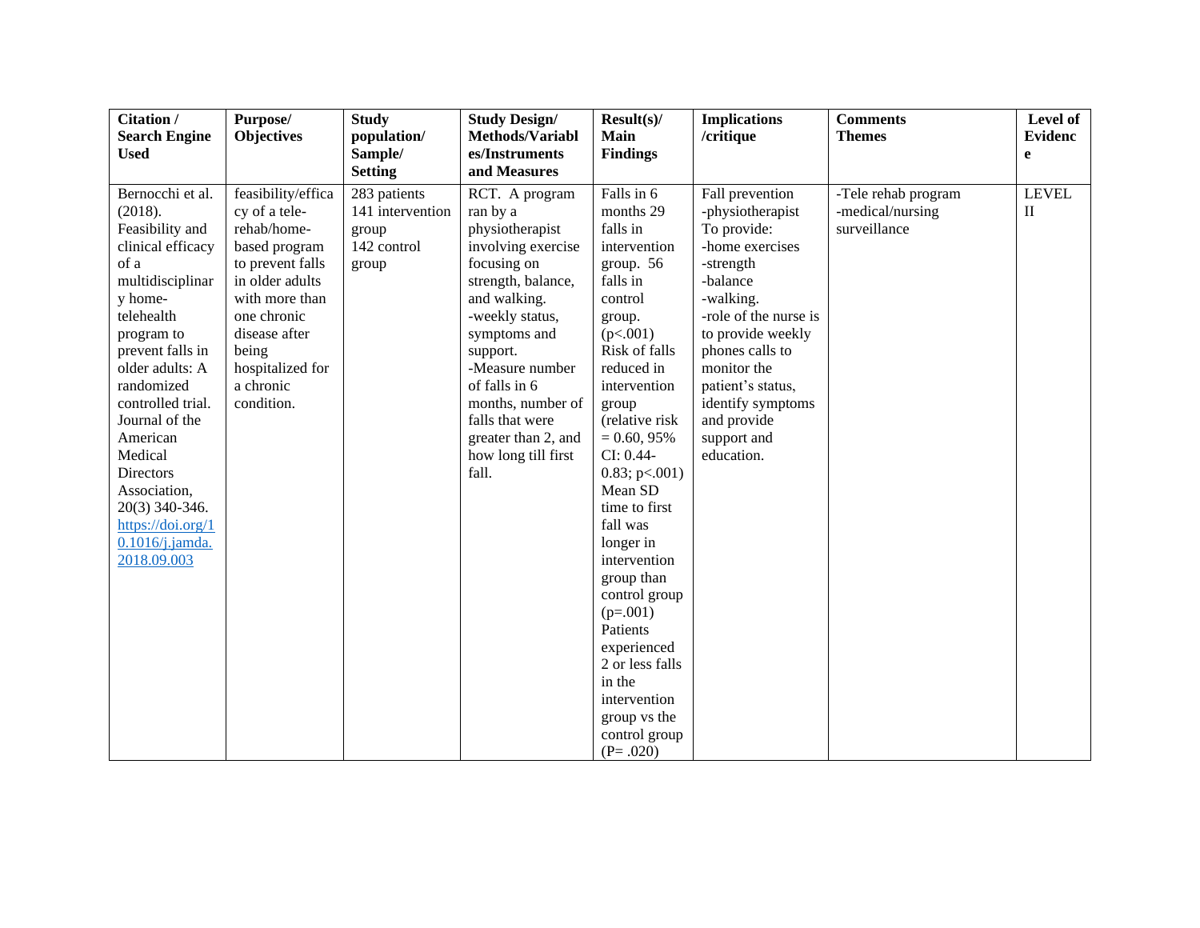| Citation / Search Engine Used | Purpose/ Objectives | Study population/ Sample/ Setting | Study Design/ Methods/Variables/Instruments and Measures | Result(s)/ Main Findings | Implications /critique | Comments Themes | Level of Evidence |
|---|---|---|---|---|---|---|---|
| Bernocchi et al. (2018). Feasibility and clinical efficacy of a multidisciplinary home-telehealth program to prevent falls in older adults: A randomized controlled trial. Journal of the American Medical Directors Association, 20(3) 340-346. [https://doi.org/10.1016/j.jamda.2018.09.003](https://doi.org/10.1016/j.jamda.2018.09.003) | feasibility/efficacy of a tele-rehab/home-based program to prevent falls in older adults with more than one chronic disease after being hospitalized for a chronic condition. | 283 patients 141 intervention group 142 control group | RCT. A program ran by a physiotherapist involving exercise focusing on strength, balance, and walking. -weekly status, symptoms and support. -Measure number of falls in 6 months, number of falls that were greater than 2, and how long till first fall. | Falls in 6 months 29 falls in intervention group. 56 falls in control group. ($p<.001$) Risk of falls reduced in intervention group (relative risk = 0.60, 95% CI: 0.44-0.83; $p<.001$) Mean SD time to first fall was longer in intervention group than control group ($p=.001$) Patients experienced 2 or less falls in the intervention group vs the control group ($P= .020$) | Fall prevention -physiotherapist To provide: -home exercises -strength -balance -walking. -role of the nurse is to provide weekly phones calls to monitor the patient's status, identify symptoms and provide support and education. | -Tele rehab program -medical/nursing surveillance | LEVEL II |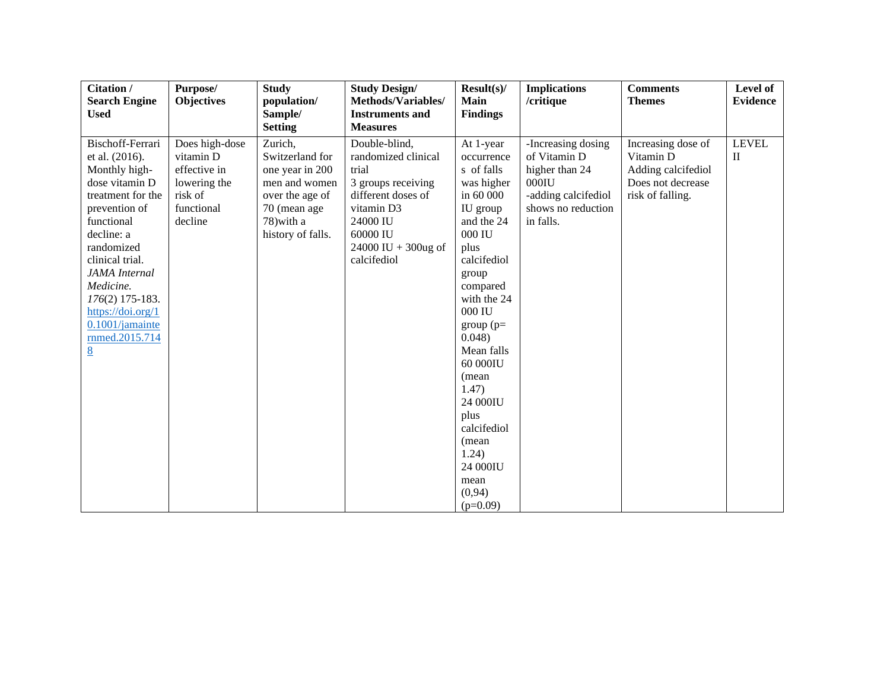| Citation / Search Engine Used | Purpose/ Objectives | Study population/ Sample/ Setting | Study Design/ Methods/Variables/ Instruments and Measures | Result(s)/ Main Findings | Implications /critique | Comments Themes | Level of Evidence |
|---|---|---|---|---|---|---|---|
| Bischoff-Ferrari et al. (2016). Monthly high-dose vitamin D treatment for the prevention of functional decline: a randomized clinical trial. *JAMA Internal Medicine. 176*(2) 175-183. https://doi.org/10.1001/jamainternmed.2015.7148 | Does high-dose vitamin D effective in lowering the risk of functional decline | Zurich, Switzerland for one year in 200 men and women over the age of 70 (mean age 78)with a history of falls. | Double-blind, randomized clinical trial<br>3 groups receiving different doses of vitamin D3<br>24000 IU<br>60000 IU<br>24000 IU + 300ug of calcifediol | At 1-year occurrences of falls was higher in 60 000 IU group and the 24 000 IU plus calcifediol group compared with the 24 000 IU group (p= 0.048)<br>Mean falls 60 000IU (mean 1.47)<br>24 000IU plus calcifediol (mean 1.24)<br>24 000IU mean (0,94) (p=0.09) | -Increasing dosing of Vitamin D higher than 24 000IU<br>-adding calcifediol shows no reduction in falls. | Increasing dose of Vitamin D<br>Adding calcifediol<br>Does not decrease risk of falling. | LEVEL II |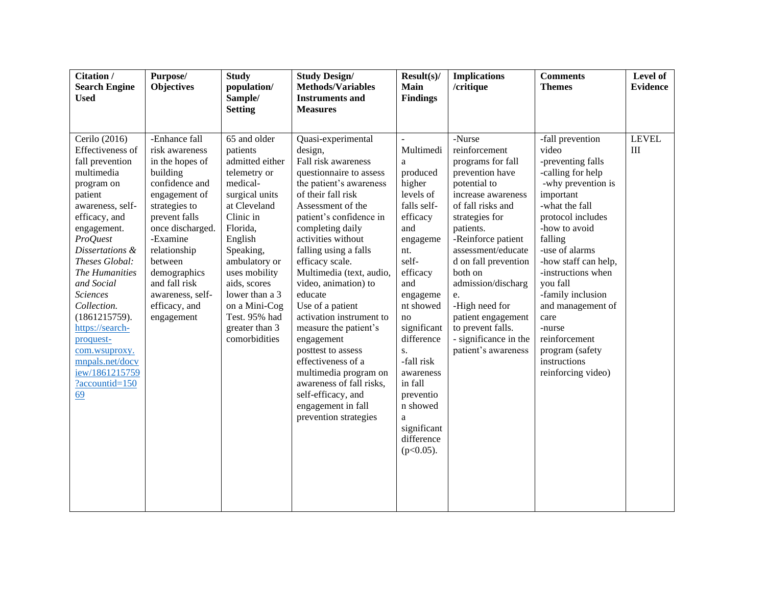| Citation / Search Engine Used | Purpose/ Objectives | Study population/ Sample/ Setting | Study Design/ Methods/Variables Instruments and Measures | Result(s)/ Main Findings | Implications /critique | Comments Themes | Level of Evidence |
|---|---|---|---|---|---|---|---|
| Cerilo (2016) Effectiveness of fall prevention multimedia program on patient awareness, self-efficacy, and engagement. *ProQuest Dissertations & Theses Global: The Humanities and Social Sciences Collection.* (1861215759). https://search-proquest-com.wsuproxy.mnpals.net/docview/1861215759?accountid=15069 | -Enhance fall risk awareness in the hopes of building confidence and engagement of strategies to prevent falls once discharged.<br>-Examine relationship between demographics and fall risk awareness, self-efficacy, and engagement | 65 and older patients admitted either telemetry or medical-surgical units at Cleveland Clinic in Florida, English Speaking, ambulatory or uses mobility aids, scores lower than a 3 on a Mini-Cog Test. 95% had greater than 3 comorbidities | Quasi-experimental design,<br>Fall risk awareness questionnaire to assess the patient's awareness of their fall risk<br>Assessment of the patient's confidence in completing daily activities without falling using a falls efficacy scale.<br>Multimedia (text, audio, video, animation) to educate<br>Use of a patient activation instrument to measure the patient's engagement<br>posttest to assess effectiveness of a multimedia program on awareness of fall risks, self-efficacy, and engagement in fall prevention strategies | -Multimedia produced higher levels of falls self-efficacy and engagement.<br>self-efficacy and engagement showed no significant differences.<br>-fall risk awareness in fall prevention showed a significant difference ($p<0.05$). | -Nurse reinforcement programs for fall prevention have potential to increase awareness of fall risks and strategies for patients.<br>-Reinforce patient assessment/educated on fall prevention both on admission/discharge.<br>-High need for patient engagement to prevent falls.<br>- significance in the patient's awareness | -fall prevention video<br>-preventing falls<br>-calling for help<br>-why prevention is important<br>-what the fall protocol includes<br>-how to avoid falling<br>-use of alarms<br>-how staff can help,<br>-instructions when you fall<br>-family inclusion and management of care<br>-nurse reinforcement program (safety instructions reinforcing video) | LEVEL III |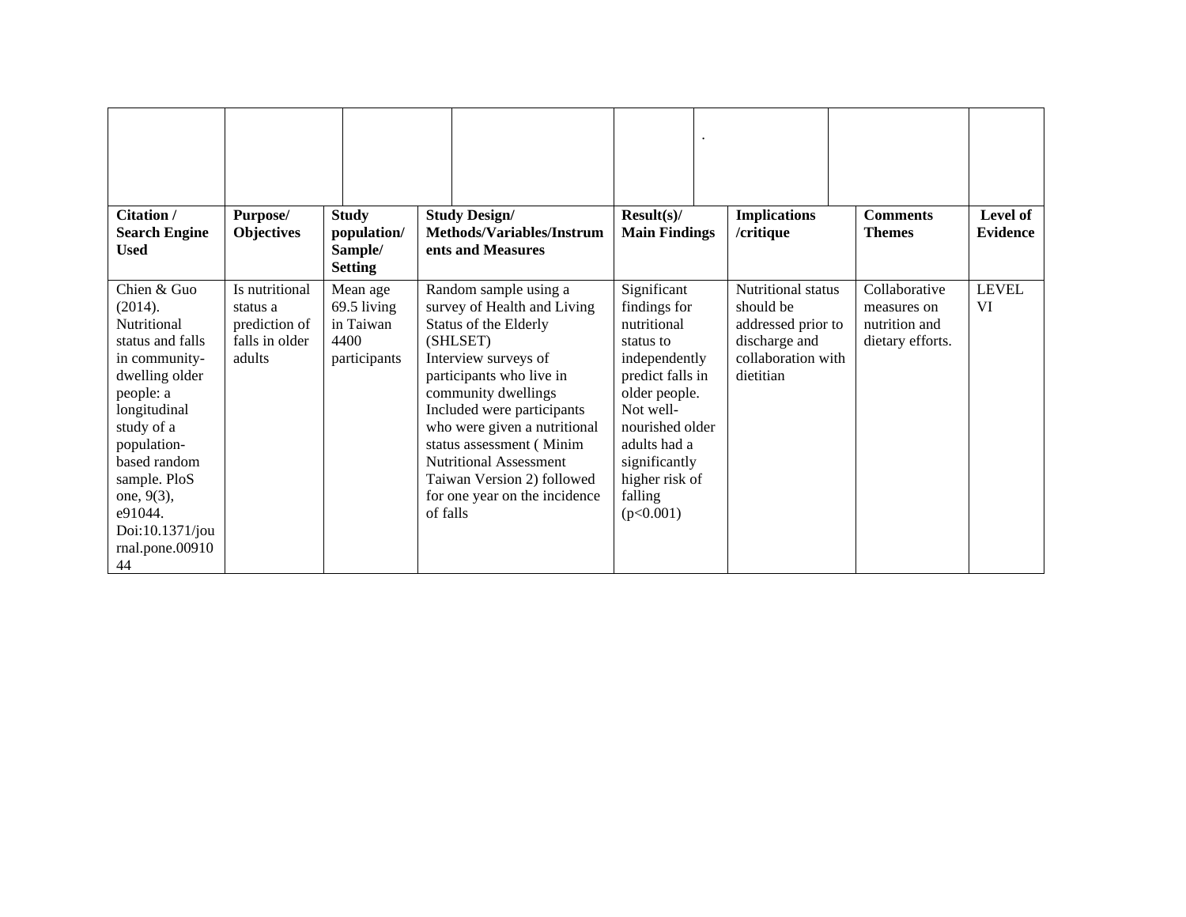| Citation / Search Engine Used | Purpose/ Objectives | Study population/ Sample/ Setting | Study Design/ Methods/Variables/Instruments and Measures | Result(s)/ Main Findings | Implications /critique | Comments Themes | Level of Evidence |
|---|---|---|---|---|---|---|---|
| Chien & Guo (2014). Nutritional status and falls in community-dwelling older people: a longitudinal study of a population-based random sample. PloS one, 9(3), e91044. Doi:10.1371/journal.pone.0091044 | Is nutritional status a prediction of falls in older adults | Mean age 69.5 living in Taiwan 4400 participants | Random sample using a survey of Health and Living Status of the Elderly (SHLSET) Interview surveys of participants who live in community dwellings Included were participants who were given a nutritional status assessment ( Minim Nutritional Assessment Taiwan Version 2) followed for one year on the incidence of falls | Significant findings for nutritional status to independently predict falls in older people. Not well-nourished older adults had a significantly higher risk of falling ($p<0.001$) | Nutritional status should be addressed prior to discharge and collaboration with dietitian | Collaborative measures on nutrition and dietary efforts. | LEVEL VI |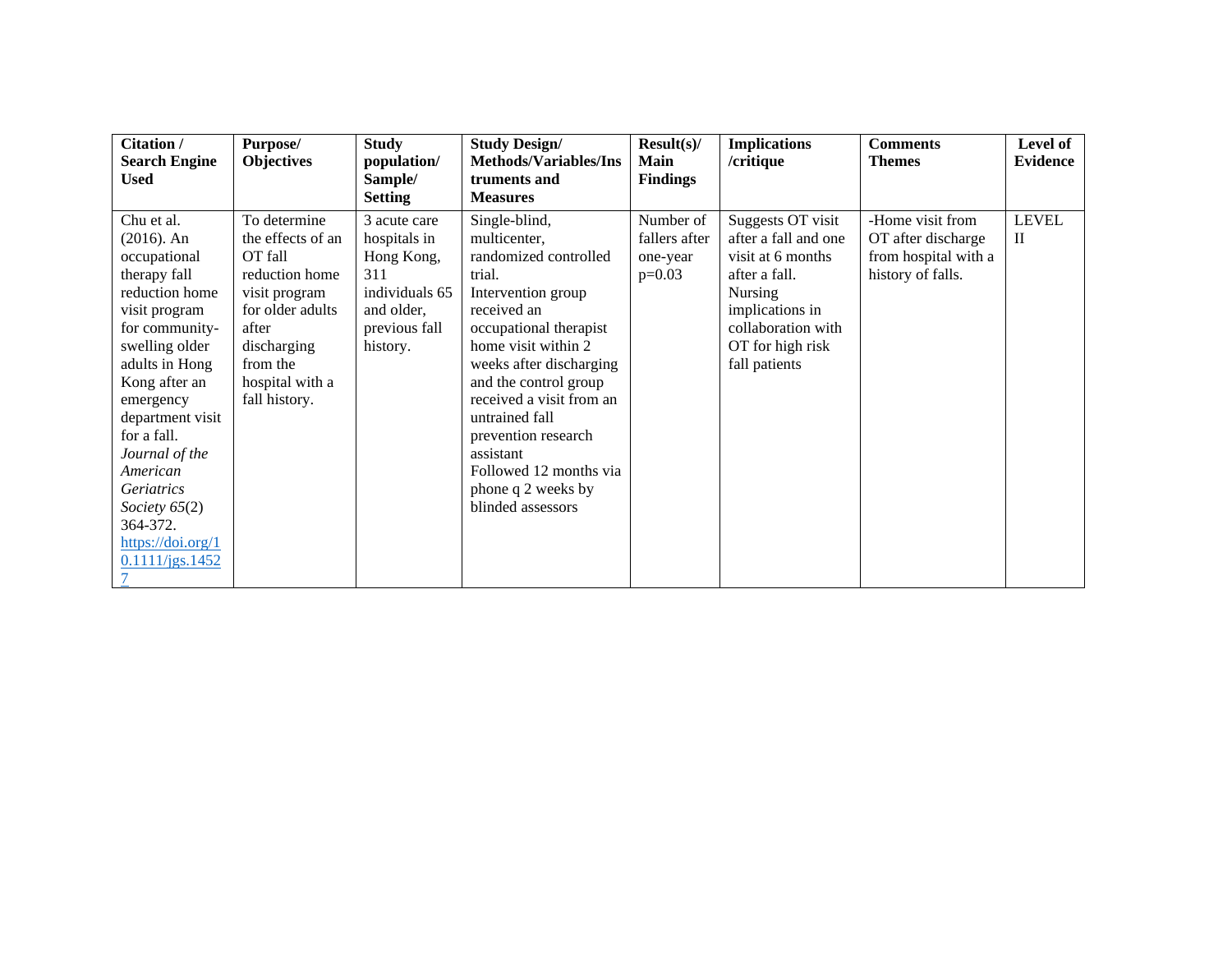| Citation / Search Engine Used | Purpose/ Objectives | Study population/ Sample/ Setting | Study Design/ Methods/Variables/Instruments and Measures | Result(s)/ Main Findings | Implications /critique | Comments Themes | Level of Evidence |
|---|---|---|---|---|---|---|---|
| Chu et al. (2016). An occupational therapy fall reduction home visit program for community-swelling older adults in Hong Kong after an emergency department visit for a fall. *Journal of the American Geriatrics Society 65*(2) 364-372. [https://doi.org/10.1111/jgs.14527](https://doi.org/10.1111/jgs.14527) | To determine the effects of an OT fall reduction home visit program for older adults after discharging from the hospital with a fall history. | 3 acute care hospitals in Hong Kong, 311 individuals 65 and older, previous fall history. | Single-blind, multicenter, randomized controlled trial. Intervention group received an occupational therapist home visit within 2 weeks after discharging and the control group received a visit from an untrained fall prevention research assistant Followed 12 months via phone q 2 weeks by blinded assessors | Number of fallers after one-year p=0.03 | Suggests OT visit after a fall and one visit at 6 months after a fall. Nursing implications in collaboration with OT for high risk fall patients | -Home visit from OT after discharge from hospital with a history of falls. | LEVEL II |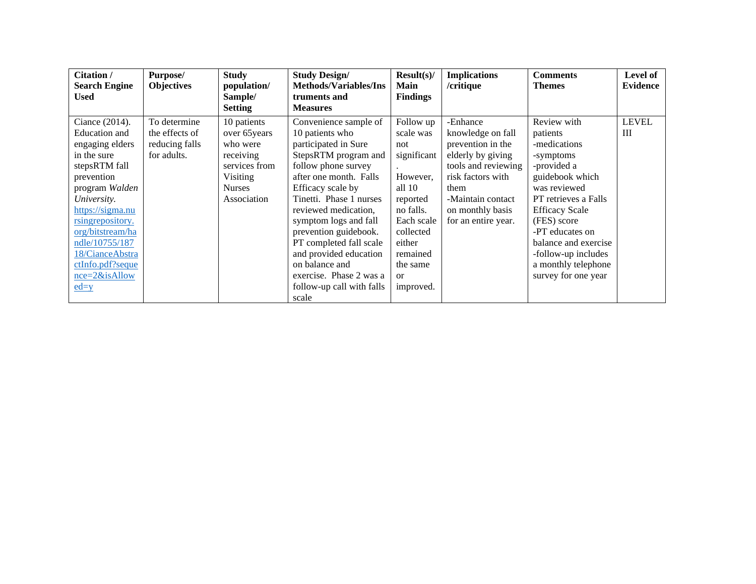| Citation / Search Engine Used | Purpose/ Objectives | Study population/ Sample/ Setting | Study Design/ Methods/Variables/Instruments and Measures | Result(s)/ Main Findings | Implications /critique | Comments Themes | Level of Evidence |
|---|---|---|---|---|---|---|---|
| Ciance (2014). Education and engaging elders in the sure stepsRTM fall prevention program *Walden University.* https://sigma.nursingrepository.org/bitstream/handle/10755/18718/CianceAbstractInfo.pdf?sequence=2&isAllowed=y | To determine the effects of reducing falls for adults. | 10 patients over 65years who were receiving services from Visiting Nurses Association | Convenience sample of 10 patients who participated in Sure StepsRTM program and follow phone survey after one month. Falls Efficacy scale by Tinetti. Phase 1 nurses reviewed medication, symptom logs and fall prevention guidebook. PT completed fall scale and provided education on balance and exercise. Phase 2 was a follow-up call with falls scale | Follow up scale was not significant. However, all 10 reported no falls. Each scale collected either remained the same or improved. | -Enhance knowledge on fall prevention in the elderly by giving tools and reviewing risk factors with them<br>-Maintain contact on monthly basis for an entire year. | Review with patients<br>-medications<br>-symptoms<br>-provided a guidebook which was reviewed<br>PT retrieves a Falls Efficacy Scale (FES) score<br>-PT educates on balance and exercise<br>-follow-up includes a monthly telephone survey for one year | LEVEL III |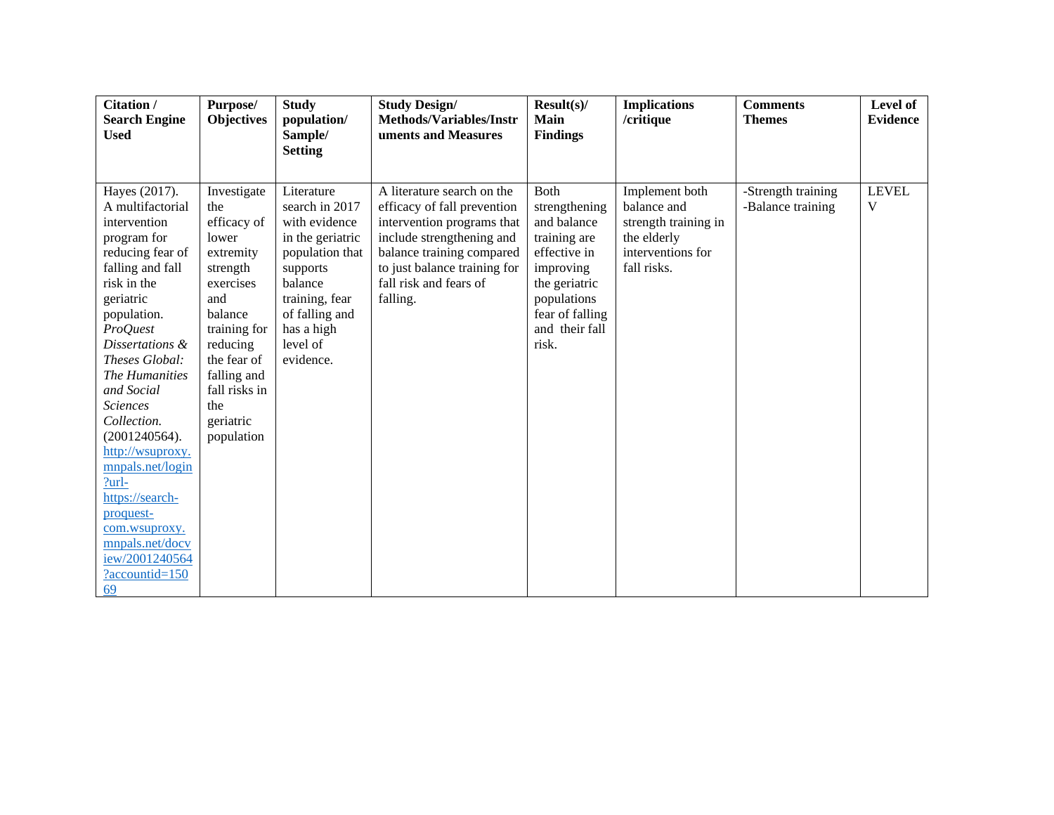| **Citation / Search Engine Used** | **Purpose/ Objectives** | **Study population/ Sample/ Setting** | **Study Design/ Methods/Variables/Instruments and Measures** | **Result(s)/ Main Findings** | **Implications /critique** | **Comments Themes** | **Level of Evidence** |
|---|---|---|---|---|---|---|---|
| Hayes (2017). A multifactorial intervention program for reducing fear of falling and fall risk in the geriatric population. *ProQuest Dissertations & Theses Global: The Humanities and Social Sciences Collection.* (2001240564). [http://wsuproxy.mnpals.net/login?url-https://search-proquest-com.wsuproxy.mnpals.net/docview/2001240564?accountid=15069](http://wsuproxy.mnpals.net/login?url-https://search-proquest-com.wsuproxy.mnpals.net/docview/2001240564?accountid=15069) | Investigate the efficacy of lower extremity strength exercises and balance training for reducing the fear of falling and fall risks in the geriatric population | Literature search in 2017 with evidence in the geriatric population that supports balance training, fear of falling and has a high level of evidence. | A literature search on the efficacy of fall prevention intervention programs that include strengthening and balance training compared to just balance training for fall risk and fears of falling. | Both strengthening and balance training are effective in improving the geriatric populations fear of falling and their fall risk. | Implement both balance and strength training in the elderly interventions for fall risks. | -Strength training<br>-Balance training | LEVEL V |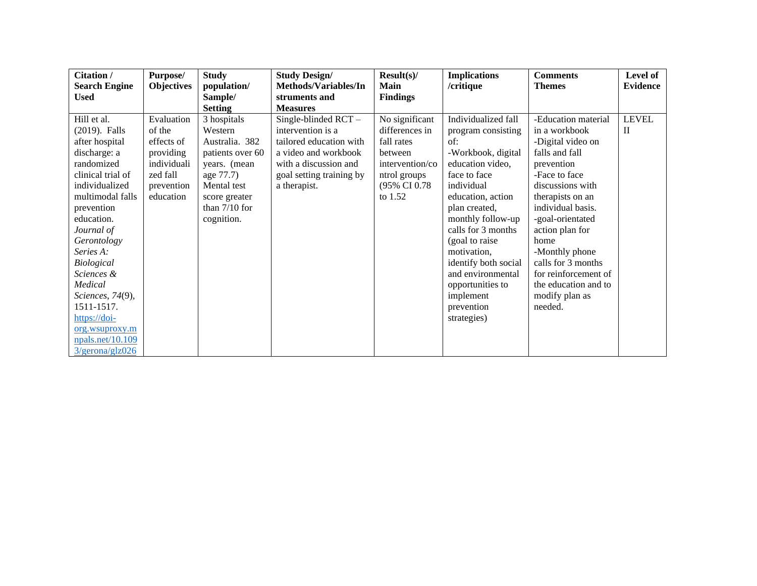| Citation / Search Engine Used | Purpose/ Objectives | Study population/ Sample/ Setting | Study Design/ Methods/Variables/Instruments and Measures | Result(s)/ Main Findings | Implications /critique | Comments Themes | Level of Evidence |
|---|---|---|---|---|---|---|---|
| Hill et al. (2019). Falls after hospital discharge: a randomized clinical trial of individualized multimodal falls prevention education. *Journal of Gerontology Series A: Biological Sciences & Medical Sciences, 74*(9), 1511-1517. [https://doi-org.wsuproxy.mnpals.net/10.1093/gerona/glz026](https://doi-org.wsuproxy.mnpals.net/10.1093/gerona/glz026) | Evaluation of the effects of providing individualized fall prevention education | 3 hospitals Western Australia. 382 patients over 60 years. (mean age 77.7) Mental test score greater than 7/10 for cognition. | Single-blinded RCT – intervention is a tailored education with a video and workbook with a discussion and goal setting training by a therapist. | No significant differences in fall rates between intervention/control groups (95% CI 0.78 to 1.52 | Individualized fall program consisting of:<br>-Workbook, digital education video, face to face individual education, action plan created, monthly follow-up calls for 3 months (goal to raise motivation, identify both social and environmental opportunities to implement prevention strategies) | -Education material in a workbook<br>-Digital video on falls and fall prevention<br>-Face to face discussions with therapists on an individual basis.<br>-goal-orientated action plan for home<br>-Monthly phone calls for 3 months for reinforcement of the education and to modify plan as needed. | LEVEL II |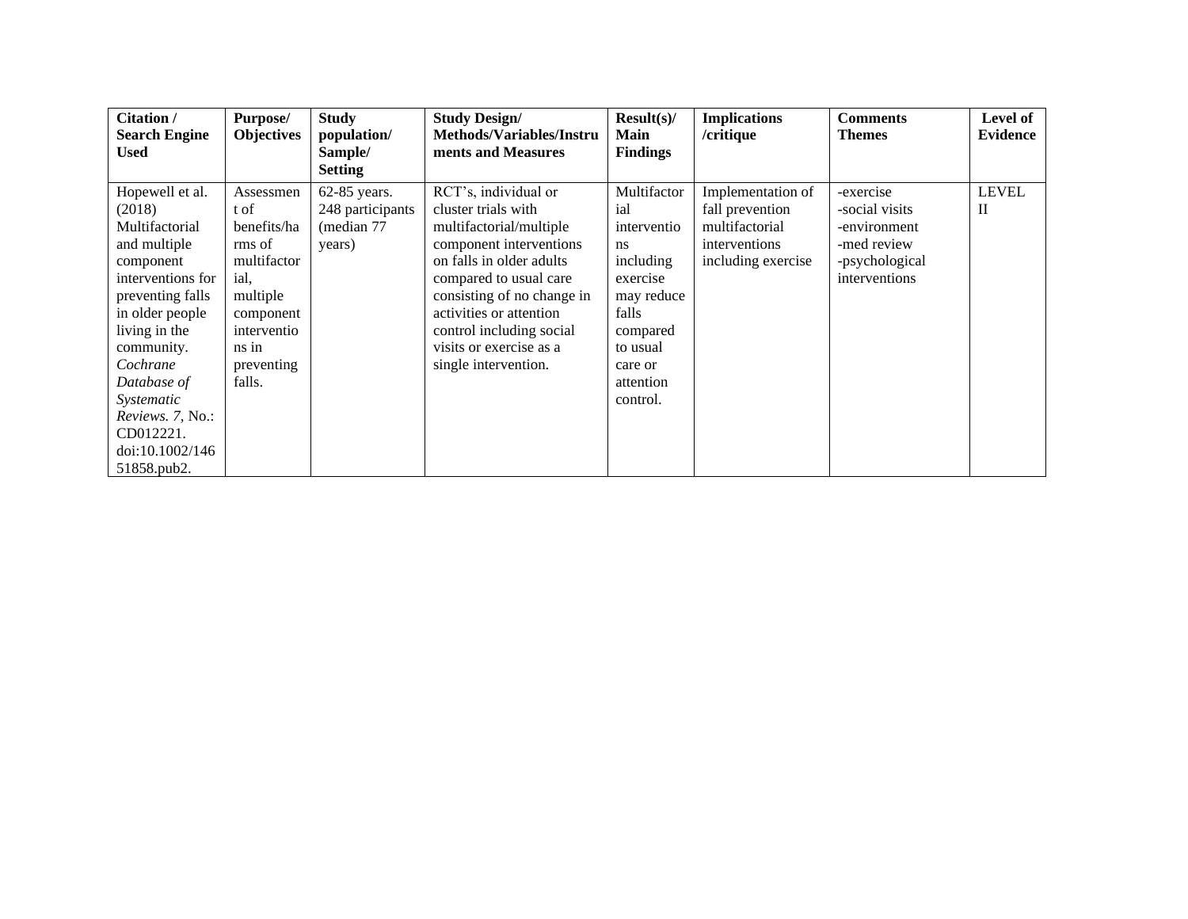| **Citation / Search Engine Used** | **Purpose/ Objectives** | **Study population/ Sample/ Setting** | **Study Design/ Methods/Variables/Instruments and Measures** | **Result(s)/ Main Findings** | **Implications /critique** | **Comments Themes** | **Level of Evidence** |
|---|---|---|---|---|---|---|---|
| Hopewell et al. (2018) Multifactorial and multiple component interventions for preventing falls in older people living in the community. *Cochrane Database of Systematic Reviews. 7,* No.: CD012221. doi:10.1002/14651858.pub2. | Assessment of benefits/harms of multifactorial, multiple component interventions in preventing falls. | 62-85 years. 248 participants (median 77 years) | RCT's, individual or cluster trials with multifactorial/multiple component interventions on falls in older adults compared to usual care consisting of no change in activities or attention control including social visits or exercise as a single intervention. | Multifactorial interventions including exercise may reduce falls compared to usual care or attention control. | Implementation of fall prevention multifactorial interventions including exercise | -exercise<br>-social visits<br>-environment<br>-med review<br>-psychological interventions | LEVEL II |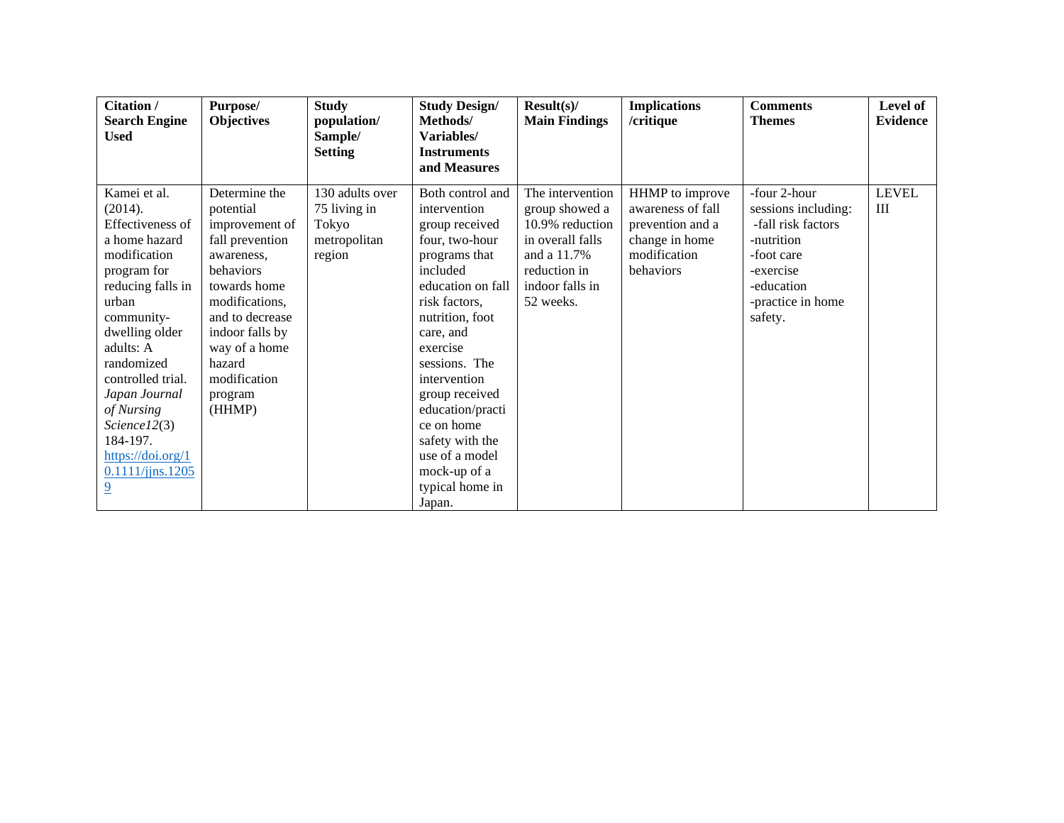| **Citation / Search Engine Used** | **Purpose/ Objectives** | **Study population/ Sample/ Setting** | **Study Design/ Methods/ Variables/ Instruments and Measures** | **Result(s)/ Main Findings** | **Implications /critique** | **Comments Themes** | **Level of Evidence** |
|---|---|---|---|---|---|---|---|
| Kamei et al. (2014). Effectiveness of a home hazard modification program for reducing falls in urban community-dwelling older adults: A randomized controlled trial. *Japan Journal of Nursing Science*12(3) 184-197. [https://doi.org/10.1111/jjns.12059](https://doi.org/10.1111/jjns.12059) | Determine the potential improvement of fall prevention awareness, behaviors towards home modifications, and to decrease indoor falls by way of a home hazard modification program (HHMP) | 130 adults over 75 living in Tokyo metropolitan region | Both control and intervention group received four, two-hour programs that included education on fall risk factors, nutrition, foot care, and exercise sessions. The intervention group received education/practice on home safety with the use of a model mock-up of a typical home in Japan. | The intervention group showed a 10.9% reduction in overall falls and a 11.7% reduction in indoor falls in 52 weeks. | HHMP to improve awareness of fall prevention and a change in home modification behaviors | -four 2-hour sessions including: -fall risk factors -nutrition -foot care -exercise -education -practice in home safety. | LEVEL III |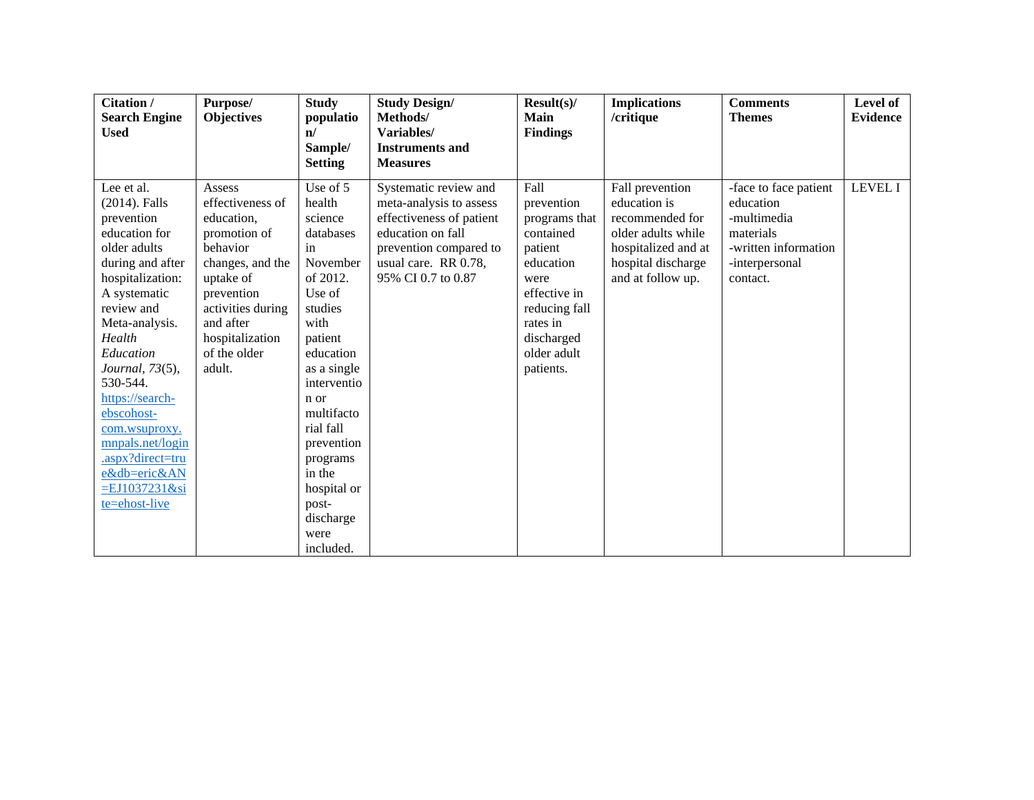| Citation / Search Engine Used | Purpose/ Objectives | Study population/ Sample/ Setting | Study Design/ Methods/ Variables/ Instruments and Measures | Result(s)/ Main Findings | Implications /critique | Comments Themes | Level of Evidence |
|---|---|---|---|---|---|---|---|
| Lee et al. (2014). Falls prevention education for older adults during and after hospitalization: A systematic review and Meta-analysis. *Health Education Journal, 73*(5), 530-544. https://search-ebscohost-com.wsuproxy.mnpals.net/login.aspx?direct=true&db=eric&AN=EJ1037231&site=ehost-live | Assess effectiveness of education, promotion of behavior changes, and the uptake of prevention activities during and after hospitalization of the older adult. | Use of 5 health science databases in November of 2012. Use of studies with patient education as a single intervention or multifactorial fall prevention programs in the hospital or post-discharge were included. | Systematic review and meta-analysis to assess effectiveness of patient education on fall prevention compared to usual care. RR 0.78, 95% CI 0.7 to 0.87 | Fall prevention programs that contained patient education were effective in reducing fall rates in discharged older adult patients. | Fall prevention education is recommended for older adults while hospitalized and at hospital discharge and at follow up. | -face to face patient education<br>-multimedia materials<br>-written information<br>-interpersonal contact. | LEVEL I |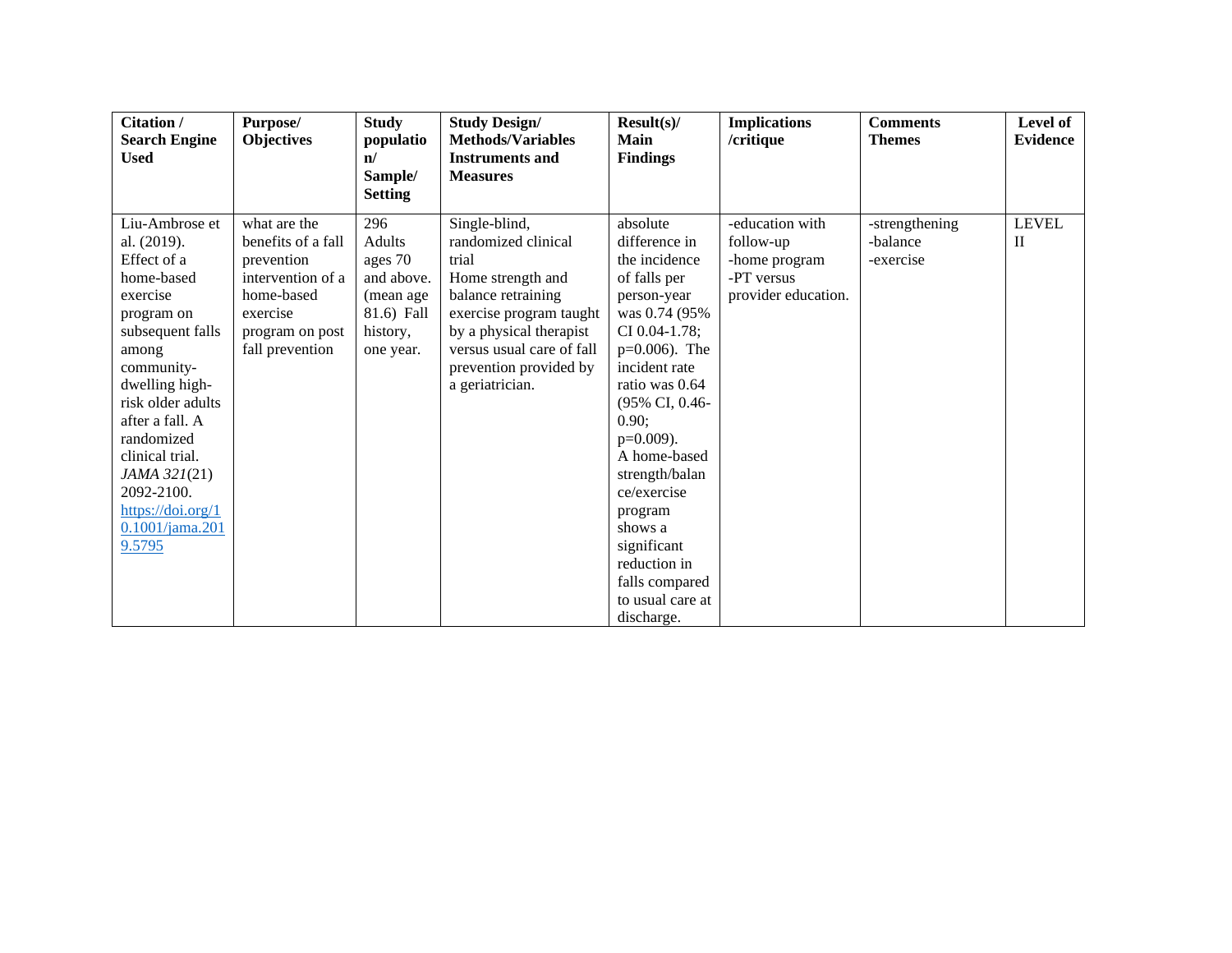| **Citation / Search Engine Used** | **Purpose/ Objectives** | **Study population/ Sample/ Setting** | **Study Design/ Methods/Variables Instruments and Measures** | **Result(s)/ Main Findings** | **Implications /critique** | **Comments Themes** | **Level of Evidence** |
|---|---|---|---|---|---|---|---|
| Liu-Ambrose et al. (2019). Effect of a home-based exercise program on subsequent falls among community-dwelling high-risk older adults after a fall. A randomized clinical trial. *JAMA 321*(21) 2092-2100. [https://doi.org/10.1001/jama.2019.5795](https://doi.org/10.1001/jama.2019.5795) | what are the benefits of a fall prevention intervention of a home-based exercise program on post fall prevention | 296 Adults ages 70 and above. (mean age 81.6) Fall history, one year. | Single-blind, randomized clinical trial Home strength and balance retraining exercise program taught by a physical therapist versus usual care of fall prevention provided by a geriatrician. | absolute difference in the incidence of falls per person-year was 0.74 (95% CI 0.04-1.78; p=0.006). The incident rate ratio was 0.64 (95% CI, 0.46-0.90; p=0.009). A home-based strength/balance/exercise program shows a significant reduction in falls compared to usual care at discharge. | -education with follow-up<br>-home program<br>-PT versus provider education. | -strengthening<br>-balance<br>-exercise | LEVEL II |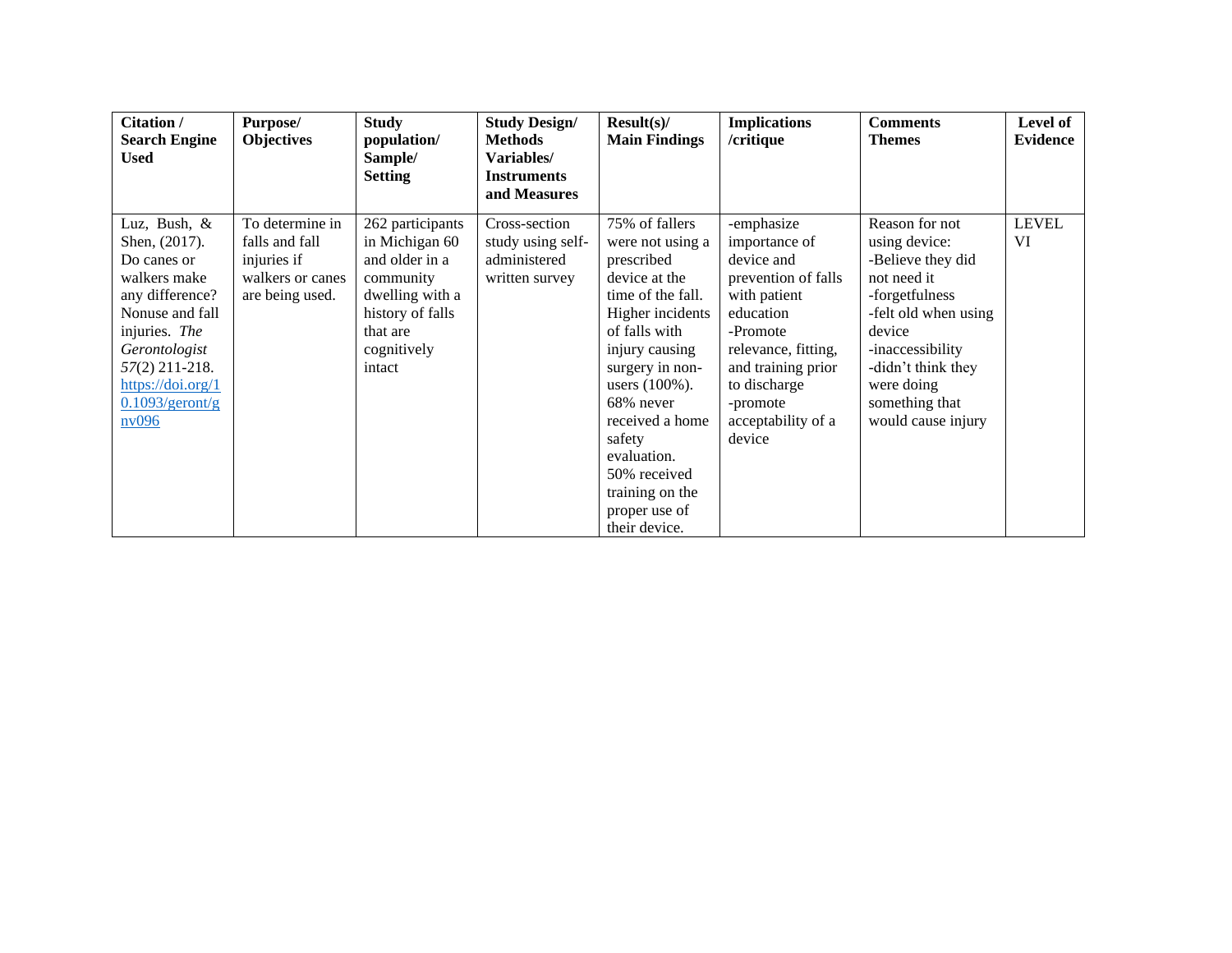| **Citation / Search Engine Used** | **Purpose/ Objectives** | **Study population/ Sample/ Setting** | **Study Design/ Methods Variables/ Instruments and Measures** | **Result(s)/ Main Findings** | **Implications /critique** | **Comments Themes** | **Level of Evidence** |
|---|---|---|---|---|---|---|---|
| Luz, Bush, & Shen, (2017). Do canes or walkers make any difference? Nonuse and fall injuries. *The Gerontologist 57*(2) 211-218. https://doi.org/10.1093/geront/gnv096 | To determine in falls and fall injuries if walkers or canes are being used. | 262 participants in Michigan 60 and older in a community dwelling with a history of falls that are cognitively intact | Cross-section study using self-administered written survey | 75% of fallers were not using a prescribed device at the time of the fall. Higher incidents of falls with injury causing surgery in non-users (100%). 68% never received a home safety evaluation. 50% received training on the proper use of their device. | -emphasize importance of device and prevention of falls with patient education<br>-Promote relevance, fitting, and training prior to discharge<br>-promote acceptability of a device | Reason for not using device:<br>-Believe they did not need it<br>-forgetfulness<br>-felt old when using device<br>-inaccessibility<br>-didn't think they were doing something that would cause injury | LEVEL VI |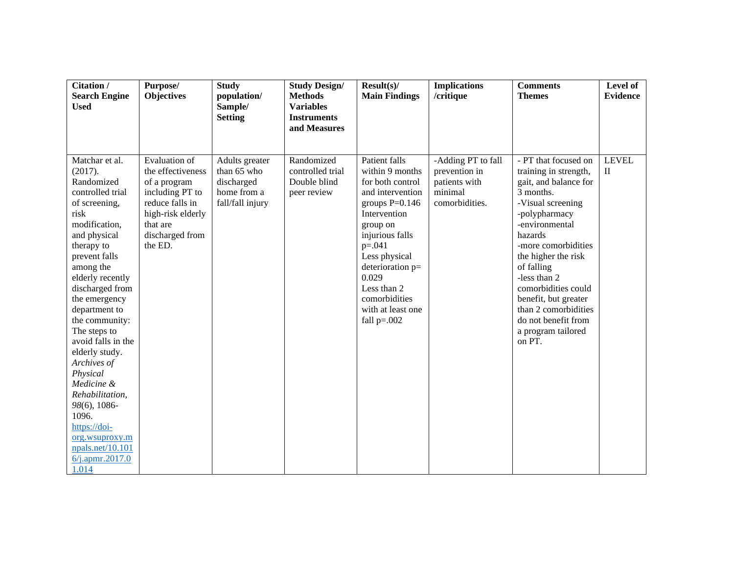| Citation / Search Engine Used | Purpose/ Objectives | Study population/ Sample/ Setting | Study Design/ Methods Variables Instruments and Measures | Result(s)/ Main Findings | Implications /critique | Comments Themes | Level of Evidence |
|---|---|---|---|---|---|---|---|
| Matchar et al. (2017). Randomized controlled trial of screening, risk modification, and physical therapy to prevent falls among the elderly recently discharged from the emergency department to the community: The steps to avoid falls in the elderly study. *Archives of Physical Medicine & Rehabilitation, 98*(6), 1086-1096. [https://doi-org.wsuproxy.mnpals.net/10.1016/j.apmr.2017.01.014](https://doi-org.wsuproxy.mnpals.net/10.1016/j.apmr.2017.01.014) | Evaluation of the effectiveness of a program including PT to reduce falls in high-risk elderly that are discharged from the ED. | Adults greater than 65 who discharged home from a fall/fall injury | Randomized controlled trial Double blind peer review | Patient falls within 9 months for both control and intervention groups P=0.146 Intervention group on injurious falls p=.041 Less physical deterioration p= 0.029 Less than 2 comorbidities with at least one fall p=.002 | -Adding PT to fall prevention in patients with minimal comorbidities. | - PT that focused on training in strength, gait, and balance for 3 months. -Visual screening -polypharmacy -environmental hazards -more comorbidities the higher the risk of falling -less than 2 comorbidities could benefit, but greater than 2 comorbidities do not benefit from a program tailored on PT. | LEVEL II |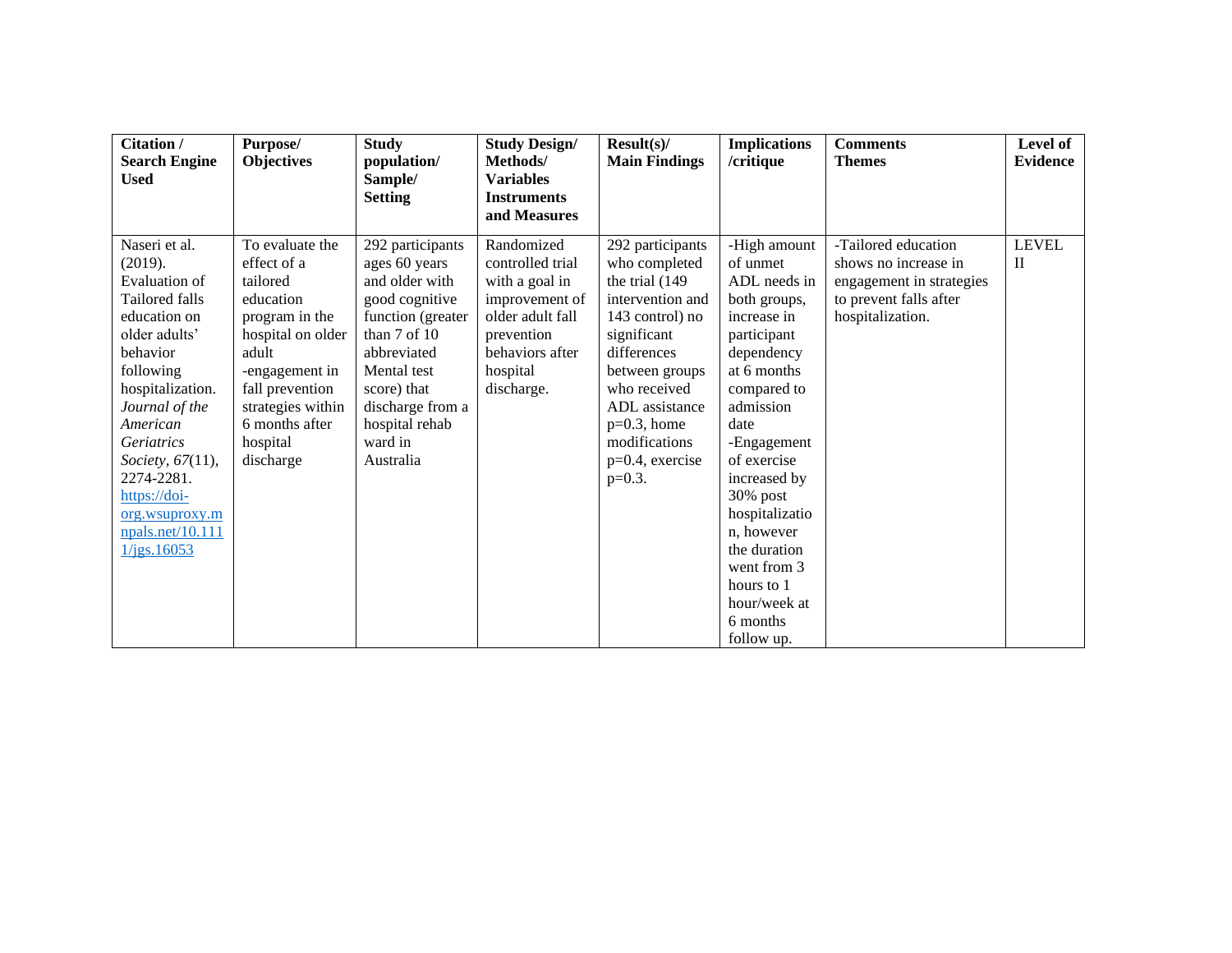| **Citation / Search Engine Used** | **Purpose/ Objectives** | **Study population/ Sample/ Setting** | **Study Design/ Methods/ Variables Instruments and Measures** | **Result(s)/ Main Findings** | **Implications /critique** | **Comments Themes** | **Level of Evidence** |
|---|---|---|---|---|---|---|---|
| Naseri et al. (2019). Evaluation of Tailored falls education on older adults' behavior following hospitalization. *Journal of the American Geriatrics Society, 67*(11), 2274-2281. [https://doi-org.wsuproxy.mnpals.net/10.1111/jgs.16053](https://doi-org.wsuproxy.mnpals.net/10.1111/jgs.16053) | To evaluate the effect of a tailored education program in the hospital on older adult -engagement in fall prevention strategies within 6 months after hospital discharge | 292 participants ages 60 years and older with good cognitive function (greater than 7 of 10 abbreviated Mental test score) that discharge from a hospital rehab ward in Australia | Randomized controlled trial with a goal in improvement of older adult fall prevention behaviors after hospital discharge. | 292 participants who completed the trial (149 intervention and 143 control) no significant differences between groups who received ADL assistance p=0.3, home modifications p=0.4, exercise p=0.3. | -High amount of unmet ADL needs in both groups, increase in participant dependency at 6 months compared to admission date<br>-Engagement of exercise increased by 30% post hospitalization, however the duration went from 3 hours to 1 hour/week at 6 months follow up. | -Tailored education shows no increase in engagement in strategies to prevent falls after hospitalization. | LEVEL II |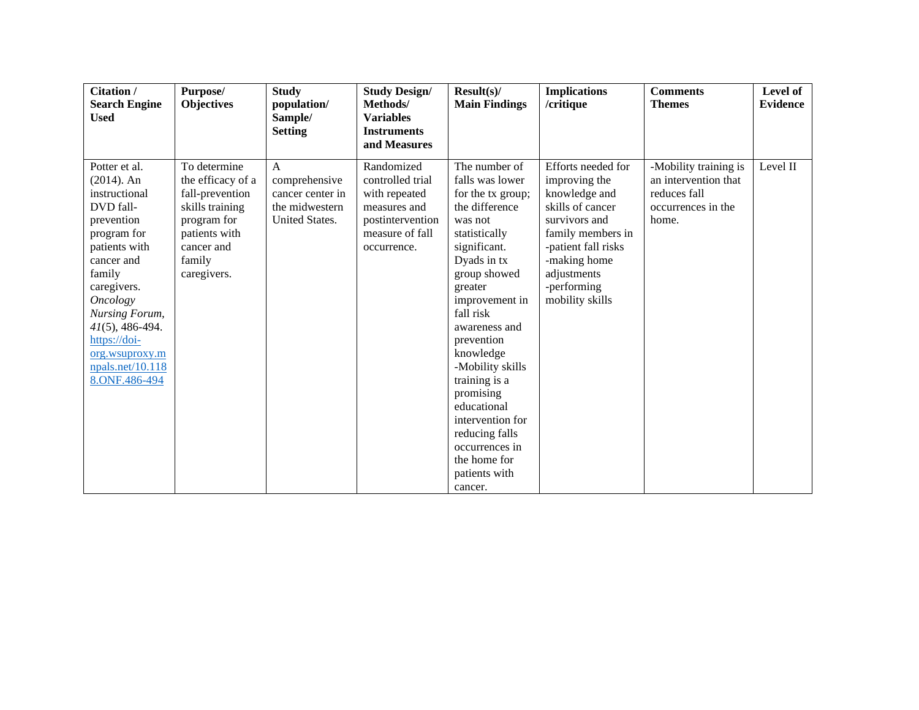| **Citation / Search Engine Used** | **Purpose/ Objectives** | **Study population/ Sample/ Setting** | **Study Design/ Methods/ Variables Instruments and Measures** | **Result(s)/ Main Findings** | **Implications /critique** | **Comments Themes** | **Level of Evidence** |
|---|---|---|---|---|---|---|---|
| Potter et al. (2014). An instructional DVD fall-prevention program for patients with cancer and family caregivers. *Oncology Nursing Forum, 41*(5), 486-494. [https://doi-org.wsuproxy.mnpals.net/10.1188.ONF.486-494](https://doi-org.wsuproxy.mnpals.net/10.1188.ONF.486-494) | To determine the efficacy of a fall-prevention skills training program for patients with cancer and family caregivers. | A comprehensive cancer center in the midwestern United States. | Randomized controlled trial with repeated measures and postintervention measure of fall occurrence. | The number of falls was lower for the tx group; the difference was not statistically significant. Dyads in tx group showed greater improvement in fall risk awareness and prevention knowledge -Mobility skills training is a promising educational intervention for reducing falls occurrences in the home for patients with cancer. | Efforts needed for improving the knowledge and skills of cancer survivors and family members in -patient fall risks -making home adjustments -performing mobility skills | -Mobility training is an intervention that reduces fall occurrences in the home. | Level II |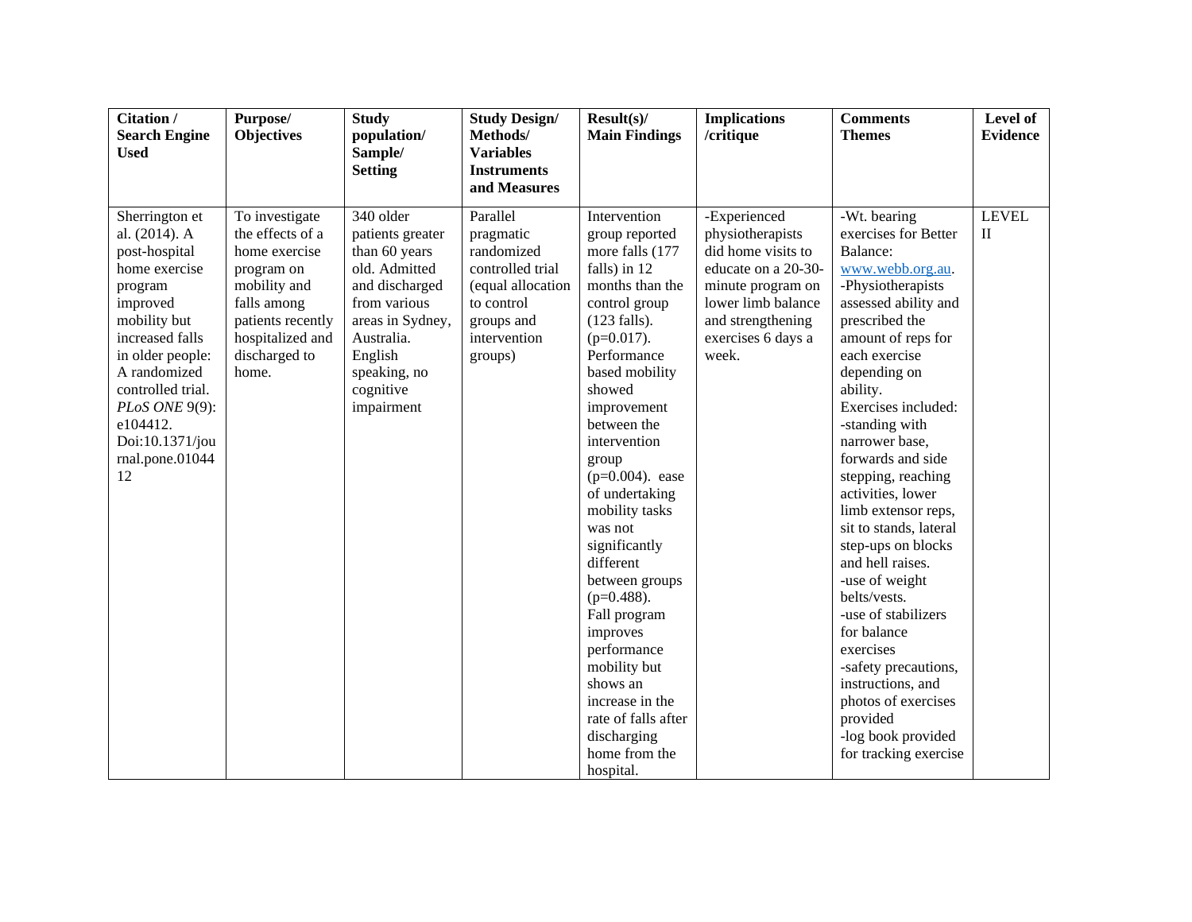| Citation / Search Engine Used | Purpose/ Objectives | Study population/ Sample/ Setting | Study Design/ Methods/ Variables Instruments and Measures | Result(s)/ Main Findings | Implications /critique | Comments Themes | Level of Evidence |
|---|---|---|---|---|---|---|---|
| Sherrington et al. (2014). A post-hospital home exercise program improved mobility but increased falls in older people: A randomized controlled trial. *PLoS ONE* 9(9): e104412. Doi:10.1371/journal.pone.0104412 | To investigate the effects of a home exercise program on mobility and falls among patients recently hospitalized and discharged to home. | 340 older patients greater than 60 years old. Admitted and discharged from various areas in Sydney, Australia. English speaking, no cognitive impairment | Parallel pragmatic randomized controlled trial (equal allocation to control groups and intervention groups) | Intervention group reported more falls (177 falls) in 12 months than the control group (123 falls). ($p=0.017$). Performance based mobility showed improvement between the intervention group ($p=0.004$). ease of undertaking mobility tasks was not significantly different between groups ($p=0.488$). Fall program improves performance mobility but shows an increase in the rate of falls after discharging home from the hospital. | -Experienced physiotherapists did home visits to educate on a 20-30-minute program on lower limb balance and strengthening exercises 6 days a week. | -Wt. bearing exercises for Better Balance: www.webb.org.au. -Physiotherapists assessed ability and prescribed the amount of reps for each exercise depending on ability. Exercises included: -standing with narrower base, forwards and side stepping, reaching activities, lower limb extensor reps, sit to stands, lateral step-ups on blocks and hell raises. -use of weight belts/vests. -use of stabilizers for balance exercises -safety precautions, instructions, and photos of exercises provided -log book provided for tracking exercise | LEVEL II |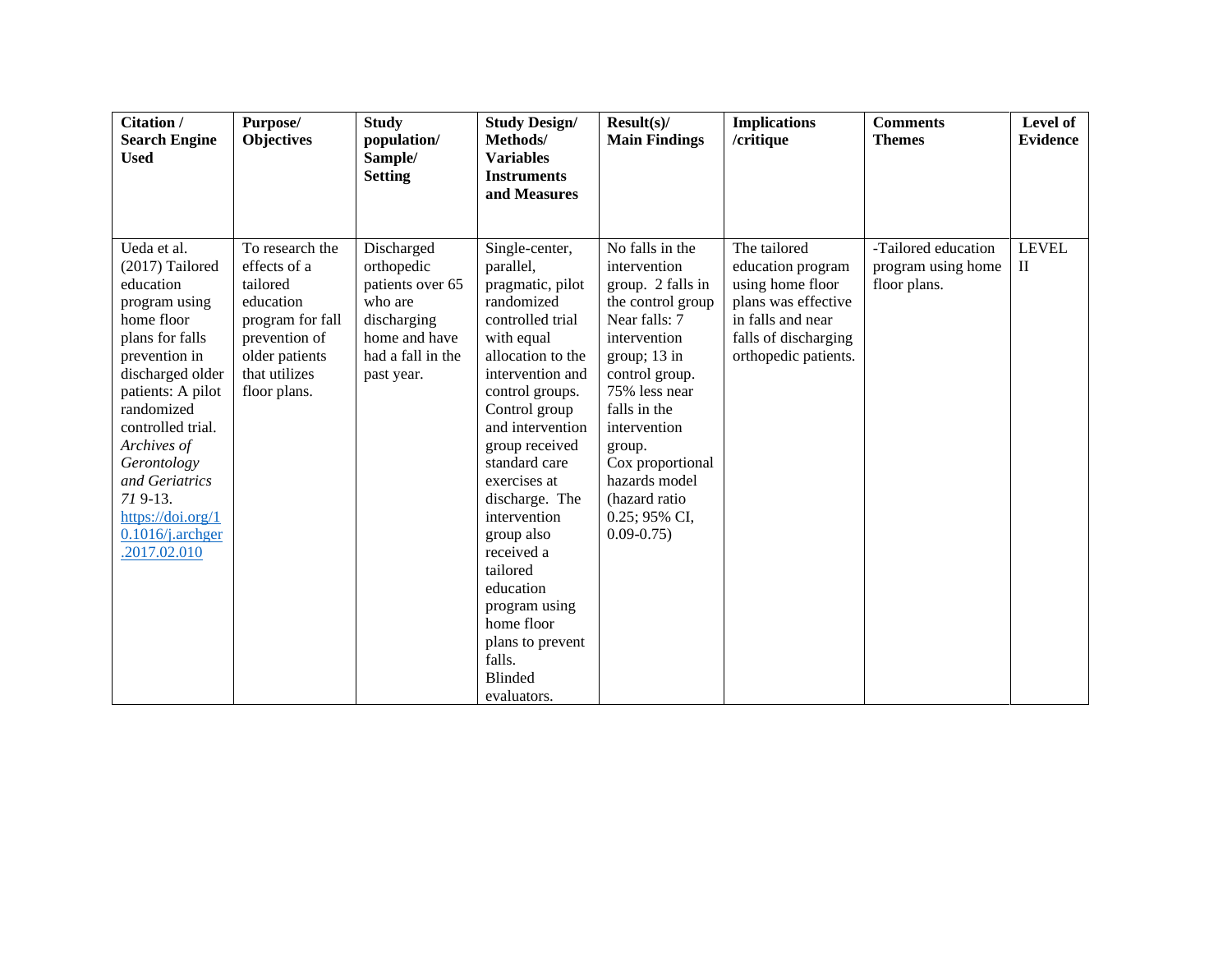| Citation / Search Engine Used | Purpose/ Objectives | Study population/ Sample/ Setting | Study Design/ Methods/ Variables Instruments and Measures | Result(s)/ Main Findings | Implications /critique | Comments Themes | Level of Evidence |
|---|---|---|---|---|---|---|---|
| Ueda et al. (2017) Tailored education program using home floor plans for falls prevention in discharged older patients: A pilot randomized controlled trial. *Archives of Gerontology and Geriatrics 71* 9-13. [https://doi.org/10.1016/j.archger.2017.02.010](https://doi.org/10.1016/j.archger.2017.02.010) | To research the effects of a tailored education program for fall prevention of older patients that utilizes floor plans. | Discharged orthopedic patients over 65 who are discharging home and have had a fall in the past year. | Single-center, parallel, pragmatic, pilot randomized controlled trial with equal allocation to the intervention and control groups. Control group and intervention group received standard care exercises at discharge. The intervention group also received a tailored education program using home floor plans to prevent falls. Blinded evaluators. | No falls in the intervention group. 2 falls in the control group Near falls: 7 intervention group; 13 in control group. 75% less near falls in the intervention group. Cox proportional hazards model (hazard ratio 0.25; 95% CI, 0.09-0.75) | The tailored education program using home floor plans was effective in falls and near falls of discharging orthopedic patients. | -Tailored education program using home floor plans. | LEVEL II |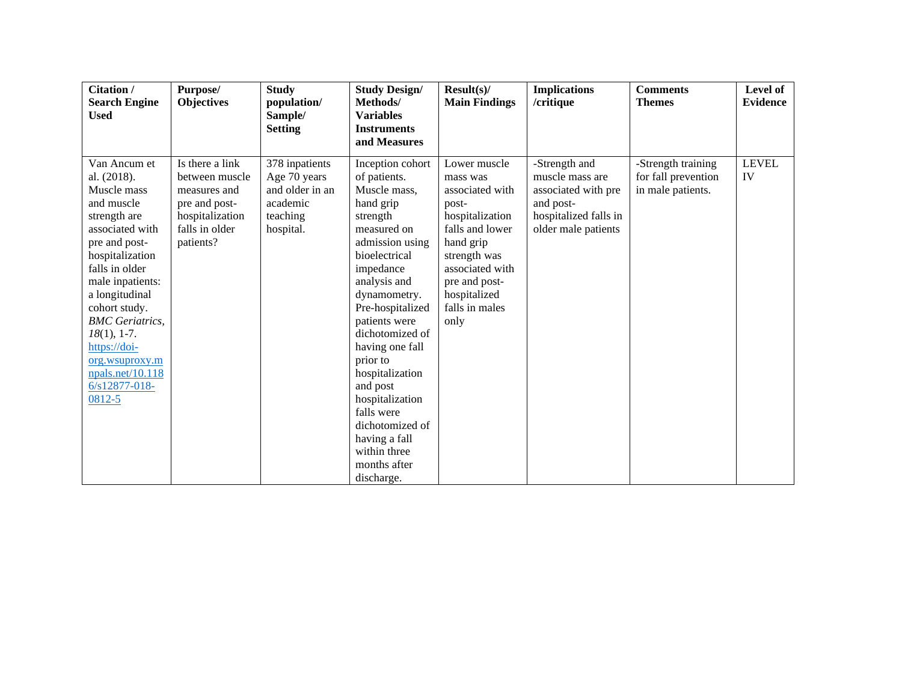| Citation / Search Engine Used | Purpose/ Objectives | Study population/ Sample/ Setting | Study Design/ Methods/ Variables Instruments and Measures | Result(s)/ Main Findings | Implications /critique | Comments Themes | Level of Evidence |
|---|---|---|---|---|---|---|---|
| Van Ancum et al. (2018). Muscle mass and muscle strength are associated with pre and post-hospitalization falls in older male inpatients: a longitudinal cohort study. *BMC Geriatrics*, *18*(1), 1-7. https://doi-org.wsuproxy.mnpals.net/10.1186/s12877-018-0812-5 | Is there a link between muscle measures and pre and post-hospitalization falls in older patients? | 378 inpatients Age 70 years and older in an academic teaching hospital. | Inception cohort of patients. Muscle mass, hand grip strength measured on admission using bioelectrical impedance analysis and dynamometry. Pre-hospitalized patients were dichotomized of having one fall prior to hospitalization and post hospitalization falls were dichotomized of having a fall within three months after discharge. | Lower muscle mass was associated with post-hospitalization falls and lower hand grip strength was associated with pre and post-hospitalized falls in males only | -Strength and muscle mass are associated with pre and post-hospitalized falls in older male patients | -Strength training for fall prevention in male patients. | LEVEL IV |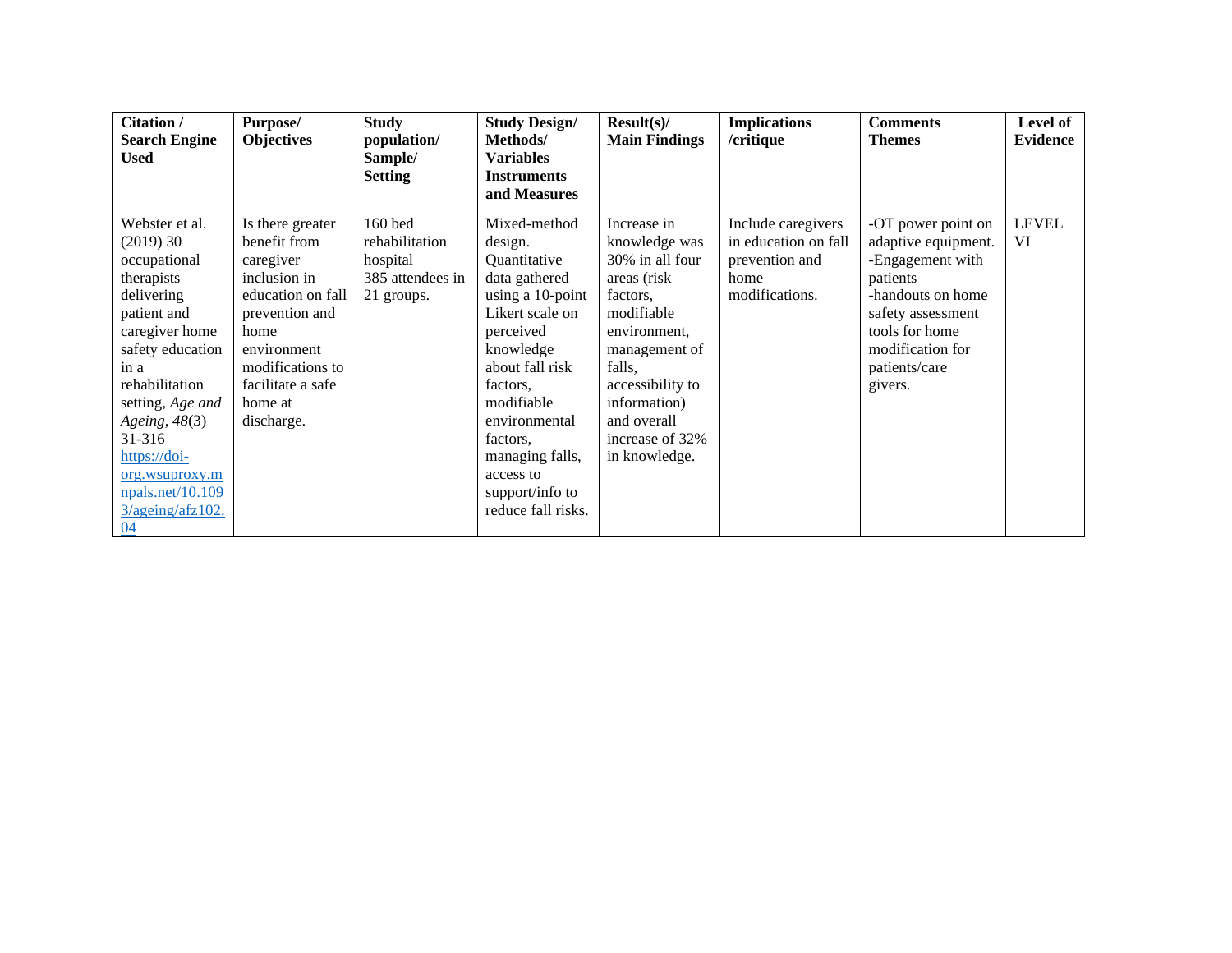| Citation / Search Engine Used | Purpose/ Objectives | Study population/ Sample/ Setting | Study Design/ Methods/ Variables Instruments and Measures | Result(s)/ Main Findings | Implications /critique | Comments Themes | Level of Evidence |
|---|---|---|---|---|---|---|---|
| Webster et al. (2019) 30 occupational therapists delivering patient and caregiver home safety education in a rehabilitation setting, *Age and Ageing*, *48*(3) 31-316 [https://doi-org.wsuproxy.mnpals.net/10.1093/ageing/afz102.04](https://doi-org.wsuproxy.mnpals.net/10.1093/ageing/afz102.04) | Is there greater benefit from caregiver inclusion in education on fall prevention and home environment modifications to facilitate a safe home at discharge. | 160 bed rehabilitation hospital 385 attendees in 21 groups. | Mixed-method design. Quantitative data gathered using a 10-point Likert scale on perceived knowledge about fall risk factors, modifiable environmental factors, managing falls, access to support/info to reduce fall risks. | Increase in knowledge was 30% in all four areas (risk factors, modifiable environment, management of falls, accessibility to information) and overall increase of 32% in knowledge. | Include caregivers in education on fall prevention and home modifications. | -OT power point on adaptive equipment. -Engagement with patients -handouts on home safety assessment tools for home modification for patients/care givers. | LEVEL VI |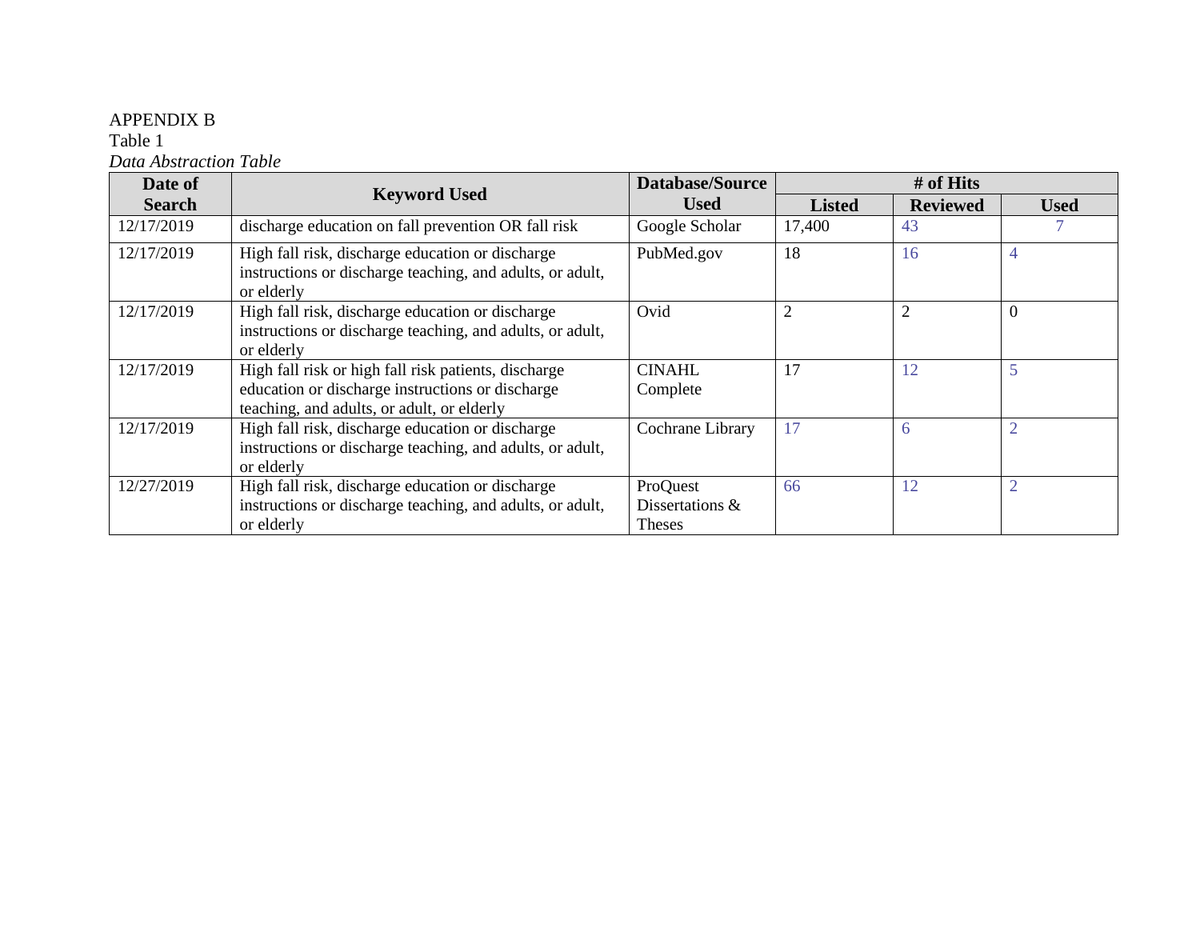APPENDIX B

Table 1

*Data Abstraction Table*

| Date of Search | Keyword Used | Database/Source Used | # of Hits | | |
|---|---|---|---|---|---|
| | | | Listed | Reviewed | Used |
| 12/17/2019 | discharge education on fall prevention OR fall risk | Google Scholar | 17,400 | 43 | 7 |
| 12/17/2019 | High fall risk, discharge education or discharge instructions or discharge teaching, and adults, or adult, or elderly | PubMed.gov | 18 | 16 | 4 |
| 12/17/2019 | High fall risk, discharge education or discharge instructions or discharge teaching, and adults, or adult, or elderly | Ovid | 2 | 2 | 0 |
| 12/17/2019 | High fall risk or high fall risk patients, discharge education or discharge instructions or discharge teaching, and adults, or adult, or elderly | CINAHL Complete | 17 | 12 | 5 |
| 12/17/2019 | High fall risk, discharge education or discharge instructions or discharge teaching, and adults, or adult, or elderly | Cochrane Library | 17 | 6 | 2 |
| 12/27/2019 | High fall risk, discharge education or discharge instructions or discharge teaching, and adults, or adult, or elderly | ProQuest Dissertations & Theses | 66 | 12 | 2 |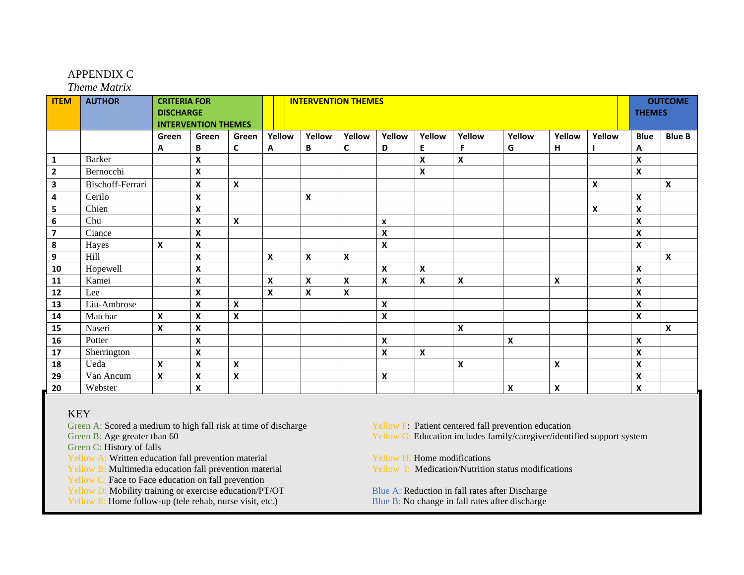APPENDIX C

*Theme Matrix*

| ITEM | AUTHOR | CRITERIA FOR DISCHARGE INTERVENTION THEMES | | | INTERVENTION THEMES | | | | | | | | | OUTCOME THEMES | |
|---|---|---|---|---|---|---|---|---|---|---|---|---|---|---|---|
| | | Green A | Green B | Green C | Yellow A | Yellow B | Yellow C | Yellow D | Yellow E | Yellow F | Yellow G | Yellow H | Yellow I | Blue A | Blue B |
| 1 | Barker | | X | | | | | | X | X | | | | X | |
| 2 | Bernocchi | | X | | | | | | X | | | | | X | |
| 3 | Bischoff-Ferrari | | X | X | | | | | | | | | X | | X |
| 4 | Cerilo | | X | | | X | | | | | | | | X | |
| 5 | Chien | | X | | | | | | | | | | X | X | |
| 6 | Chu | | X | X | | | | x | | | | | | X | |
| 7 | Ciance | | X | | | | | X | | | | | | X | |
| 8 | Hayes | X | X | | | | | X | | | | | | X | |
| 9 | Hill | | X | | X | X | X | | | | | | | | X |
| 10 | Hopewell | | X | | | | | X | X | | | | | X | |
| 11 | Kamei | | X | | X | X | X | X | X | X | | X | | X | |
| 12 | Lee | | X | | X | X | X | | | | | | | X | |
| 13 | Liu-Ambrose | | X | X | | | | X | | | | | | X | |
| 14 | Matchar | X | X | X | | | | X | | | | | | X | |
| 15 | Naseri | X | X | | | | | | | X | | | | | X |
| 16 | Potter | | X | | | | | X | | | X | | | X | |
| 17 | Sherrington | | X | | | | | X | X | | | | | X | |
| 18 | Ueda | X | X | X | | | | | | X | | X | | X | |
| 29 | Van Ancum | X | X | X | | | | X | | | | | | X | |
| 20 | Webster | | X | | | | | | | | X | X | | X | |

KEY

Green A: Scored a medium to high fall risk at time of discharge
Green B: Age greater than 60
Green C: History of falls
Yellow A: Written education fall prevention material
Yellow B: Multimedia education fall prevention material
Yellow C: Face to Face education on fall prevention
Yellow D: Mobility training or exercise education/PT/OT
Yellow E: Home follow-up (tele rehab, nurse visit, etc.)
Yellow F: Patient centered fall prevention education
Yellow G: Education includes family/caregiver/identified support system
Yellow H: Home modifications
Yellow I: Medication/Nutrition status modifications
Blue A: Reduction in fall rates after Discharge
Blue B: No change in fall rates after discharge